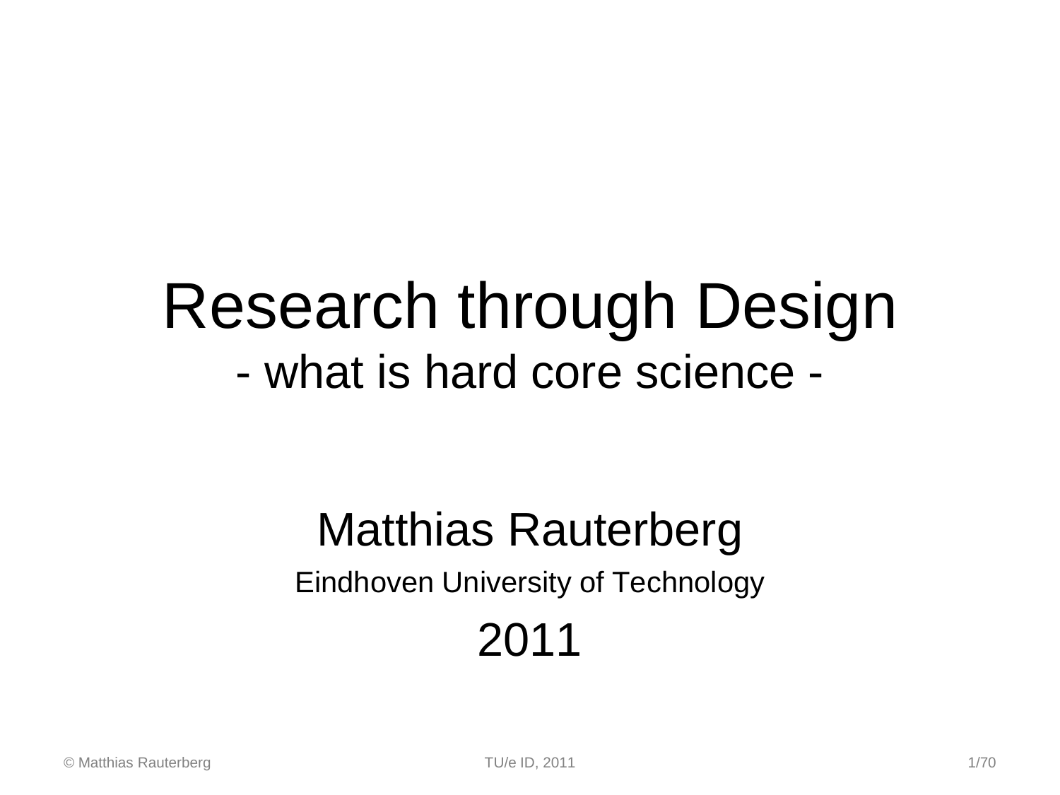# Research through Design

## - what is hard core science -

Matthias Rauterberg

Eindhoven University of Technology

2011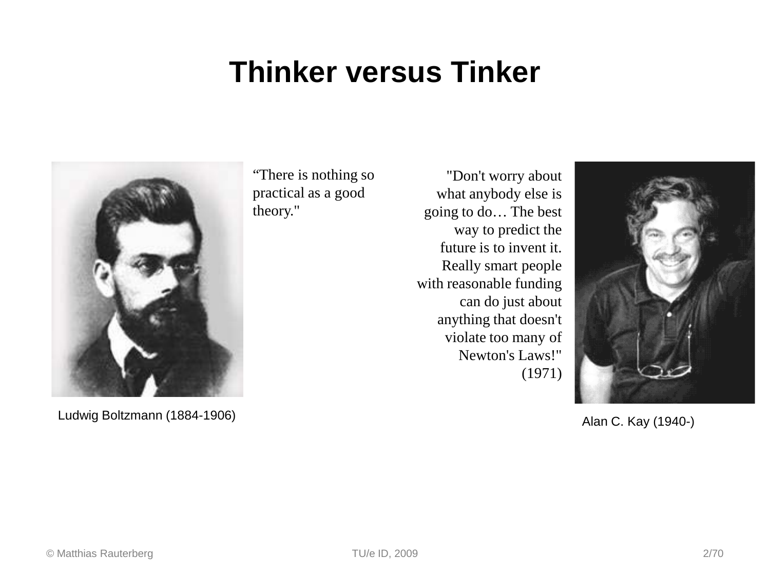# Thinker versus Tinker

"There is nothing so practical as a good theory."

Ludwig Boltzmann (1884-1906)

"Don't worry about what anybody else is going to do… The best way to predict the future is to invent it. Really smart people with reasonable funding can do just about anything that doesn't violate too many of Newton's Laws!" (1971)

Alan C. Kay (1940-)

© Matthias Rauterberg TU/e ID, 2009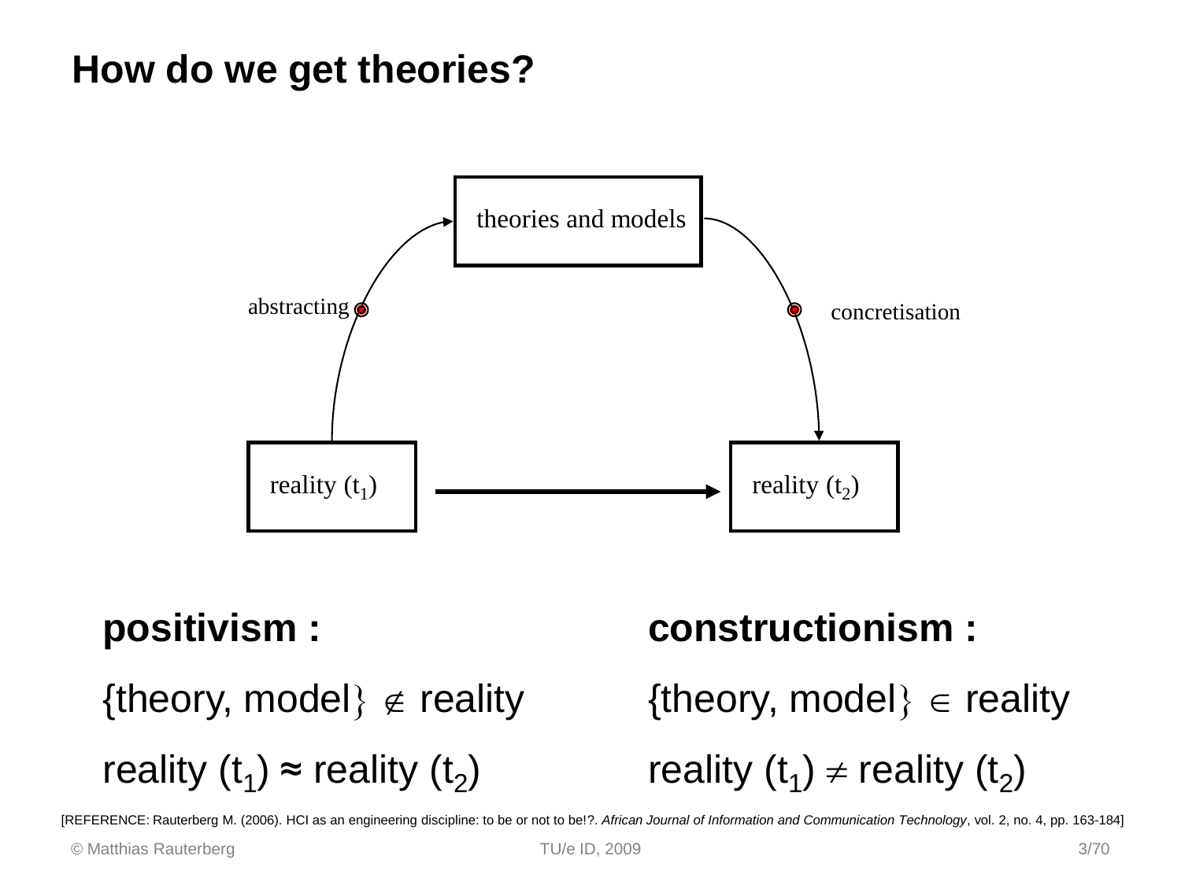# How do we get theories?

theories and models

abstracting

concretisation

reality ($t_1$)

reality ($t_2$)

**positivism :**

{theory, model} $\notin$ reality

reality ($t_1$) ≈ reality ($t_2$)

**constructionism :**

{theory, model} $\in$ reality

reality ($t_1$) $\neq$ reality ($t_2$)

[REFERENCE: Rauterberg M. (2006). HCI as an engineering discipline: to be or not to be!?. *African Journal of Information and Communication Technology*, vol. 2, no. 4, pp. 163-184]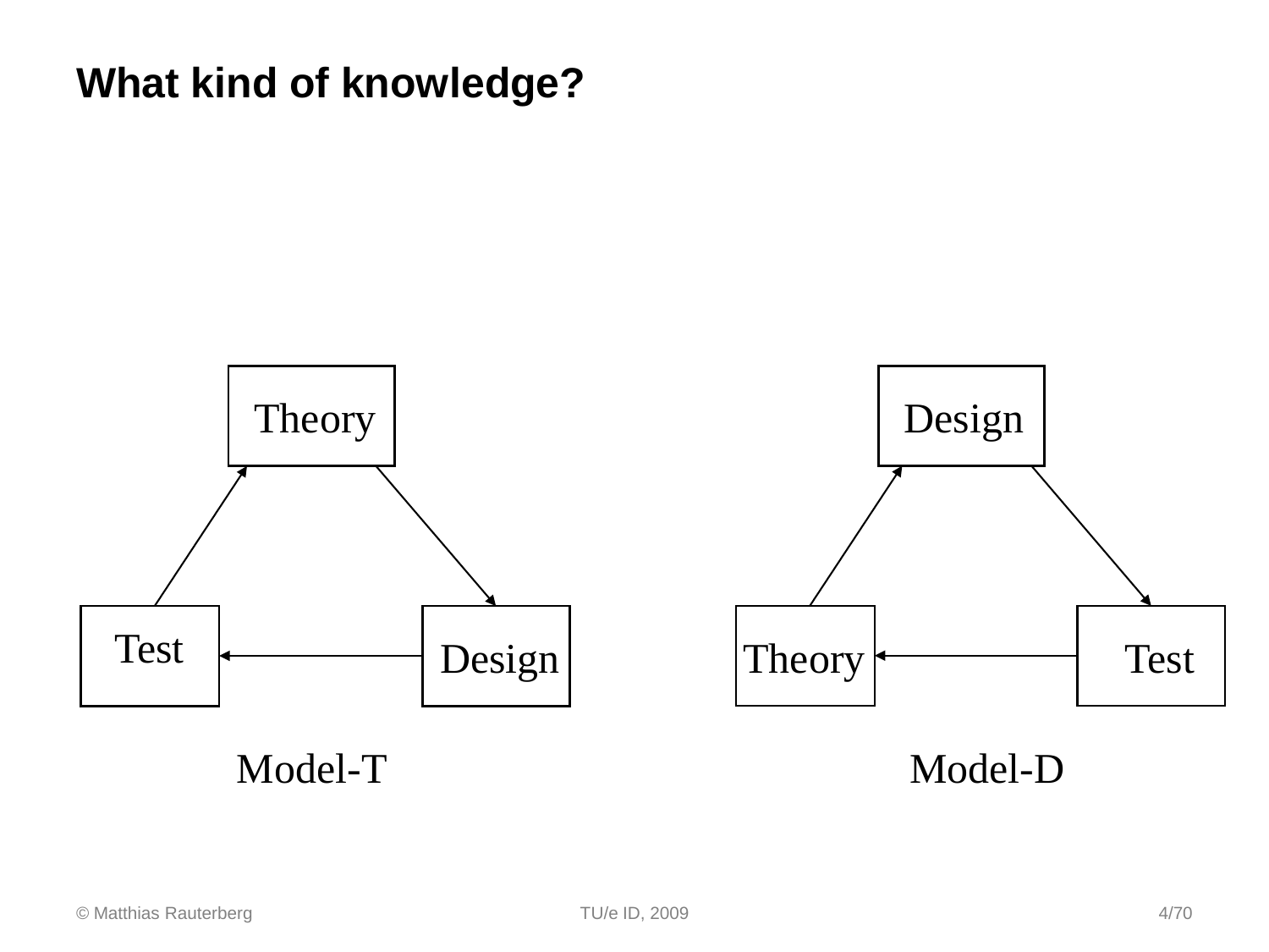## What kind of knowledge?

Theory

Test

Design

Model-T

Design

Theory

Test

Model-D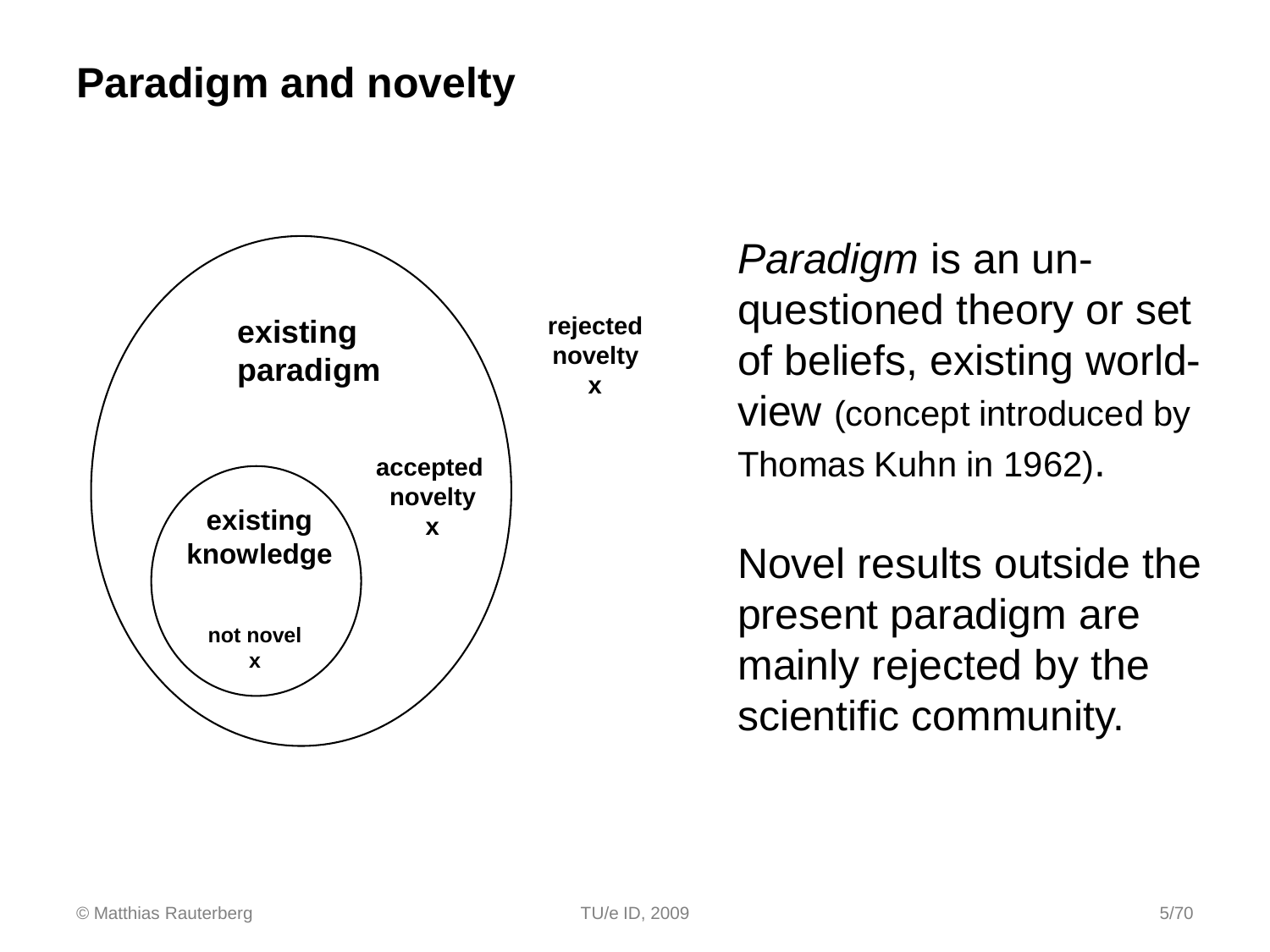# Paradigm and novelty

existing paradigm

rejected novelty x

accepted novelty x

existing knowledge

not novel x

*Paradigm* is an un-questioned theory or set of beliefs, existing world-view (concept introduced by Thomas Kuhn in 1962).

Novel results outside the present paradigm are mainly rejected by the scientific community.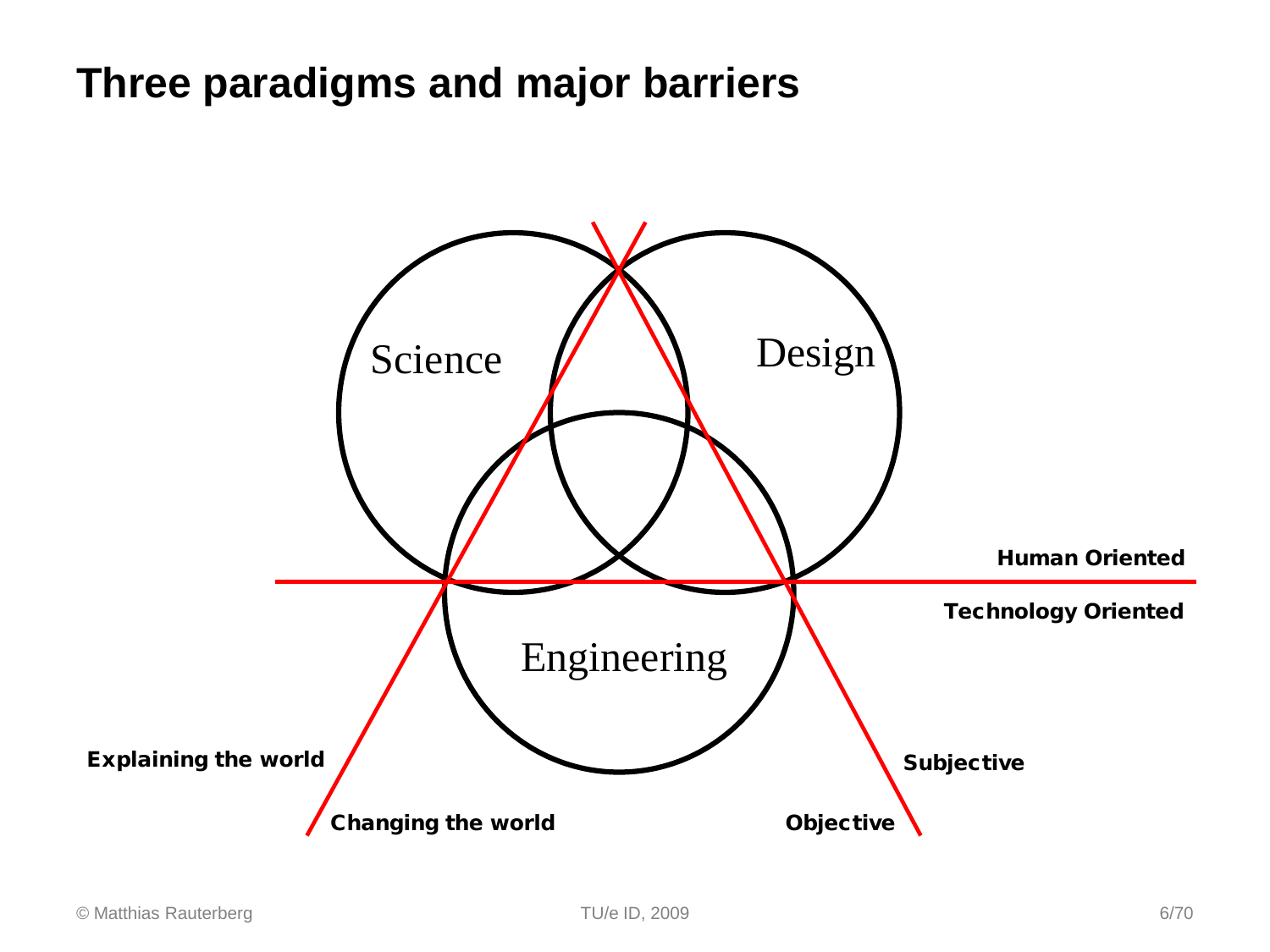# Three paradigms and major barriers

Science

Design

Engineering

Human Oriented

Technology Oriented

Explaining the world

Changing the world

Subjective

Objective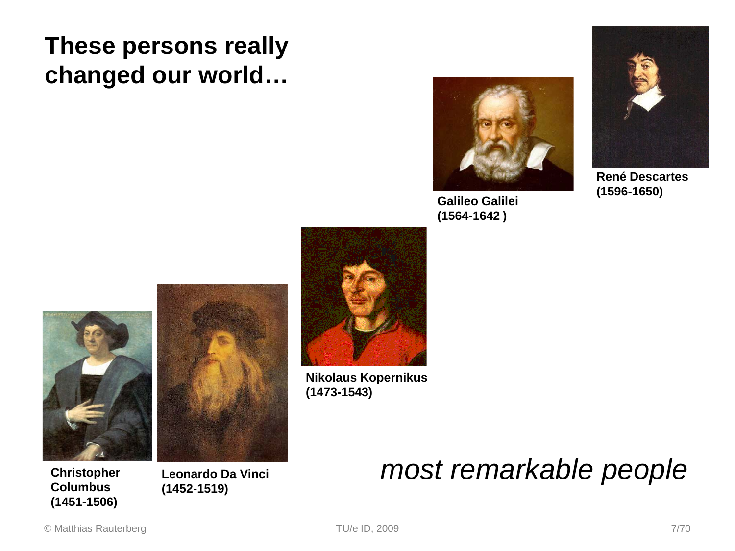# These persons really changed our world…

**René Descartes (1596-1650)**

**Galileo Galilei (1564-1642 )**

**Nikolaus Kopernikus (1473-1543)**

**Christopher Columbus (1451-1506)**

**Leonardo Da Vinci (1452-1519)**

*most remarkable people*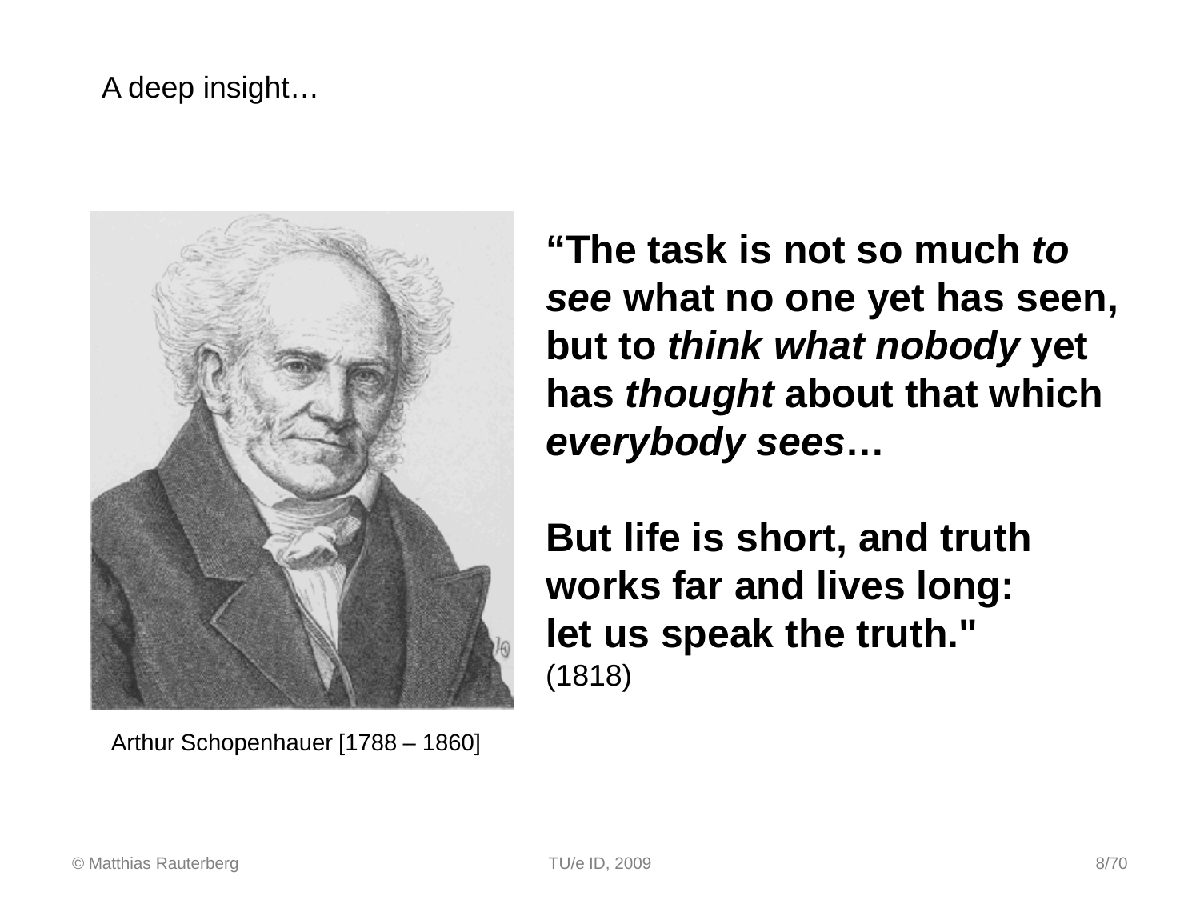A deep insight…

**"The task is not so much *to see* what no one yet has seen, but to *think what nobody* yet has *thought* about that which *everybody sees*…**

**But life is short, and truth works far and lives long: let us speak the truth."**
(1818)

Arthur Schopenhauer [1788 – 1860]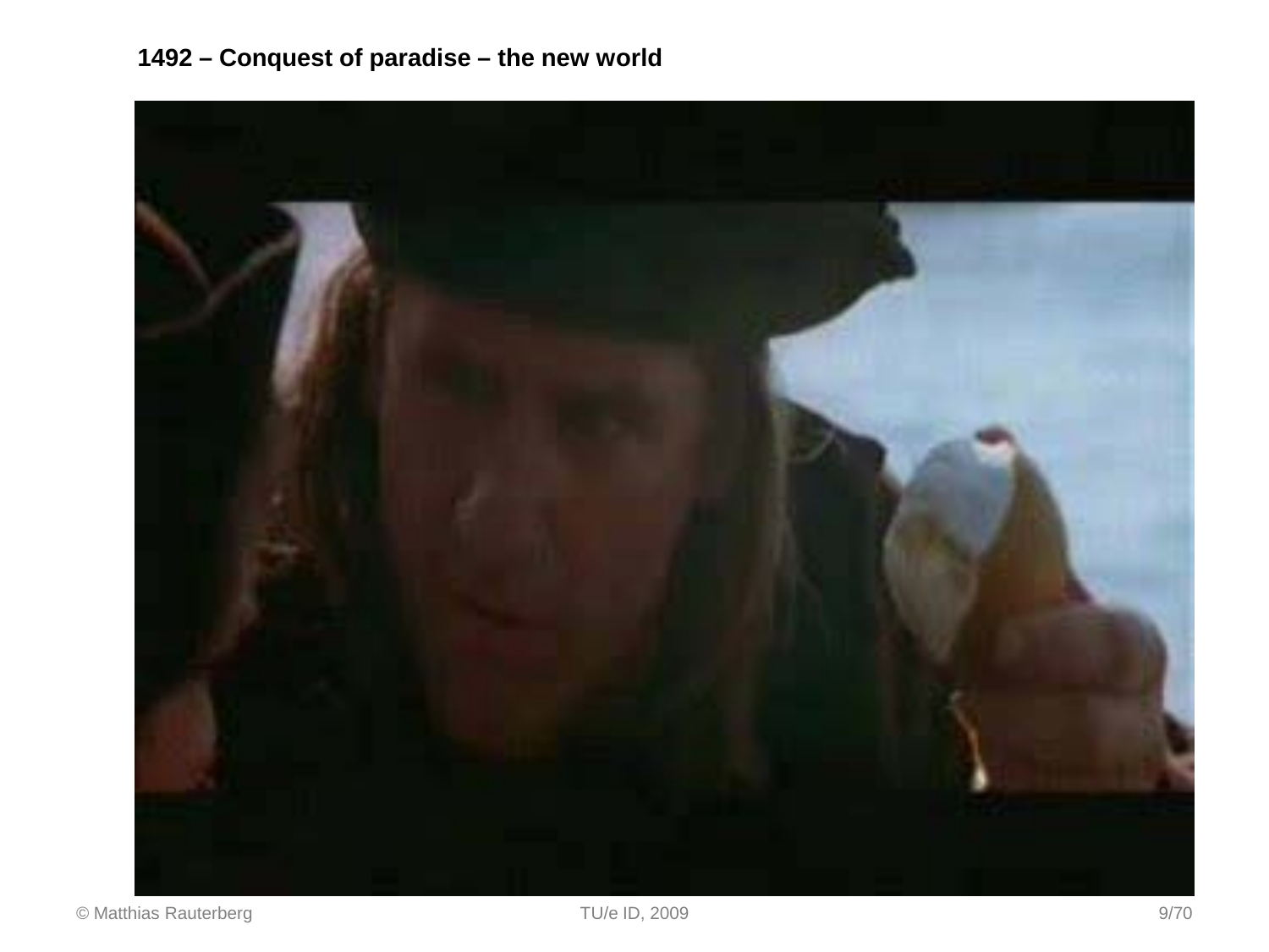**1492 – Conquest of paradise – the new world**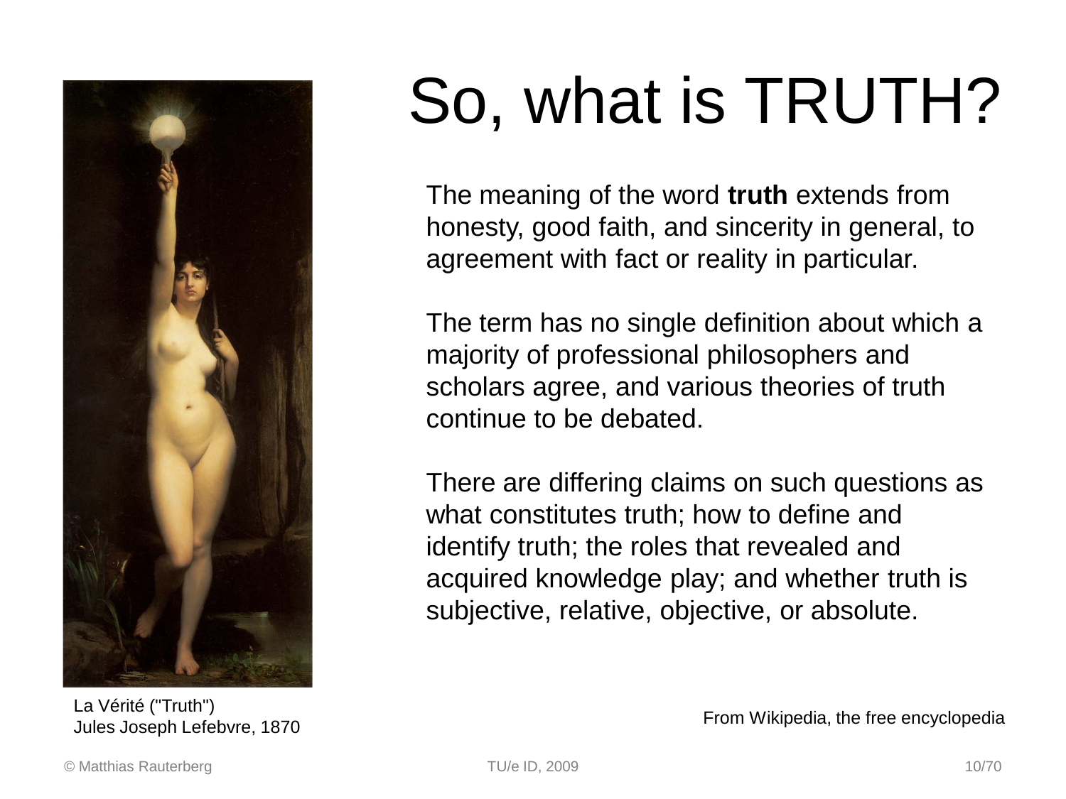# So, what is TRUTH?

La Vérité ("Truth")
Jules Joseph Lefebvre, 1870

The meaning of the word **truth** extends from honesty, good faith, and sincerity in general, to agreement with fact or reality in particular.

The term has no single definition about which a majority of professional philosophers and scholars agree, and various theories of truth continue to be debated.

There are differing claims on such questions as what constitutes truth; how to define and identify truth; the roles that revealed and acquired knowledge play; and whether truth is subjective, relative, objective, or absolute.

From Wikipedia, the free encyclopedia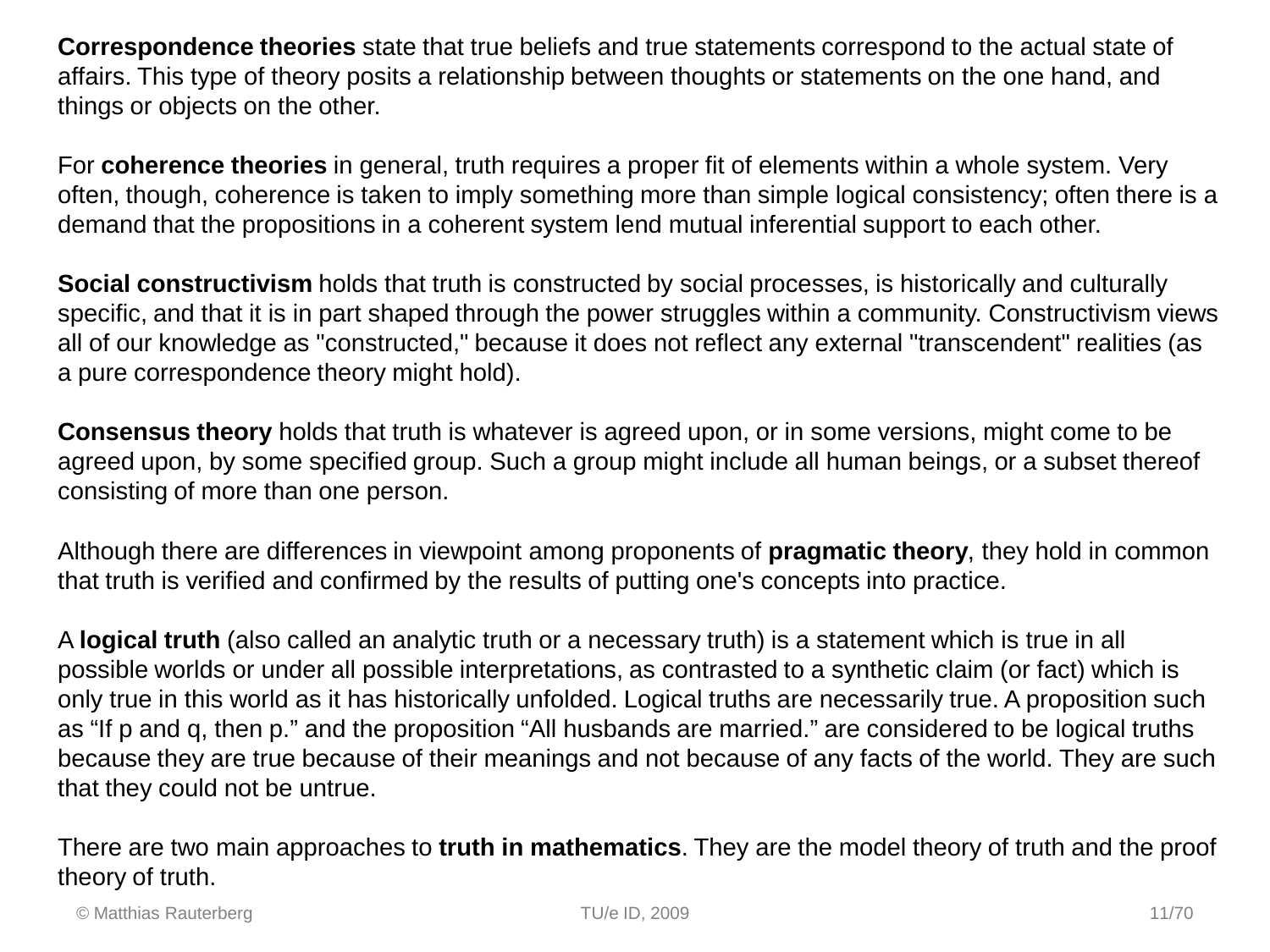**Correspondence theories** state that true beliefs and true statements correspond to the actual state of affairs. This type of theory posits a relationship between thoughts or statements on the one hand, and things or objects on the other.

For **coherence theories** in general, truth requires a proper fit of elements within a whole system. Very often, though, coherence is taken to imply something more than simple logical consistency; often there is a demand that the propositions in a coherent system lend mutual inferential support to each other.

**Social constructivism** holds that truth is constructed by social processes, is historically and culturally specific, and that it is in part shaped through the power struggles within a community. Constructivism views all of our knowledge as "constructed," because it does not reflect any external "transcendent" realities (as a pure correspondence theory might hold).

**Consensus theory** holds that truth is whatever is agreed upon, or in some versions, might come to be agreed upon, by some specified group. Such a group might include all human beings, or a subset thereof consisting of more than one person.

Although there are differences in viewpoint among proponents of **pragmatic theory**, they hold in common that truth is verified and confirmed by the results of putting one's concepts into practice.

A **logical truth** (also called an analytic truth or a necessary truth) is a statement which is true in all possible worlds or under all possible interpretations, as contrasted to a synthetic claim (or fact) which is only true in this world as it has historically unfolded. Logical truths are necessarily true. A proposition such as “If p and q, then p.” and the proposition “All husbands are married.” are considered to be logical truths because they are true because of their meanings and not because of any facts of the world. They are such that they could not be untrue.

There are two main approaches to **truth in mathematics**. They are the model theory of truth and the proof theory of truth.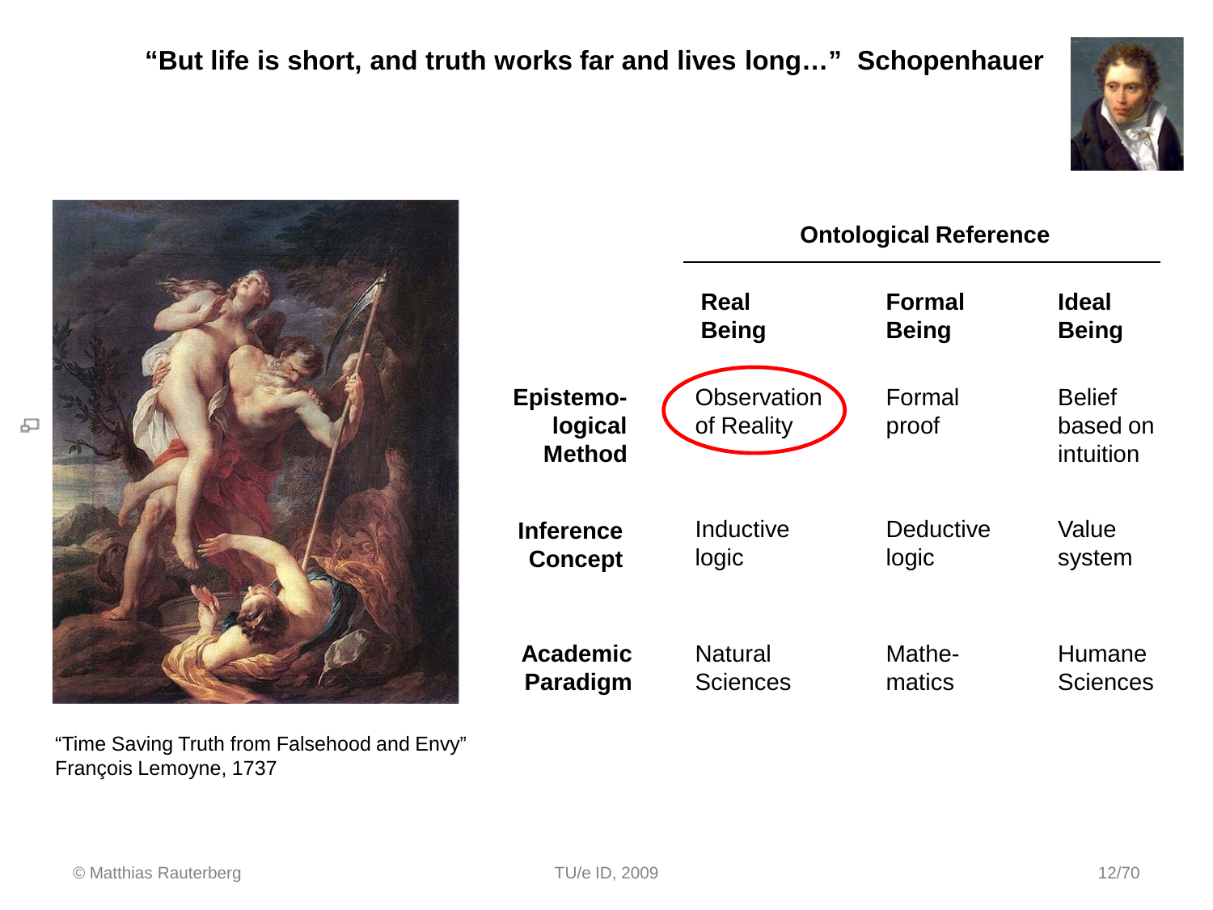**"But life is short, and truth works far and lives long…" Schopenhauer**

| | Ontological Reference | | |
|---|---|---|---|
| | **Real Being** | **Formal Being** | **Ideal Being** |
| **Epistemo-logical Method** | Observation of Reality | Formal proof | Belief based on intuition |
| **Inference Concept** | Inductive logic | Deductive logic | Value system |
| **Academic Paradigm** | Natural Sciences | Mathe-matics | Humane Sciences |

"Time Saving Truth from Falsehood and Envy"
François Lemoyne, 1737

© Matthias Rauterberg

TU/e ID, 2009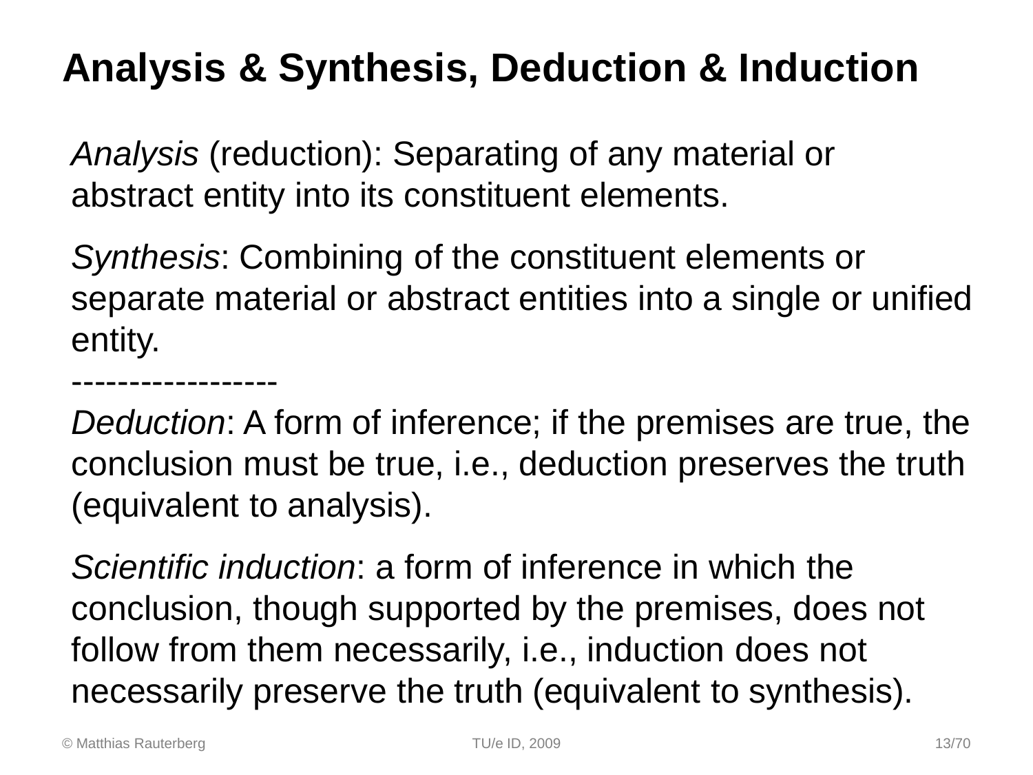# Analysis & Synthesis, Deduction & Induction

*Analysis* (reduction): Separating of any material or abstract entity into its constituent elements.

*Synthesis*: Combining of the constituent elements or separate material or abstract entities into a single or unified entity.

-------------------

*Deduction*: A form of inference; if the premises are true, the conclusion must be true, i.e., deduction preserves the truth (equivalent to analysis).

*Scientific induction*: a form of inference in which the conclusion, though supported by the premises, does not follow from them necessarily, i.e., induction does not necessarily preserve the truth (equivalent to synthesis).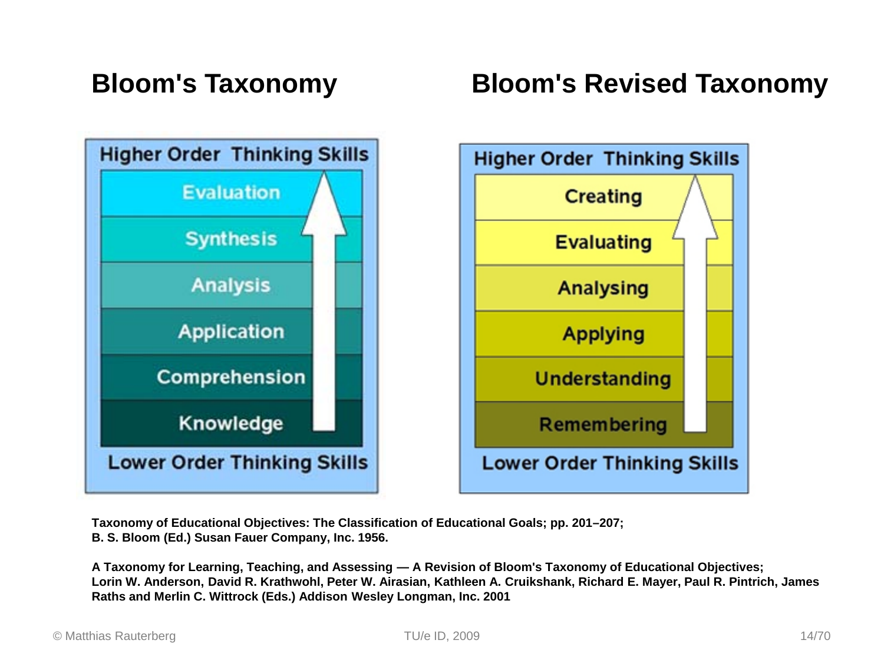## Bloom's Taxonomy

**Higher Order Thinking Skills**

- Evaluation
- Synthesis
- Analysis
- Application
- Comprehension
- Knowledge

**Lower Order Thinking Skills**

## Bloom's Revised Taxonomy

**Higher Order Thinking Skills**

- Creating
- Evaluating
- Analysing
- Applying
- Understanding
- Remembering

**Lower Order Thinking Skills**

**Taxonomy of Educational Objectives: The Classification of Educational Goals; pp. 201–207; B. S. Bloom (Ed.) Susan Fauer Company, Inc. 1956.**

**A Taxonomy for Learning, Teaching, and Assessing — A Revision of Bloom's Taxonomy of Educational Objectives; Lorin W. Anderson, David R. Krathwohl, Peter W. Airasian, Kathleen A. Cruikshank, Richard E. Mayer, Paul R. Pintrich, James Raths and Merlin C. Wittrock (Eds.) Addison Wesley Longman, Inc. 2001**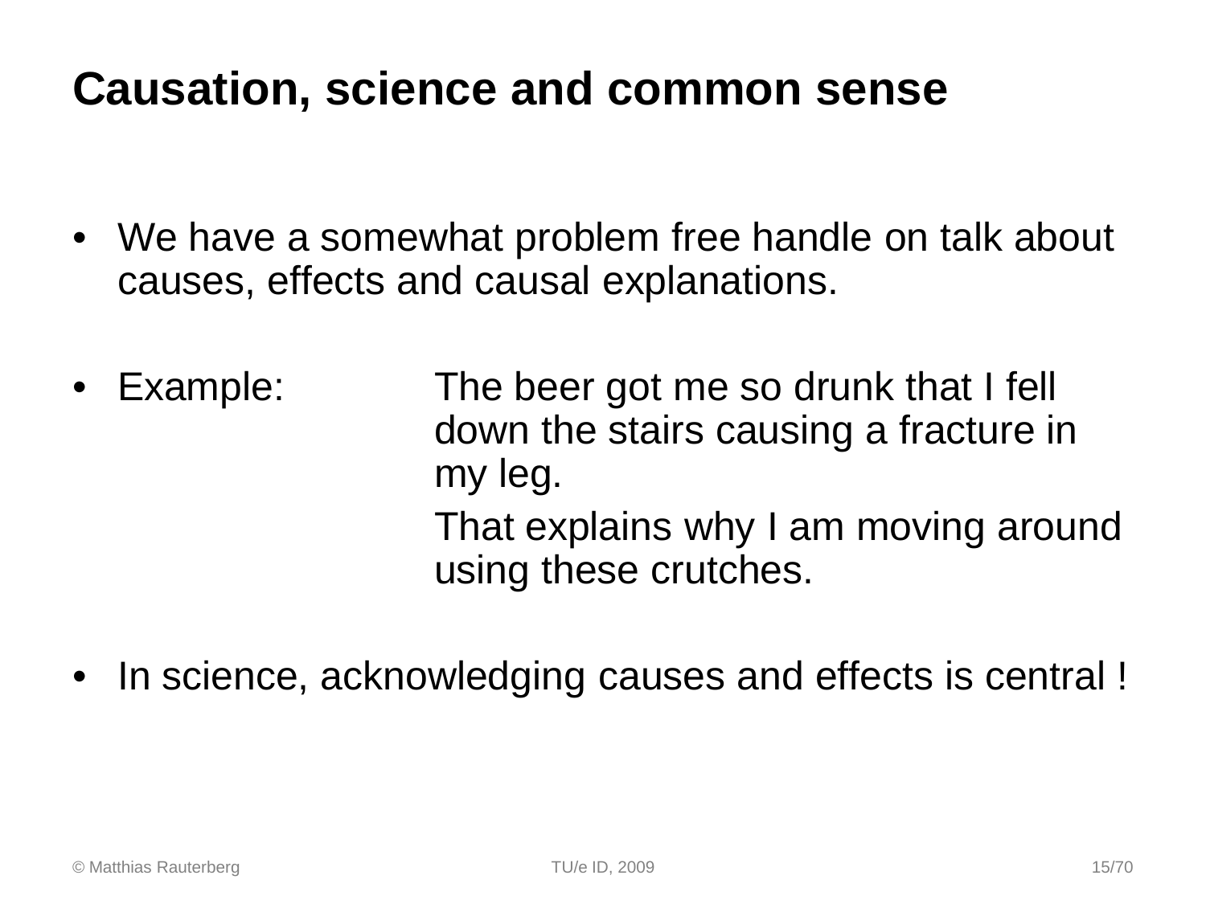# Causation, science and common sense

- We have a somewhat problem free handle on talk about causes, effects and causal explanations.

- Example: The beer got me so drunk that I fell down the stairs causing a fracture in my leg.

  That explains why I am moving around using these crutches.

- In science, acknowledging causes and effects is central !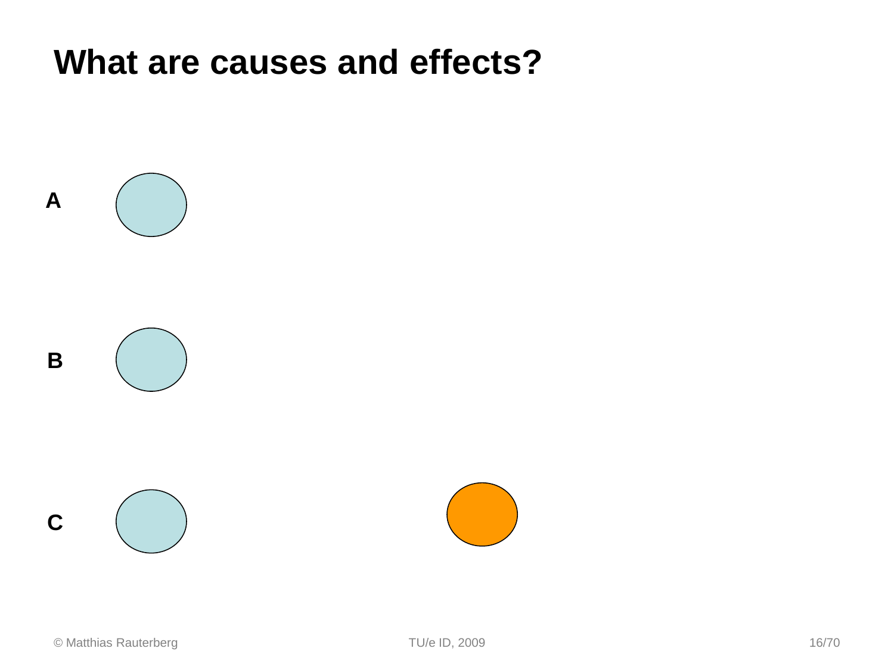# What are causes and effects?

A

B

C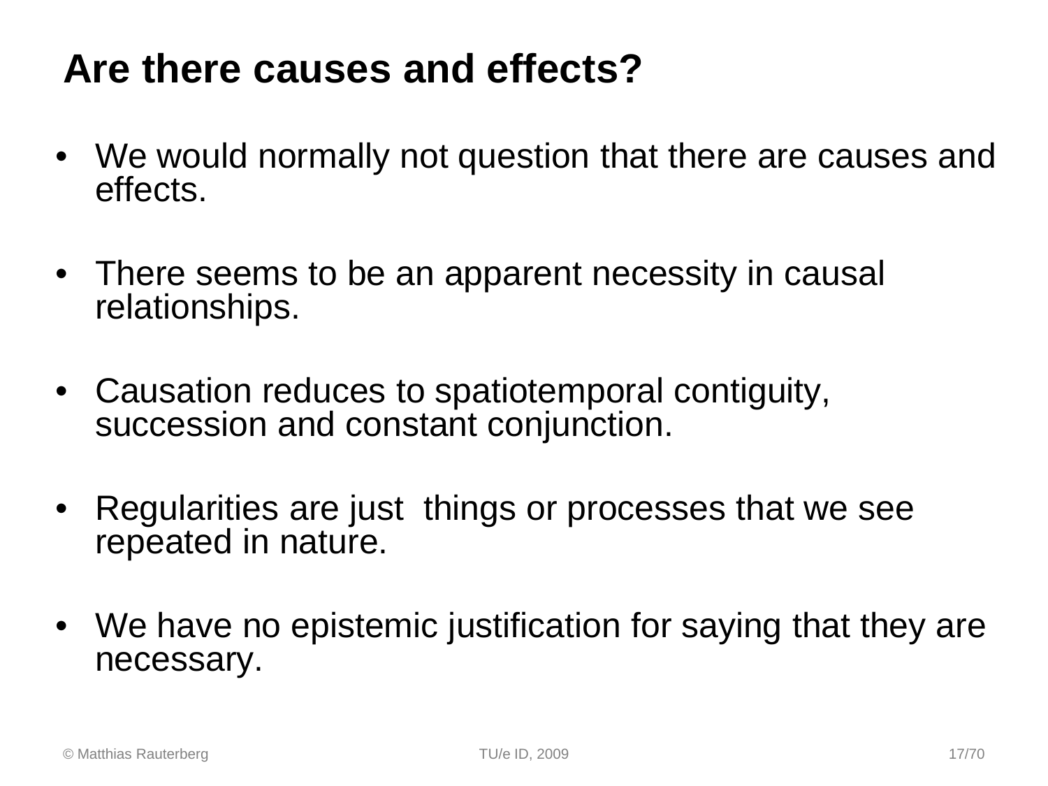# Are there causes and effects?

- We would normally not question that there are causes and effects.
- There seems to be an apparent necessity in causal relationships.
- Causation reduces to spatiotemporal contiguity, succession and constant conjunction.
- Regularities are just things or processes that we see repeated in nature.
- We have no epistemic justification for saying that they are necessary.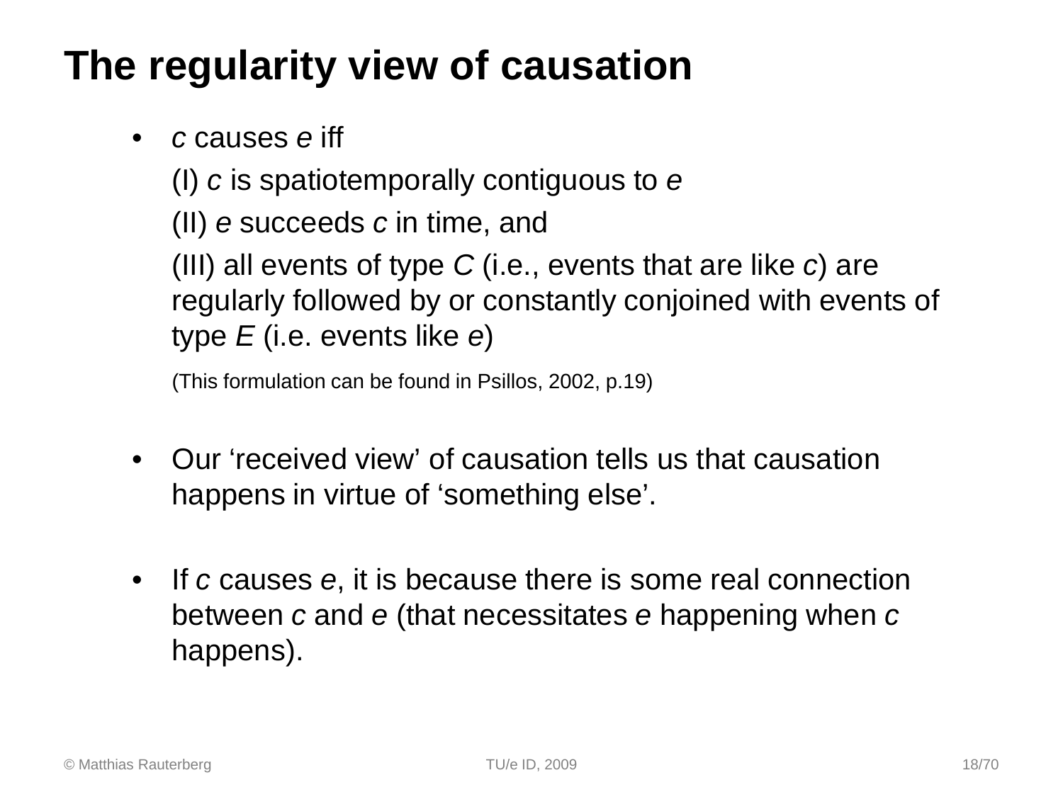# The regularity view of causation

- *c* causes *e* iff

  (I) *c* is spatiotemporally contiguous to *e*

  (II) *e* succeeds *c* in time, and

  (III) all events of type *C* (i.e., events that are like *c*) are regularly followed by or constantly conjoined with events of type *E* (i.e. events like *e*)

  (This formulation can be found in Psillos, 2002, p.19)

- Our 'received view' of causation tells us that causation happens in virtue of 'something else'.

- If *c* causes *e*, it is because there is some real connection between *c* and *e* (that necessitates *e* happening when *c* happens).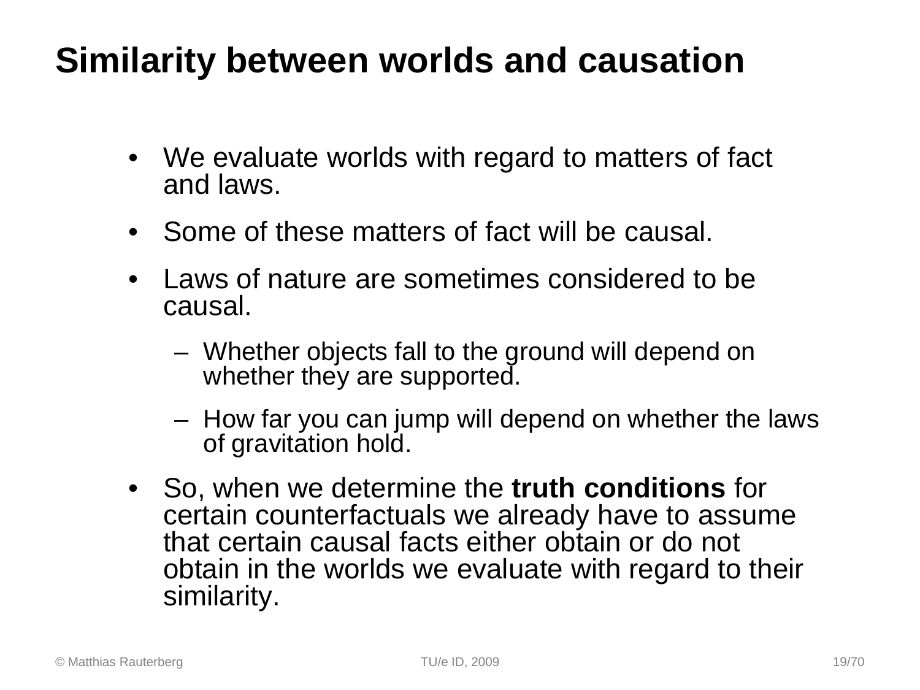# Similarity between worlds and causation

- We evaluate worlds with regard to matters of fact and laws.
- Some of these matters of fact will be causal.
- Laws of nature are sometimes considered to be causal.
  - Whether objects fall to the ground will depend on whether they are supported.
  - How far you can jump will depend on whether the laws of gravitation hold.
- So, when we determine the **truth conditions** for certain counterfactuals we already have to assume that certain causal facts either obtain or do not obtain in the worlds we evaluate with regard to their similarity.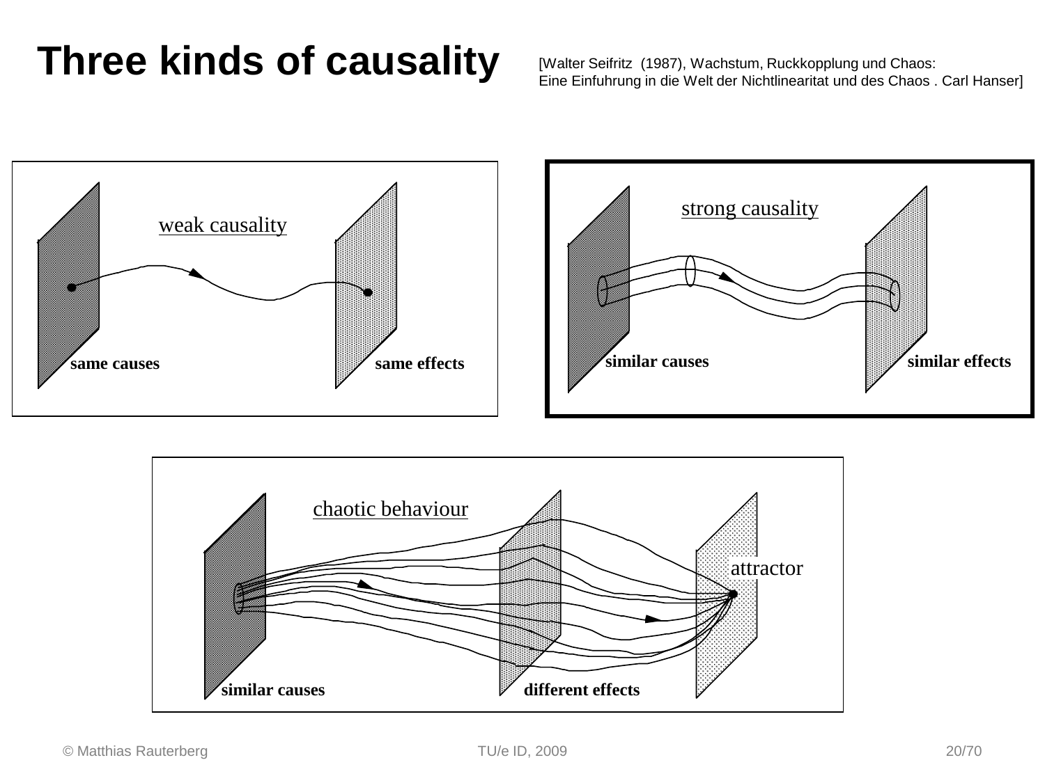# Three kinds of causality

[Walter Seifritz (1987), Wachstum, Ruckkopplung und Chaos: Eine Einfuhrung in die Welt der Nichtlinearitat und des Chaos . Carl Hanser]

weak causality

same causes — same effects

strong causality

similar causes — similar effects

chaotic behaviour

similar causes — different effects — attractor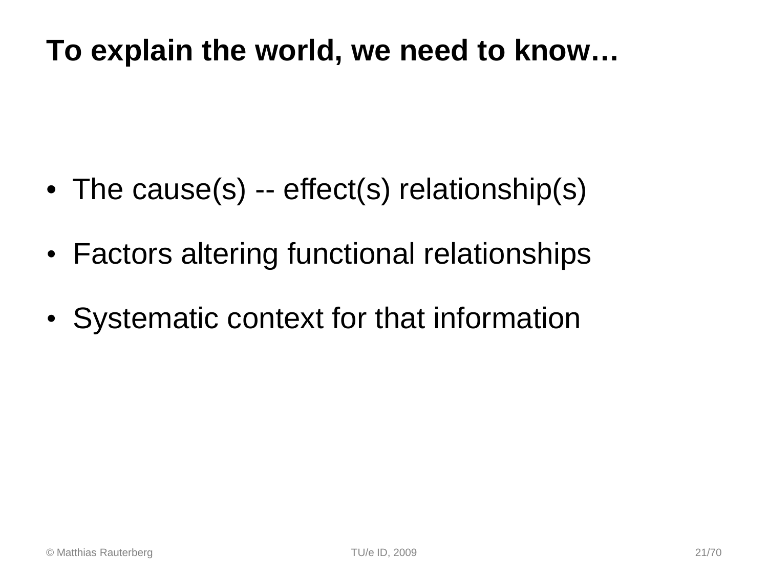# To explain the world, we need to know…

- The cause(s) -- effect(s) relationship(s)
- Factors altering functional relationships
- Systematic context for that information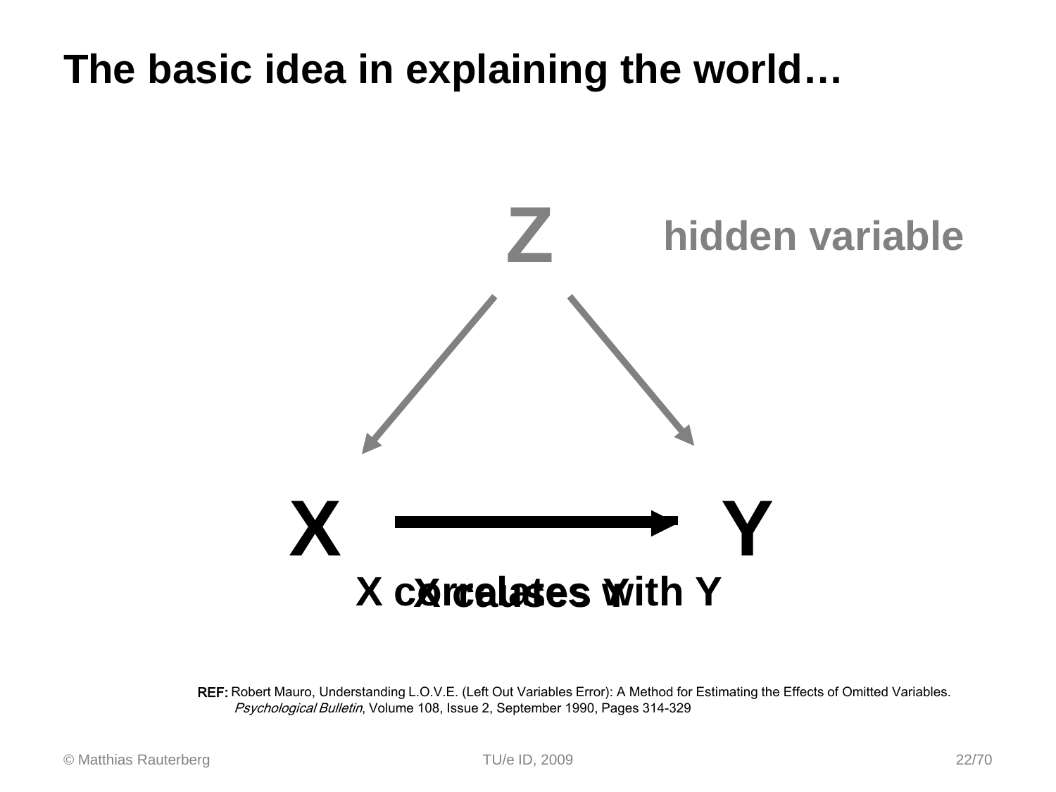# The basic idea in explaining the world…

Z hidden variable

X Y

X correlates with Y

X causes Y

REF: Robert Mauro, Understanding L.O.V.E. (Left Out Variables Error): A Method for Estimating the Effects of Omitted Variables. *Psychological Bulletin*, Volume 108, Issue 2, September 1990, Pages 314-329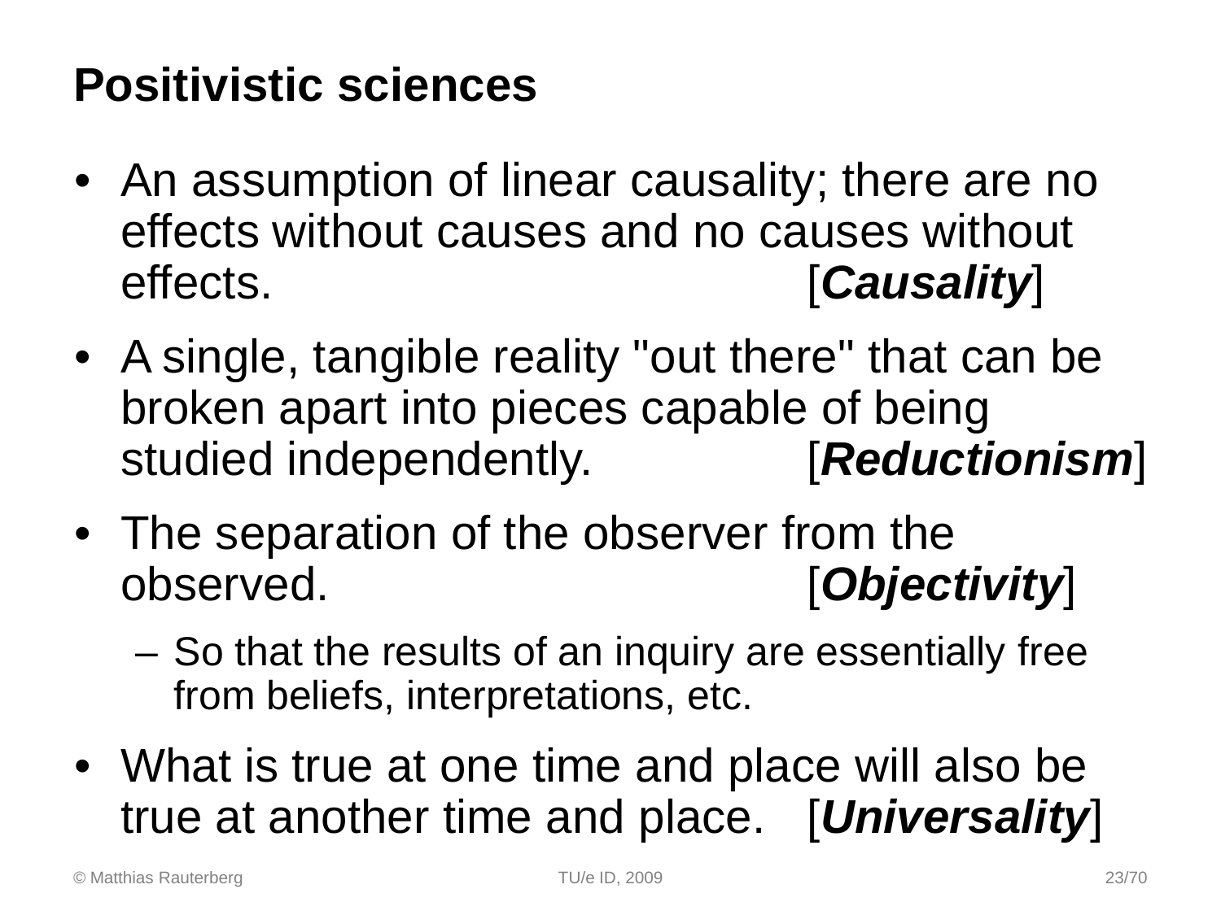## Positivistic sciences

- An assumption of linear causality; there are no effects without causes and no causes without effects. [***Causality***]
- A single, tangible reality "out there" that can be broken apart into pieces capable of being studied independently. [***Reductionism***]
- The separation of the observer from the observed. [***Objectivity***]
  - So that the results of an inquiry are essentially free from beliefs, interpretations, etc.
- What is true at one time and place will also be true at another time and place. [***Universality***]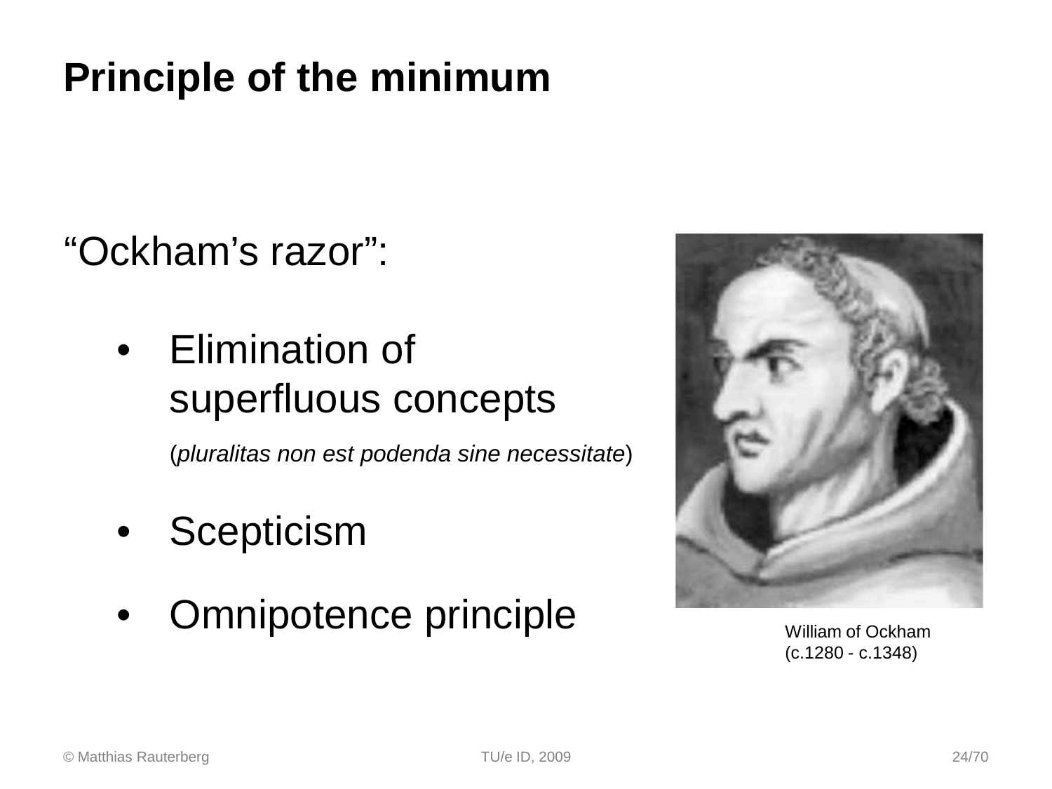# Principle of the minimum

"Ockham's razor":

- Elimination of superfluous concepts

  (*pluralitas non est podenda sine necessitate*)

- Scepticism

- Omnipotence principle

William of Ockham
(c.1280 - c.1348)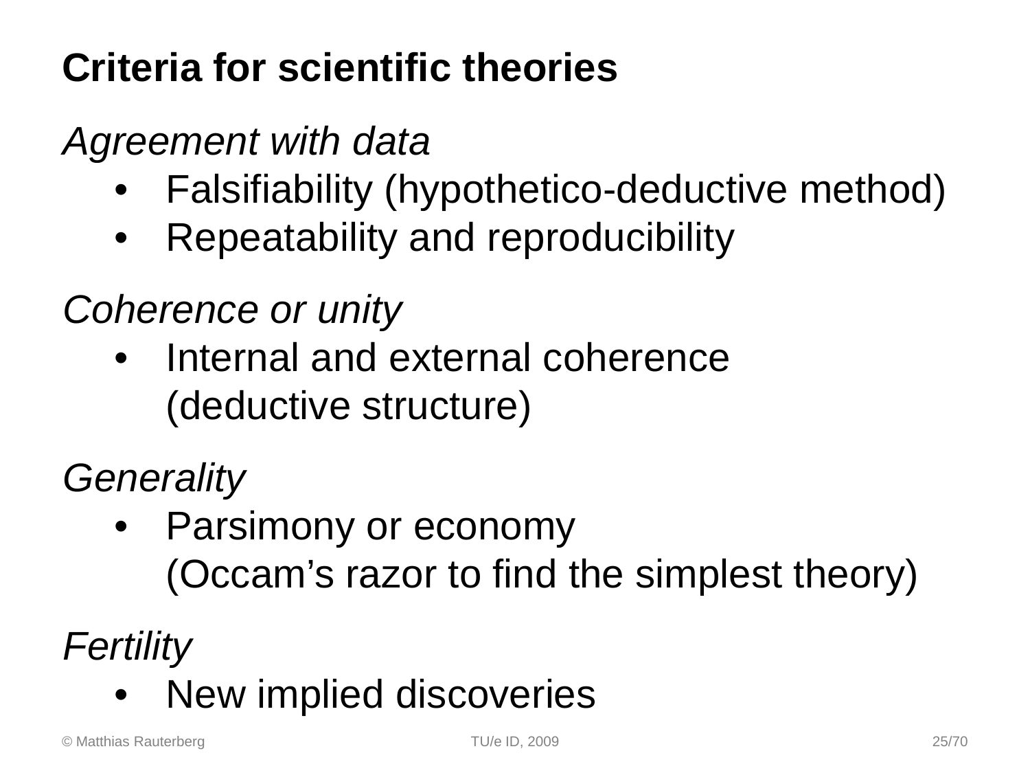# Criteria for scientific theories

*Agreement with data*

- Falsifiability (hypothetico-deductive method)
- Repeatability and reproducibility

*Coherence or unity*

- Internal and external coherence (deductive structure)

*Generality*

- Parsimony or economy (Occam's razor to find the simplest theory)

*Fertility*

- New implied discoveries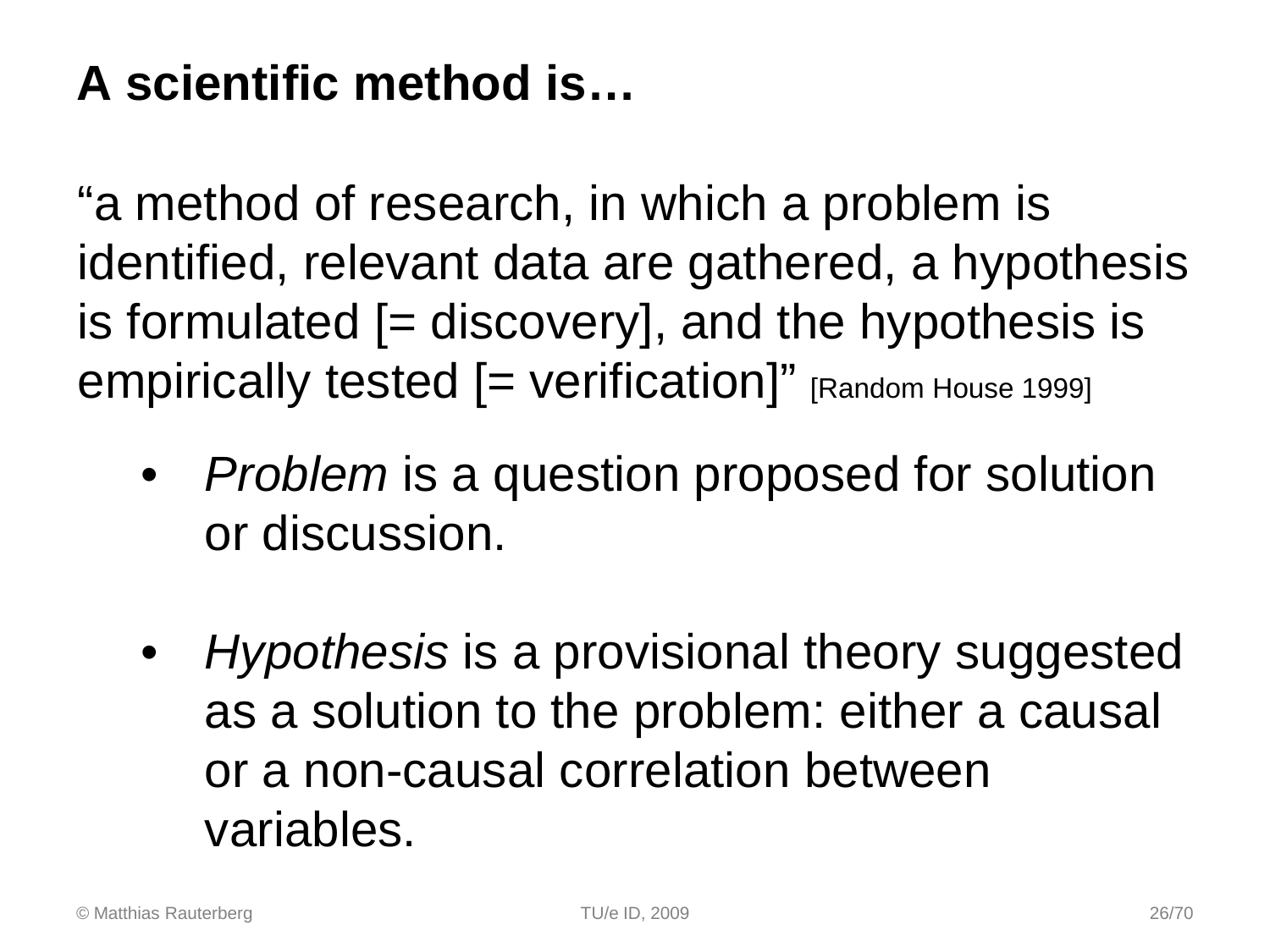## A scientific method is…

"a method of research, in which a problem is identified, relevant data are gathered, a hypothesis is formulated [= discovery], and the hypothesis is empirically tested [= verification]" [Random House 1999]

- *Problem* is a question proposed for solution or discussion.
- *Hypothesis* is a provisional theory suggested as a solution to the problem: either a causal or a non-causal correlation between variables.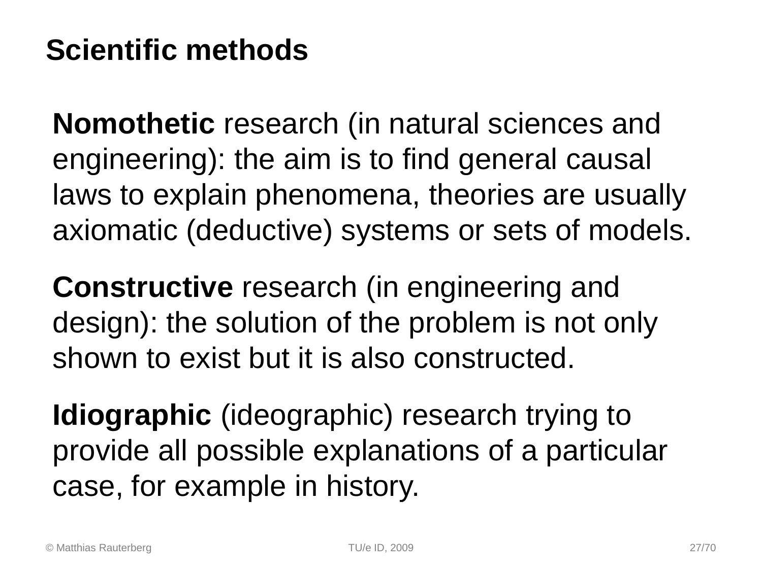# Scientific methods

**Nomothetic** research (in natural sciences and engineering): the aim is to find general causal laws to explain phenomena, theories are usually axiomatic (deductive) systems or sets of models.

**Constructive** research (in engineering and design): the solution of the problem is not only shown to exist but it is also constructed.

**Idiographic** (ideographic) research trying to provide all possible explanations of a particular case, for example in history.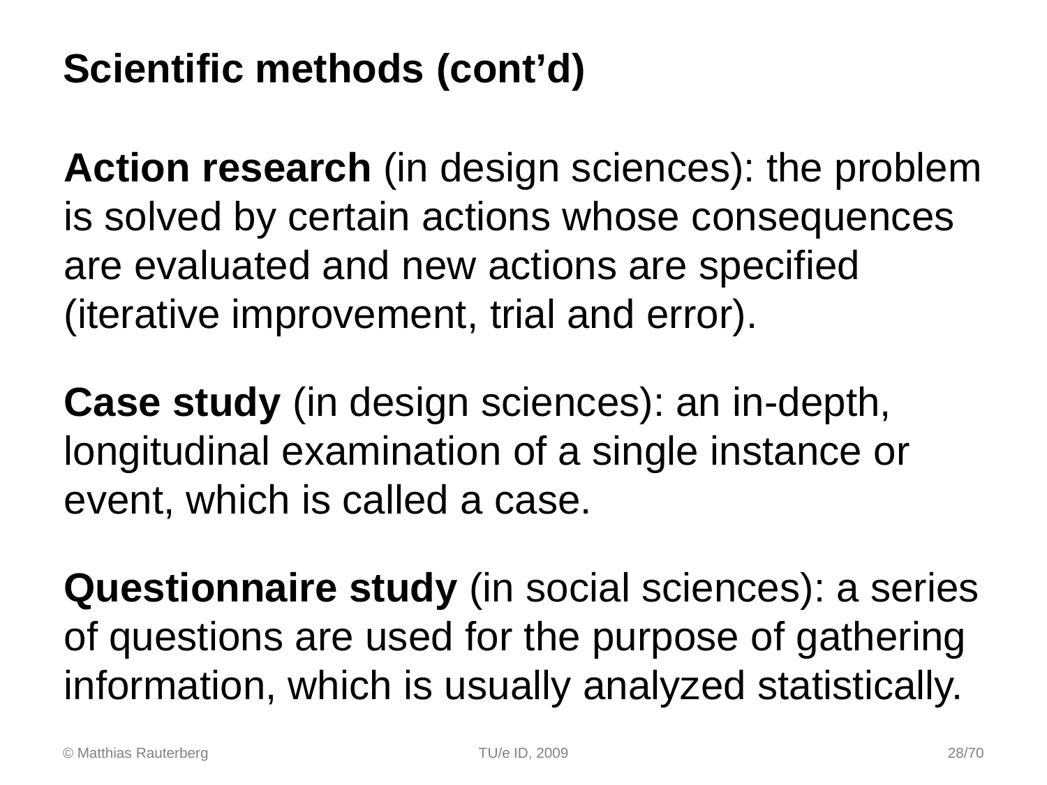# Scientific methods (cont'd)

**Action research** (in design sciences): the problem is solved by certain actions whose consequences are evaluated and new actions are specified (iterative improvement, trial and error).

**Case study** (in design sciences): an in-depth, longitudinal examination of a single instance or event, which is called a case.

**Questionnaire study** (in social sciences): a series of questions are used for the purpose of gathering information, which is usually analyzed statistically.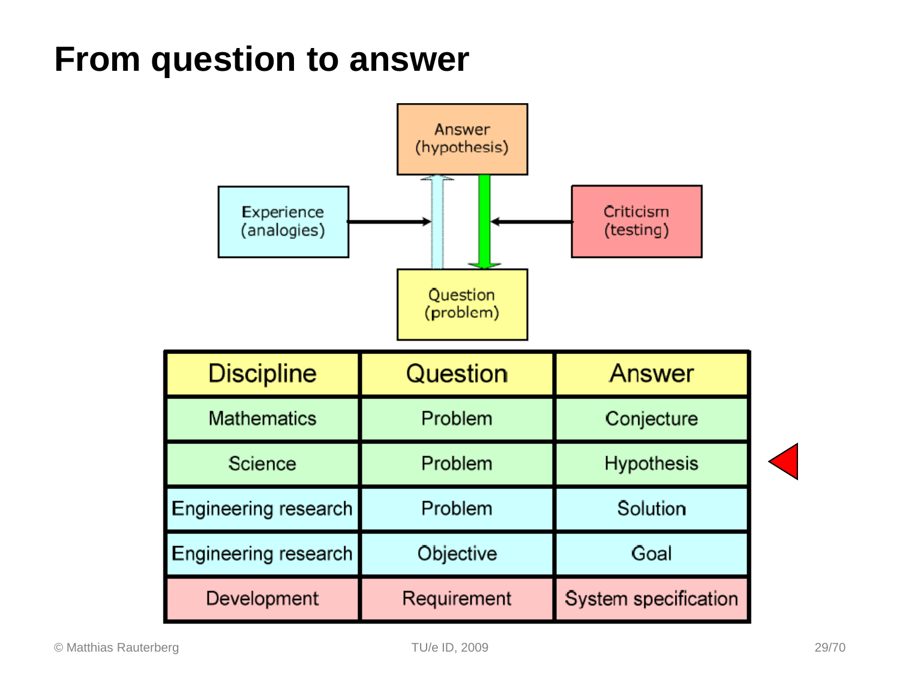# From question to answer

Answer (hypothesis)

Experience (analogies)

Criticism (testing)

Question (problem)

| Discipline | Question | Answer |
|---|---|---|
| Mathematics | Problem | Conjecture |
| Science | Problem | Hypothesis |
| Engineering research | Problem | Solution |
| Engineering research | Objective | Goal |
| Development | Requirement | System specification |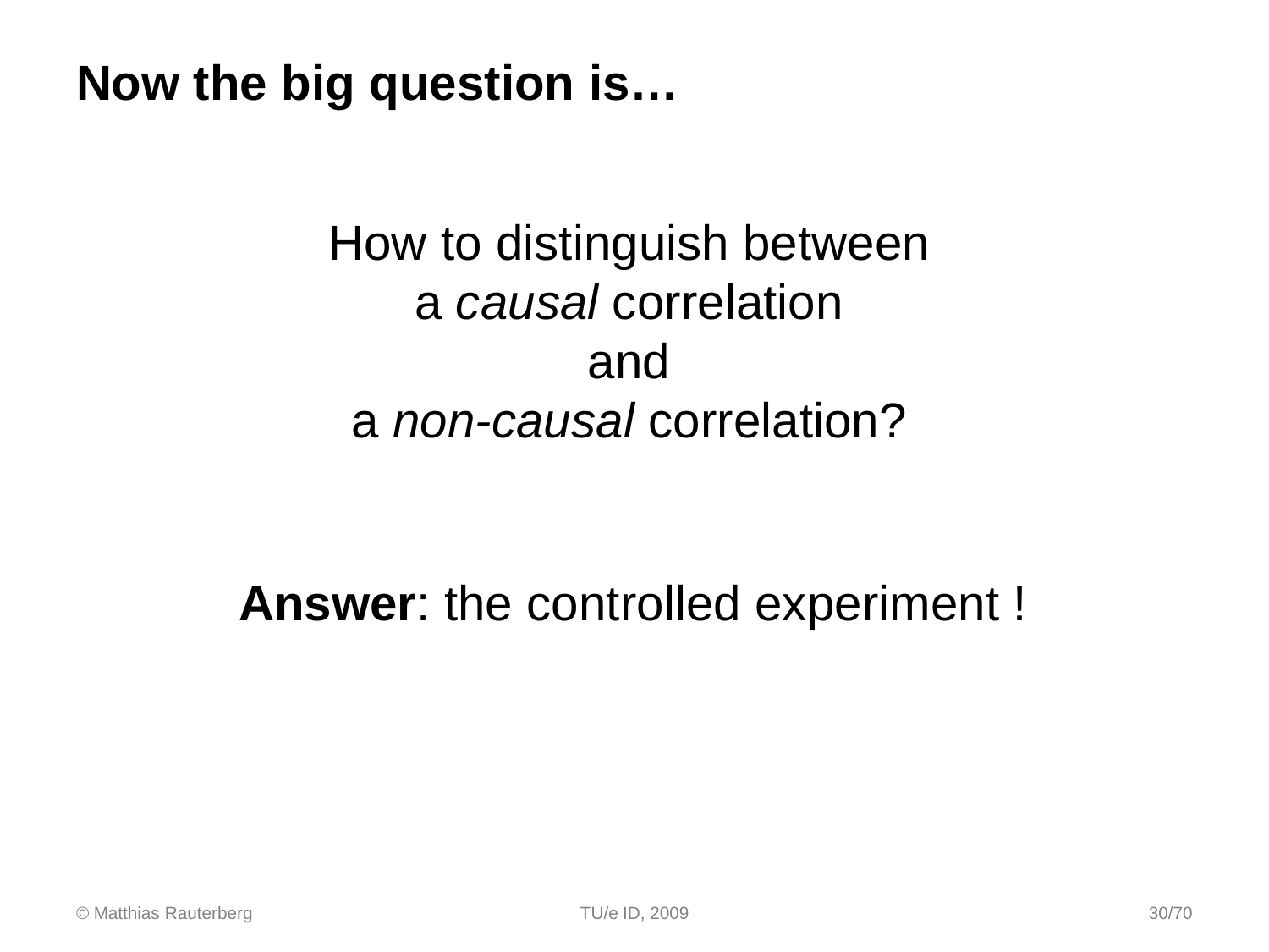# Now the big question is…

How to distinguish between
a *causal* correlation
and
a *non-causal* correlation?

**Answer**: the controlled experiment !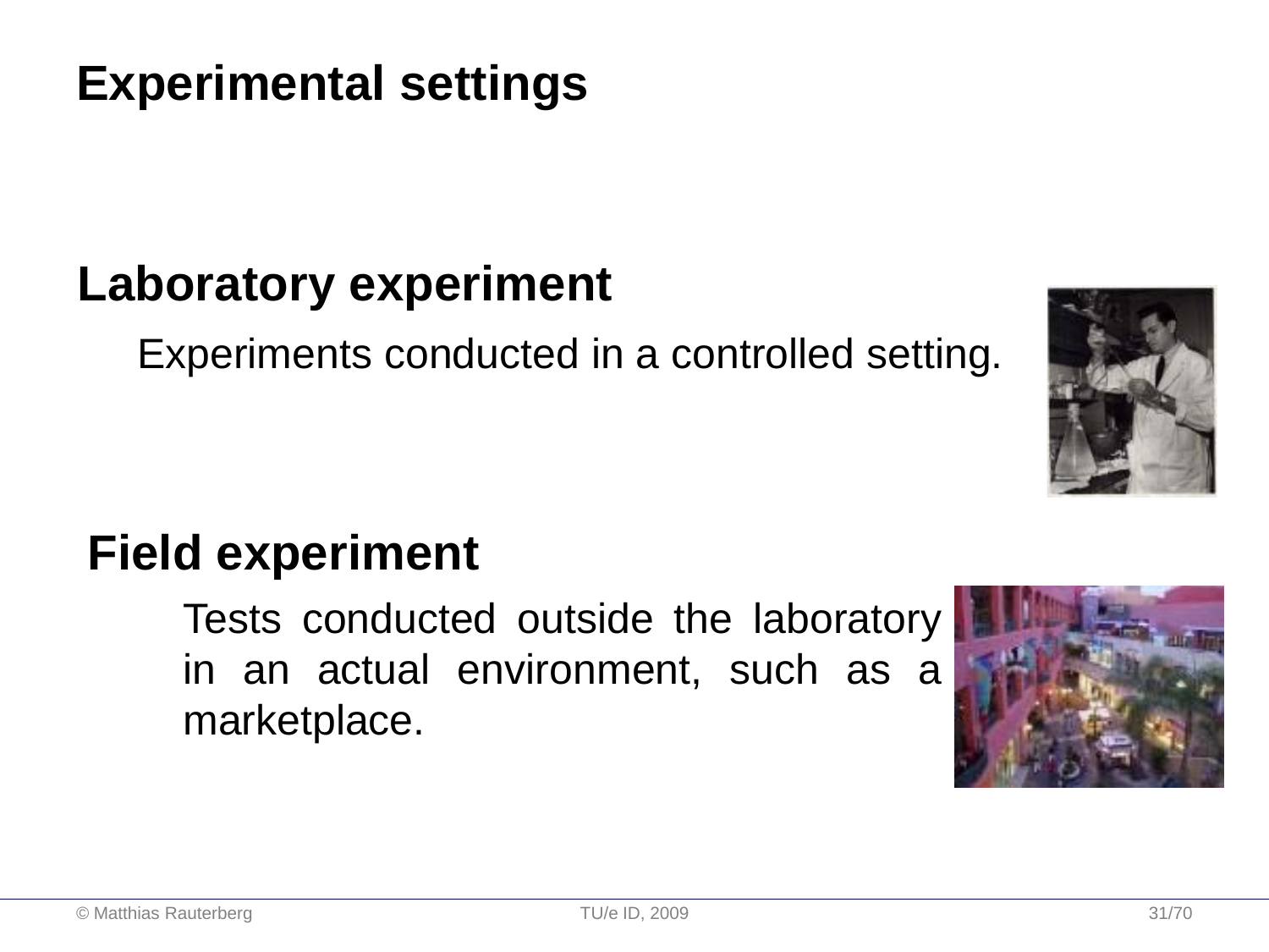# Experimental settings

## Laboratory experiment

Experiments conducted in a controlled setting.

## Field experiment

Tests conducted outside the laboratory in an actual environment, such as a marketplace.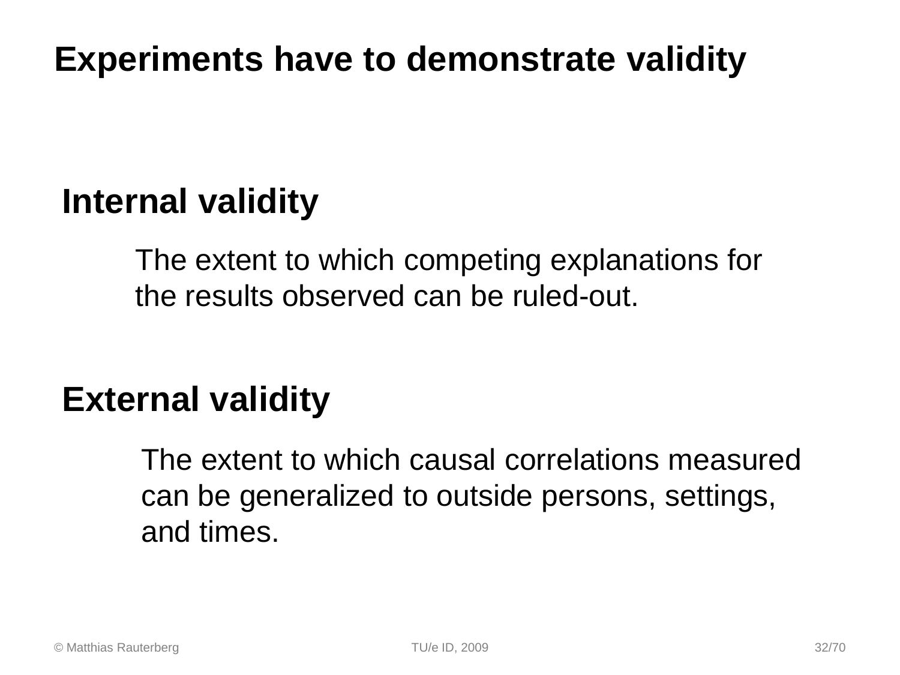# Experiments have to demonstrate validity

## Internal validity

The extent to which competing explanations for the results observed can be ruled-out.

## External validity

The extent to which causal correlations measured can be generalized to outside persons, settings, and times.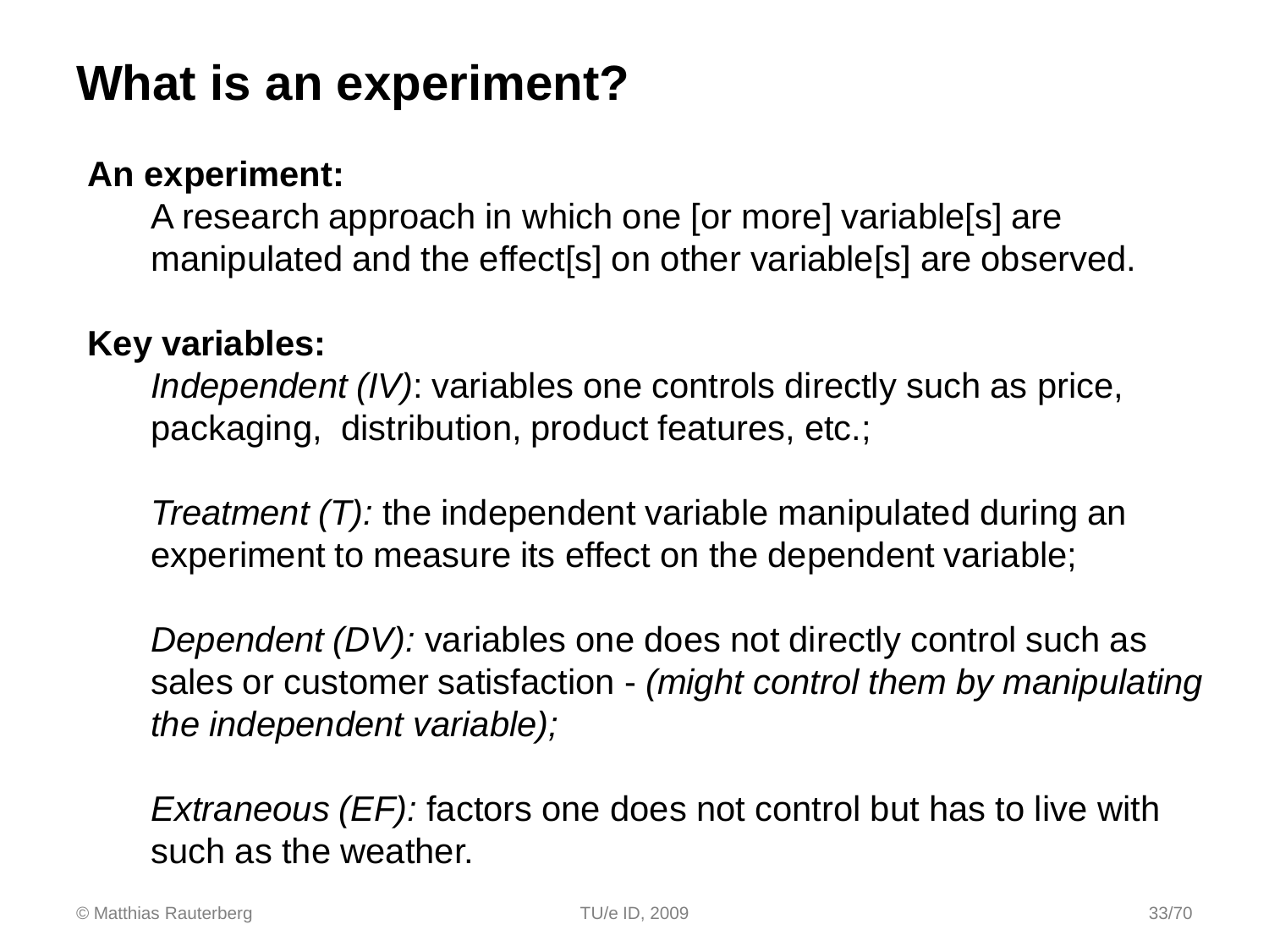# What is an experiment?

**An experiment:**

A research approach in which one [or more] variable[s] are manipulated and the effect[s] on other variable[s] are observed.

**Key variables:**

*Independent (IV)*: variables one controls directly such as price, packaging, distribution, product features, etc.;

*Treatment (T):* the independent variable manipulated during an experiment to measure its effect on the dependent variable;

*Dependent (DV):* variables one does not directly control such as sales or customer satisfaction - *(might control them by manipulating the independent variable);*

*Extraneous (EF):* factors one does not control but has to live with such as the weather.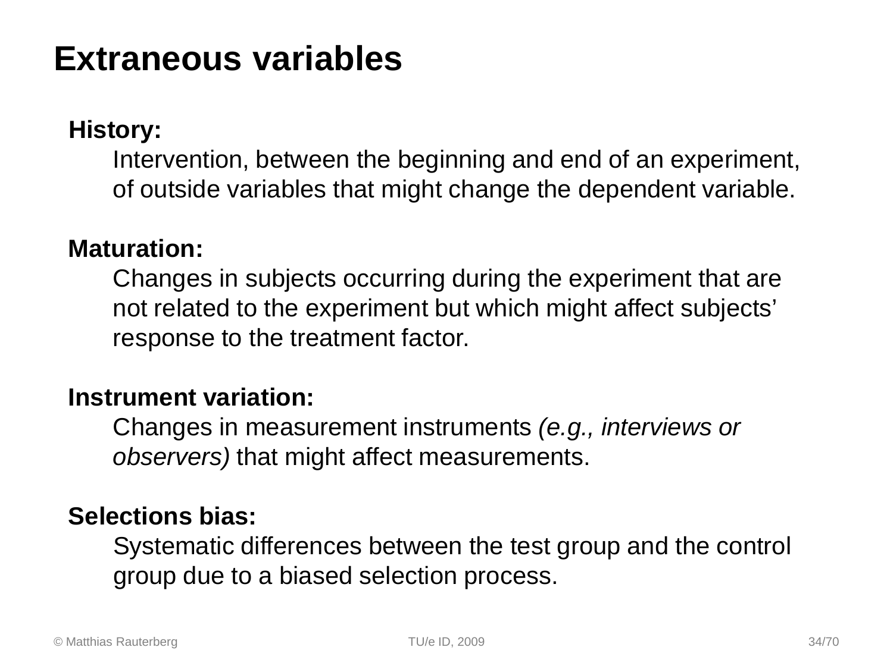# Extraneous variables

**History:**

Intervention, between the beginning and end of an experiment, of outside variables that might change the dependent variable.

**Maturation:**

Changes in subjects occurring during the experiment that are not related to the experiment but which might affect subjects' response to the treatment factor.

**Instrument variation:**

Changes in measurement instruments *(e.g., interviews or observers)* that might affect measurements.

**Selections bias:**

Systematic differences between the test group and the control group due to a biased selection process.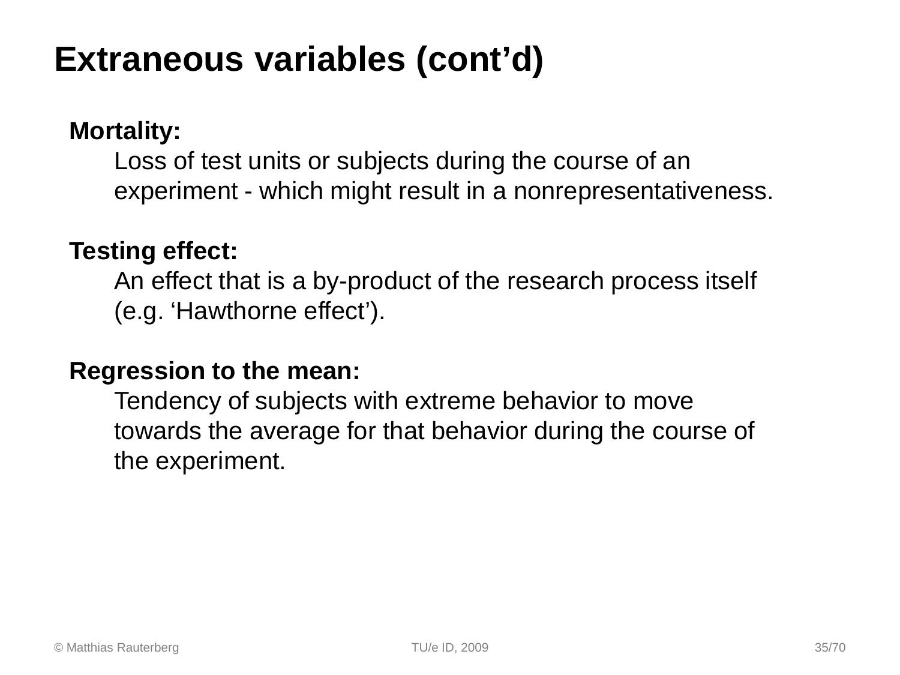# Extraneous variables (cont'd)

**Mortality:**

Loss of test units or subjects during the course of an experiment - which might result in a nonrepresentativeness.

**Testing effect:**

An effect that is a by-product of the research process itself (e.g. 'Hawthorne effect').

**Regression to the mean:**

Tendency of subjects with extreme behavior to move towards the average for that behavior during the course of the experiment.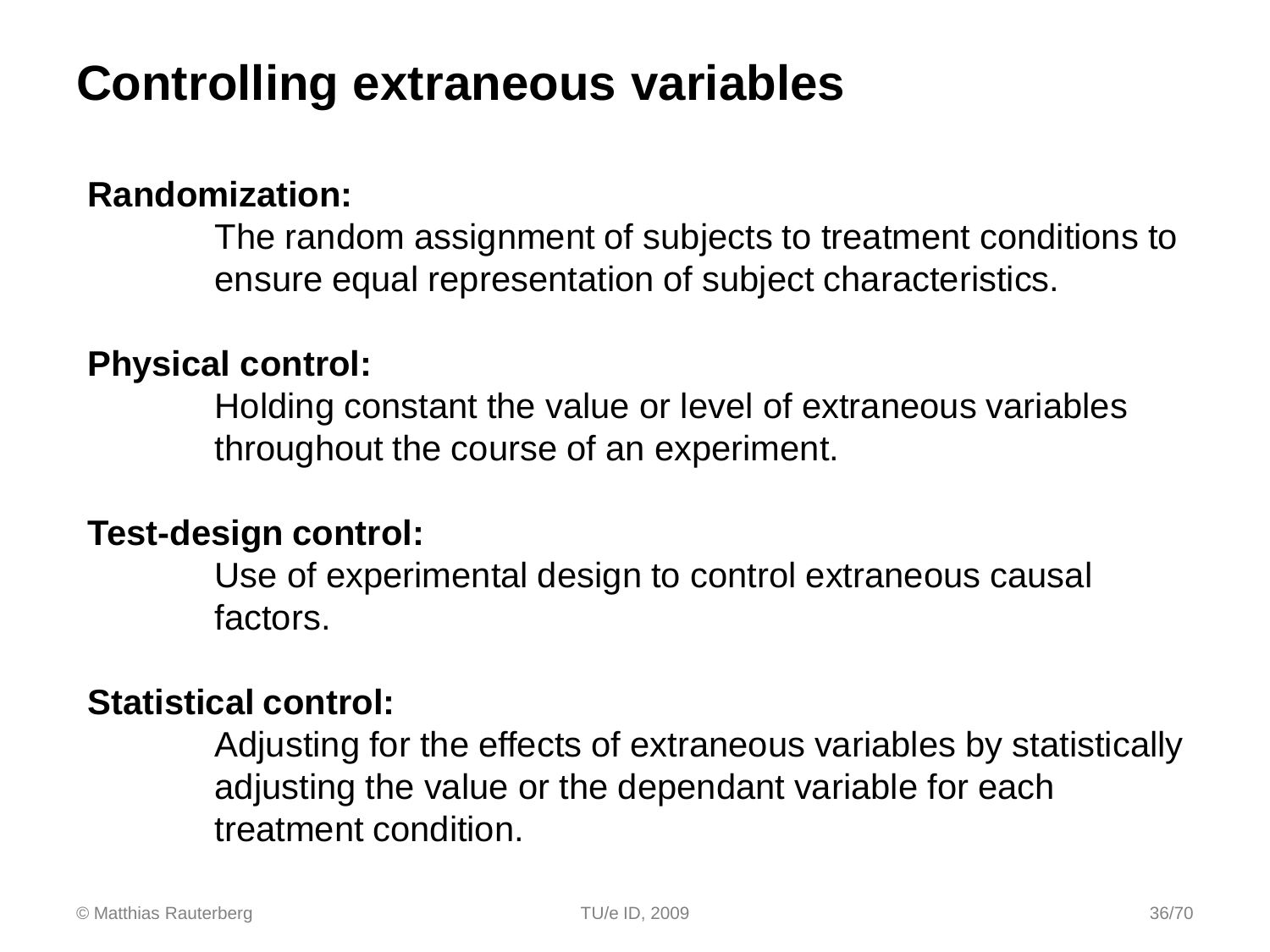# Controlling extraneous variables

**Randomization:**

The random assignment of subjects to treatment conditions to ensure equal representation of subject characteristics.

**Physical control:**

Holding constant the value or level of extraneous variables throughout the course of an experiment.

**Test-design control:**

Use of experimental design to control extraneous causal factors.

**Statistical control:**

Adjusting for the effects of extraneous variables by statistically adjusting the value or the dependant variable for each treatment condition.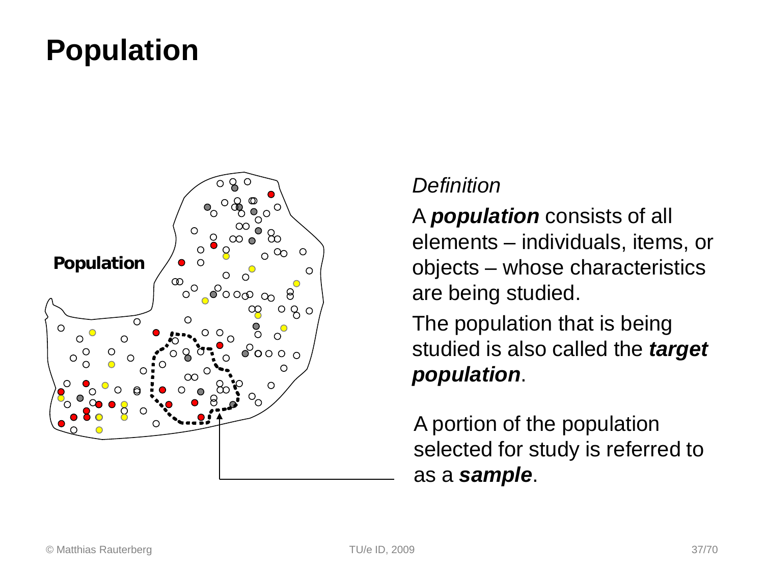# Population

Population

*Definition*

A ***population*** consists of all elements – individuals, items, or objects – whose characteristics are being studied.

The population that is being studied is also called the ***target population***.

A portion of the population selected for study is referred to as a ***sample***.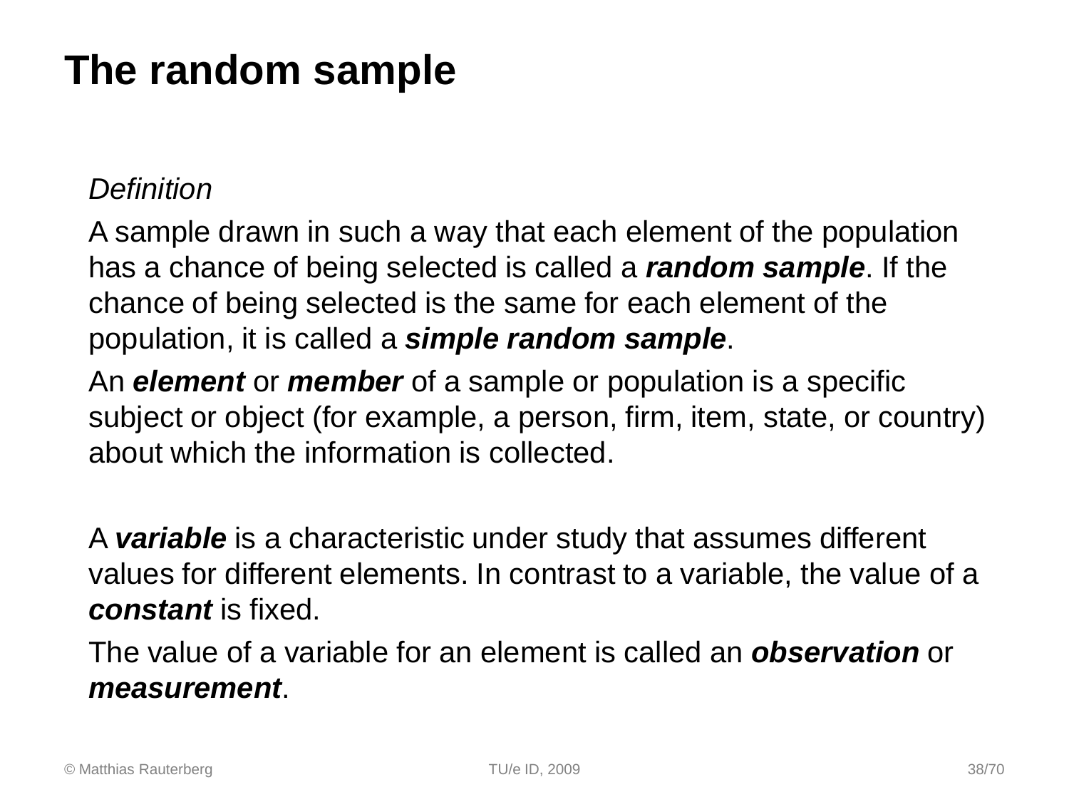# The random sample

*Definition*

A sample drawn in such a way that each element of the population has a chance of being selected is called a ***random sample***. If the chance of being selected is the same for each element of the population, it is called a ***simple random sample***.

An ***element*** or ***member*** of a sample or population is a specific subject or object (for example, a person, firm, item, state, or country) about which the information is collected.

A ***variable*** is a characteristic under study that assumes different values for different elements. In contrast to a variable, the value of a ***constant*** is fixed.

The value of a variable for an element is called an ***observation*** or ***measurement***.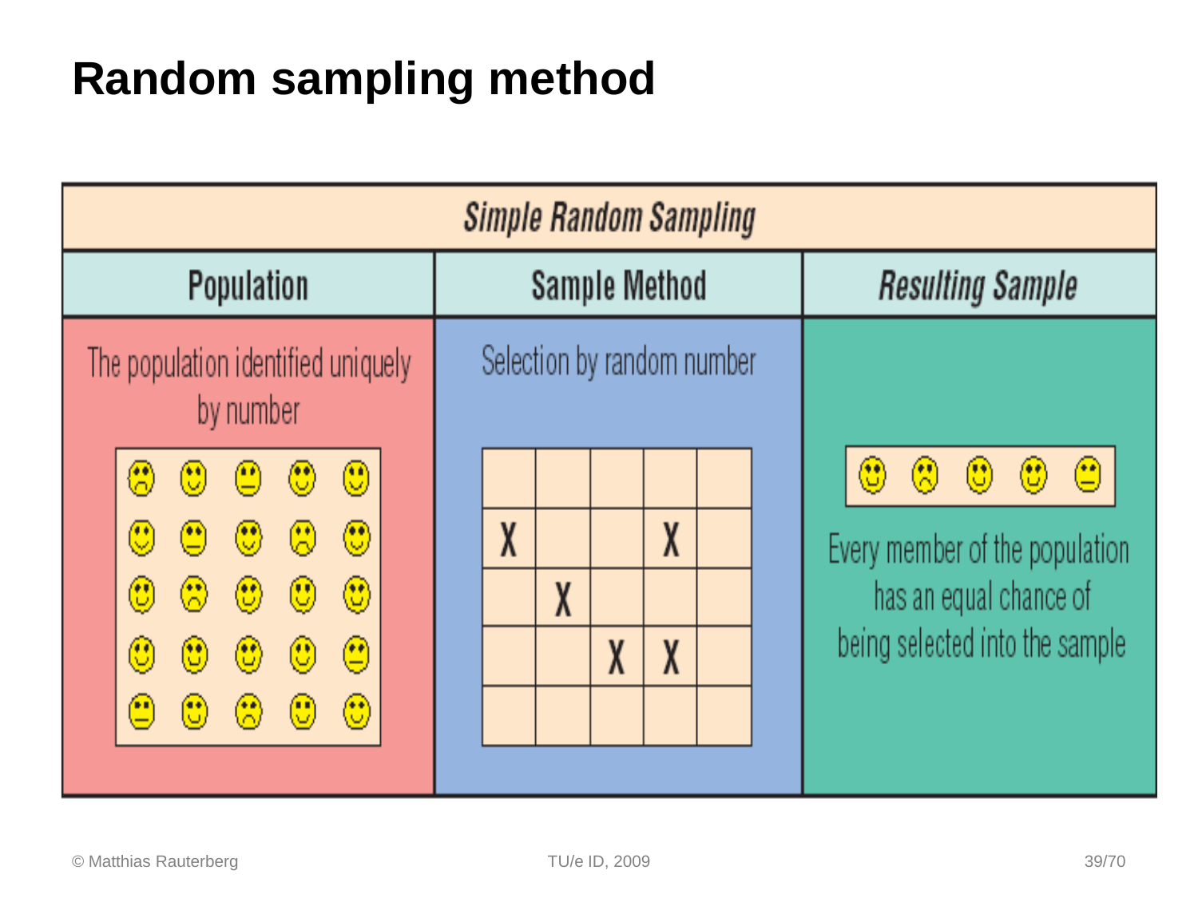# Random sampling method

| Simple Random Sampling | | |
|---|---|---|
| **Population** | **Sample Method** | ***Resulting Sample*** |
| The population identified uniquely by number | Selection by random number | Every member of the population has an equal chance of being selected into the sample |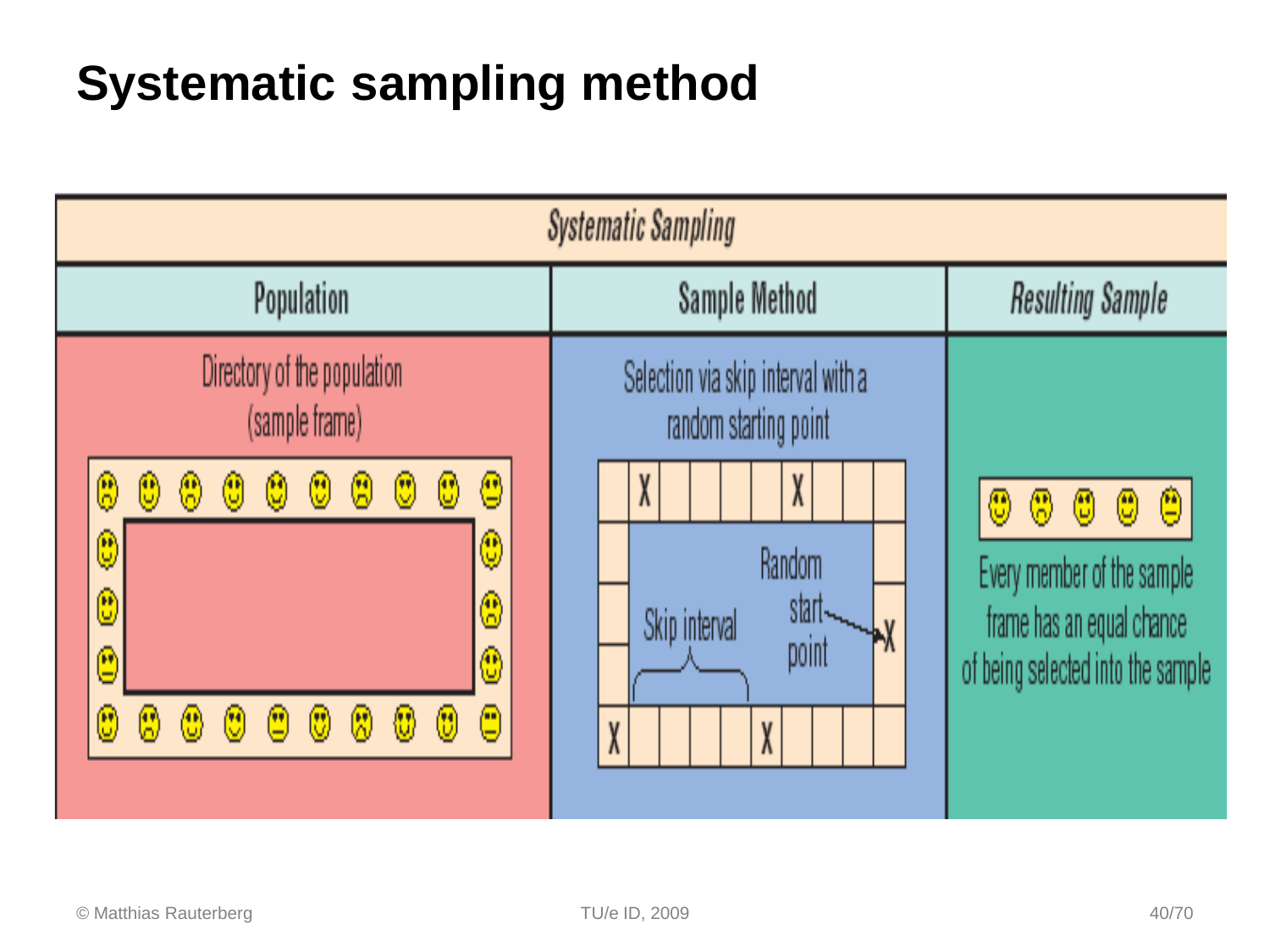# Systematic sampling method

| Systematic Sampling | | |
|---|---|---|
| Population | Sample Method | *Resulting Sample* |
| Directory of the population (sample frame) | Selection via skip interval with a random starting point | Every member of the sample frame has an equal chance of being selected into the sample |

Skip interval

Random start point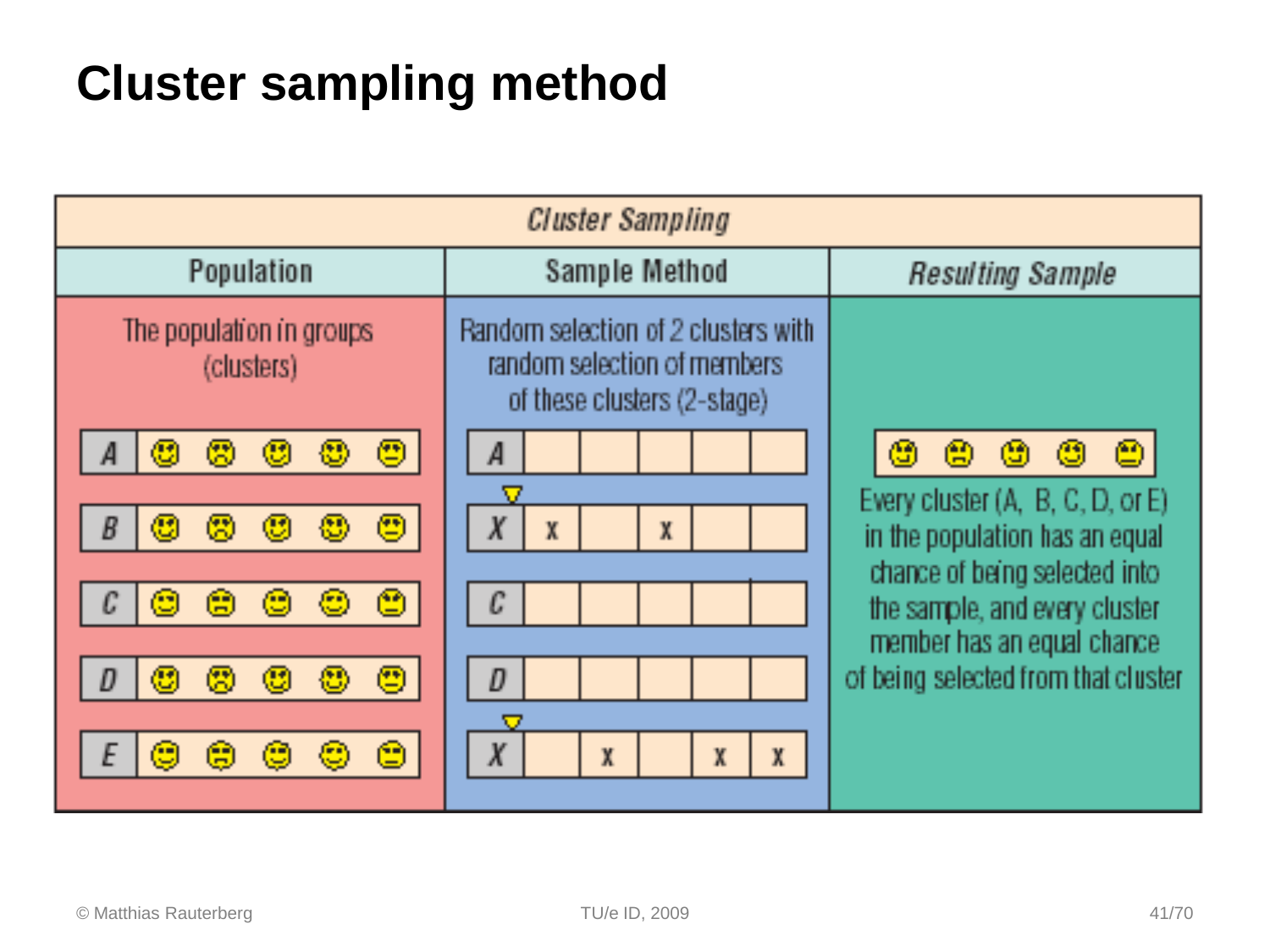# Cluster sampling method

| *Cluster Sampling* | | |
|---|---|---|
| Population | Sample Method | *Resulting Sample* |
| The population in groups (clusters) | Random selection of 2 clusters with random selection of members of these clusters (2-stage) | Every cluster (A, B, C, D, or E) in the population has an equal chance of being selected into the sample, and every cluster member has an equal chance of being selected from that cluster |
| A | A | |
| B | X: x, x | |
| C | C | |
| D | D | |
| E | X: x, x, x | |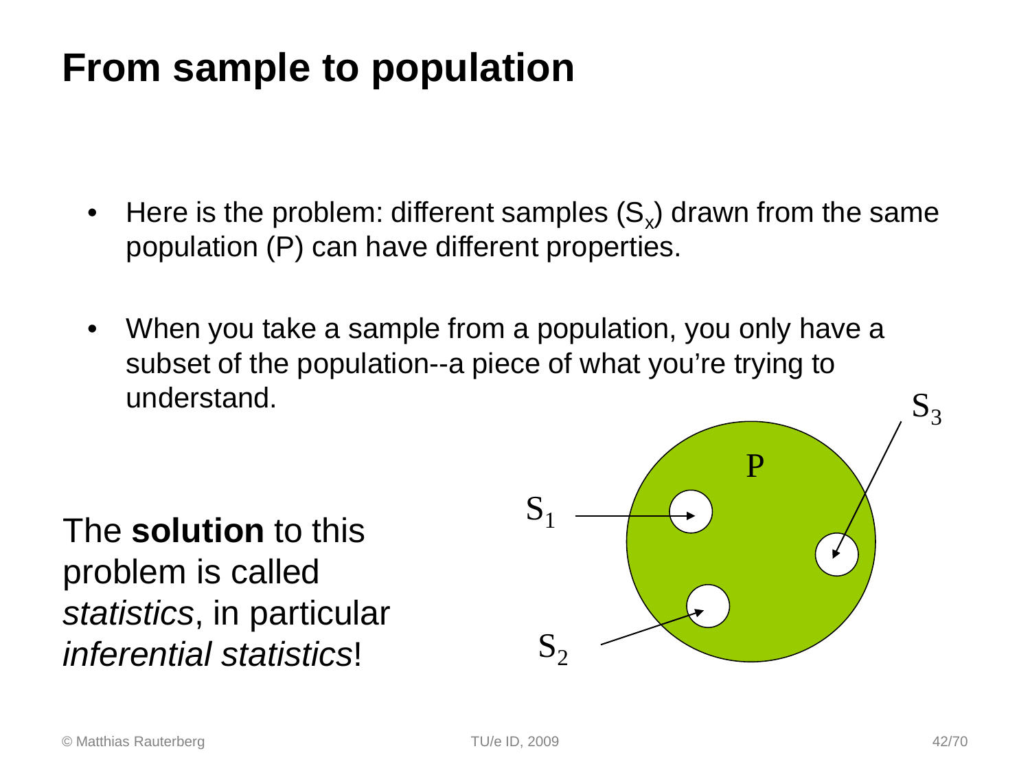# From sample to population

- Here is the problem: different samples ($S_x$) drawn from the same population (P) can have different properties.
- When you take a sample from a population, you only have a subset of the population--a piece of what you're trying to understand.

The **solution** to this problem is called *statistics*, in particular *inferential statistics*!

P

$S_1$

$S_2$

$S_3$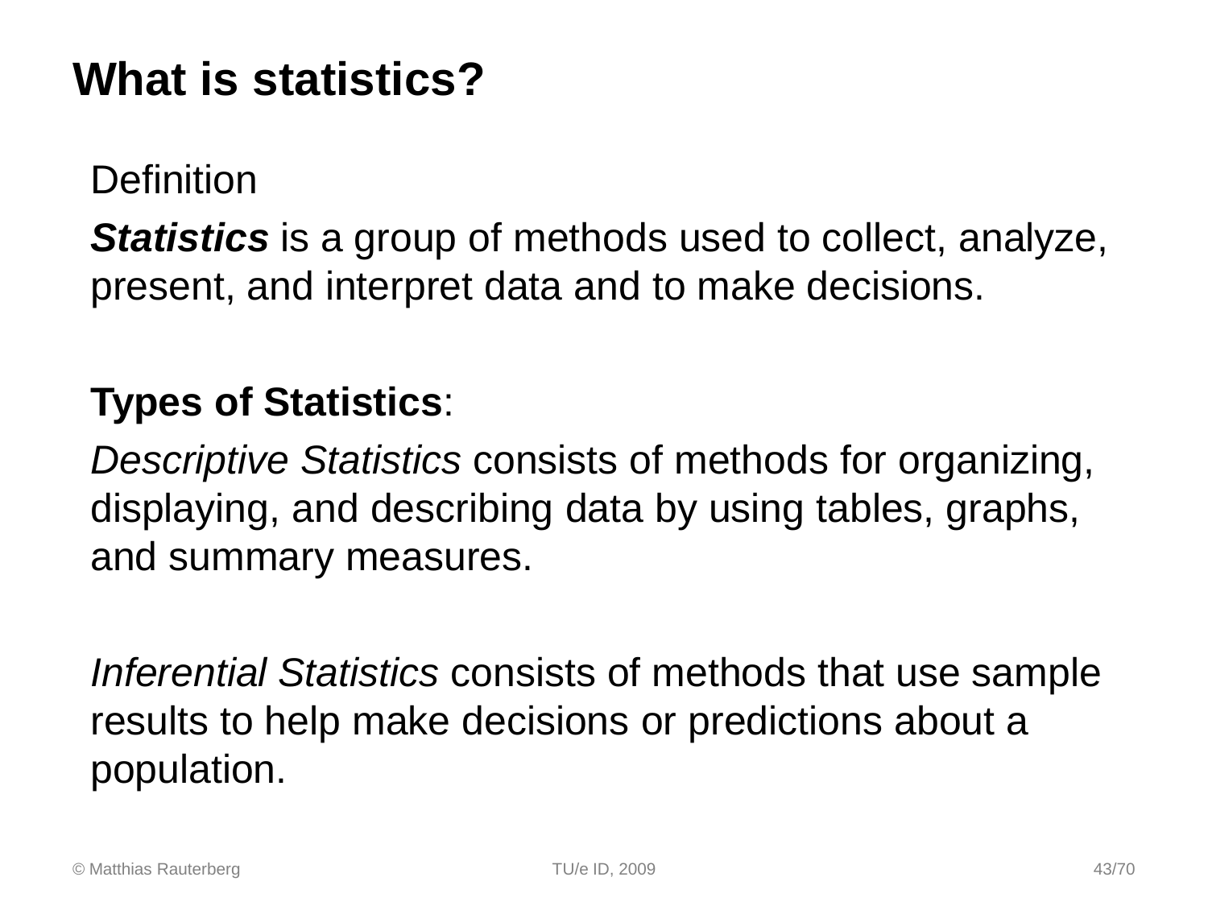# What is statistics?

Definition

***Statistics*** is a group of methods used to collect, analyze, present, and interpret data and to make decisions.

**Types of Statistics**:

*Descriptive Statistics* consists of methods for organizing, displaying, and describing data by using tables, graphs, and summary measures.

*Inferential Statistics* consists of methods that use sample results to help make decisions or predictions about a population.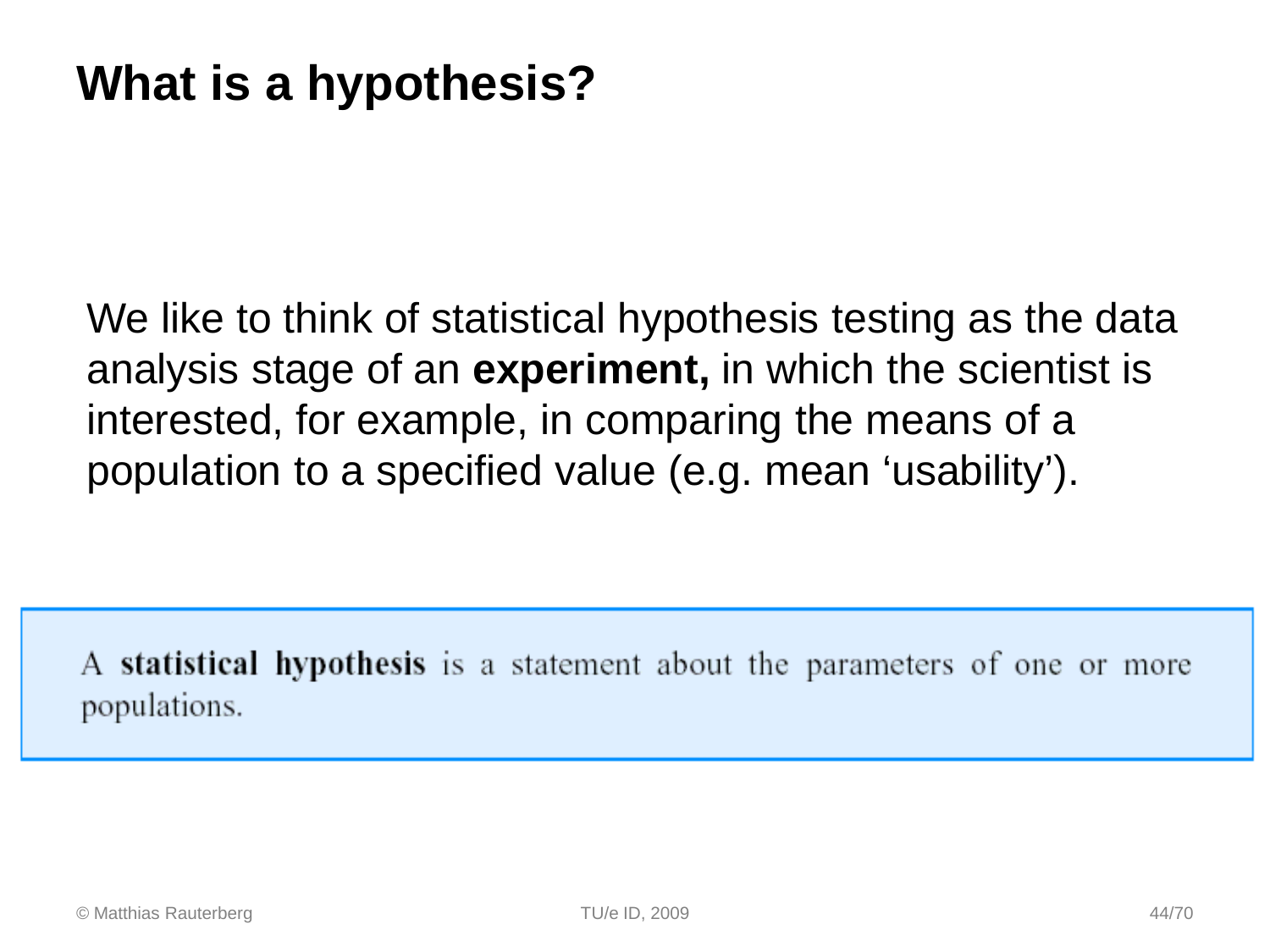# What is a hypothesis?

We like to think of statistical hypothesis testing as the data analysis stage of an **experiment,** in which the scientist is interested, for example, in comparing the means of a population to a specified value (e.g. mean ‘usability’).

A **statistical hypothesis** is a statement about the parameters of one or more populations.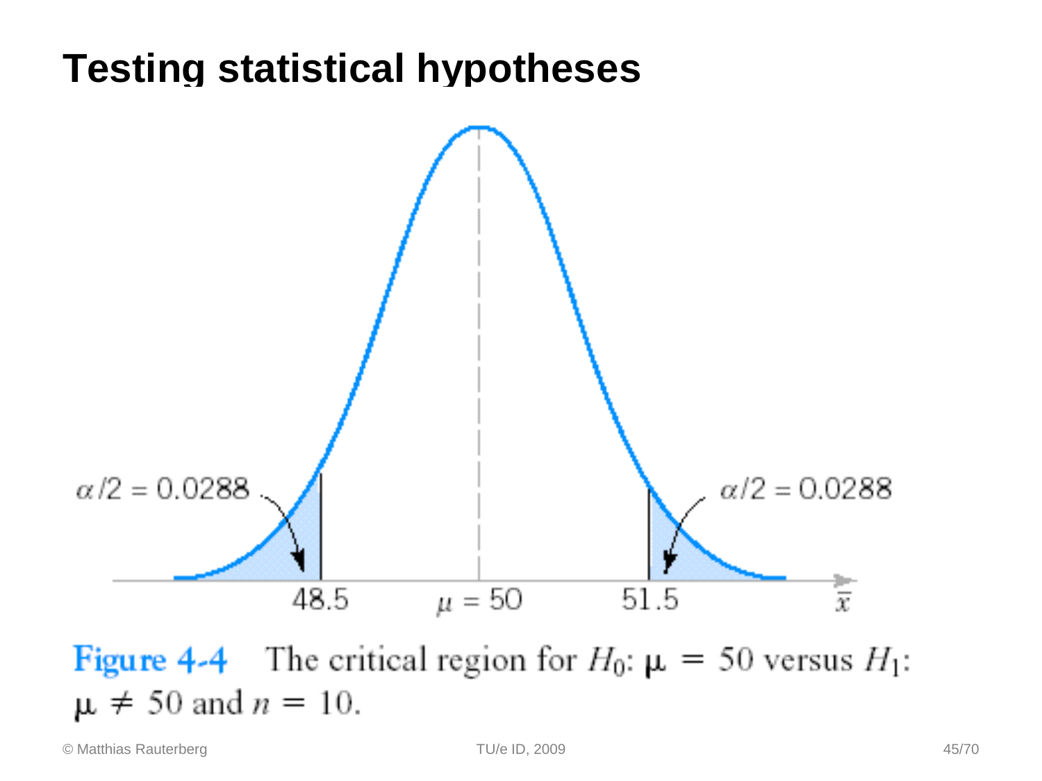# Testing statistical hypotheses

$\alpha/2 = 0.0288$

$\alpha/2 = 0.0288$

48.5 &nbsp;&nbsp; $\mu = 50$ &nbsp;&nbsp; 51.5 &nbsp;&nbsp; $\bar{x}$

**Figure 4-4** The critical region for $H_0$: $\mu = 50$ versus $H_1$: $\mu \neq 50$ and $n = 10$.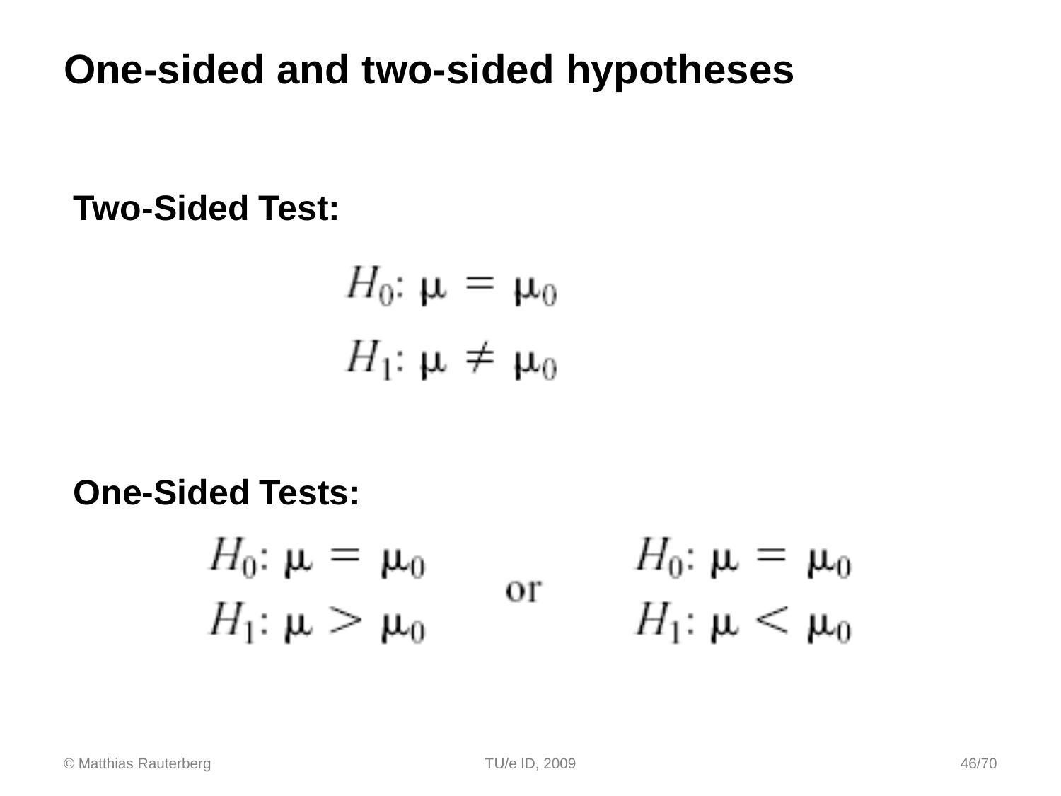# One-sided and two-sided hypotheses

**Two-Sided Test:**

$$H_0\colon \mu = \mu_0$$

$$H_1\colon \mu \neq \mu_0$$

**One-Sided Tests:**

$$H_0\colon \mu = \mu_0 \qquad \text{or} \qquad H_0\colon \mu = \mu_0$$

$$H_1\colon \mu > \mu_0 \qquad \qquad \qquad H_1\colon \mu < \mu_0$$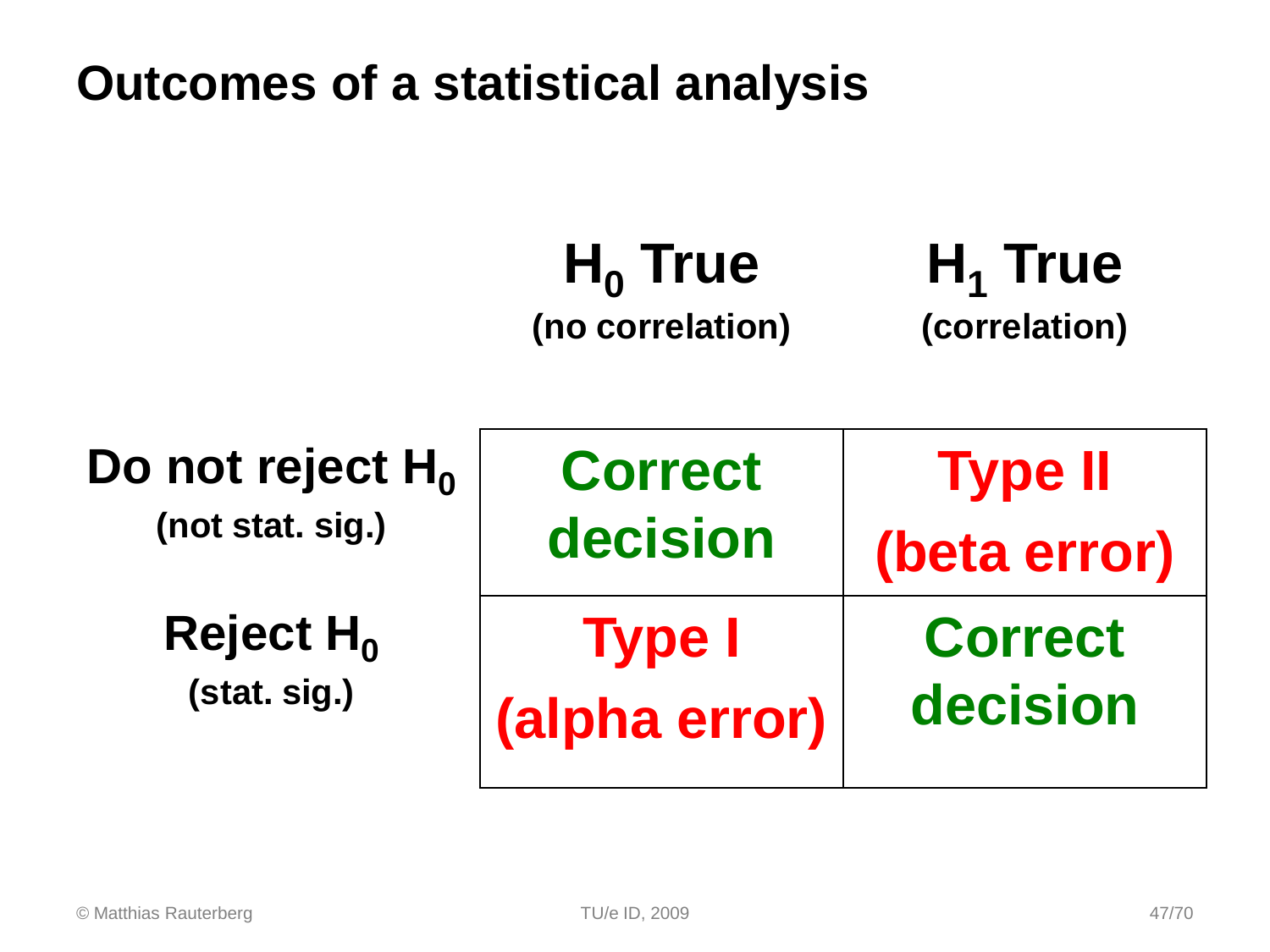# Outcomes of a statistical analysis

| | $H_0$ True (no correlation) | $H_1$ True (correlation) |
|---|---|---|
| **Do not reject $H_0$** (not stat. sig.) | Correct decision | Type II (beta error) |
| **Reject $H_0$** (stat. sig.) | Type I (alpha error) | Correct decision |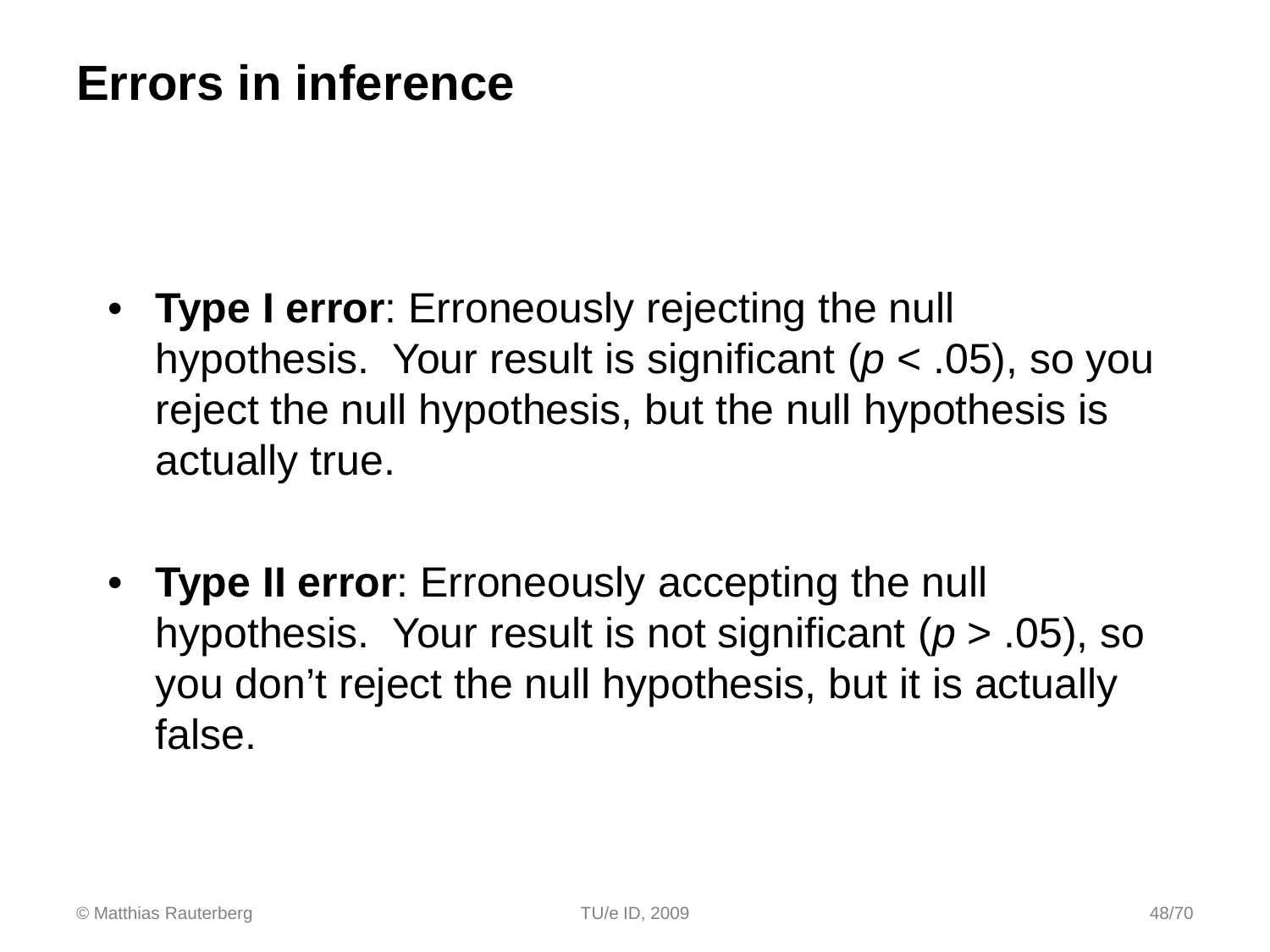# Errors in inference

- **Type I error**: Erroneously rejecting the null hypothesis. Your result is significant ($p < .05$), so you reject the null hypothesis, but the null hypothesis is actually true.

- **Type II error**: Erroneously accepting the null hypothesis. Your result is not significant ($p > .05$), so you don't reject the null hypothesis, but it is actually false.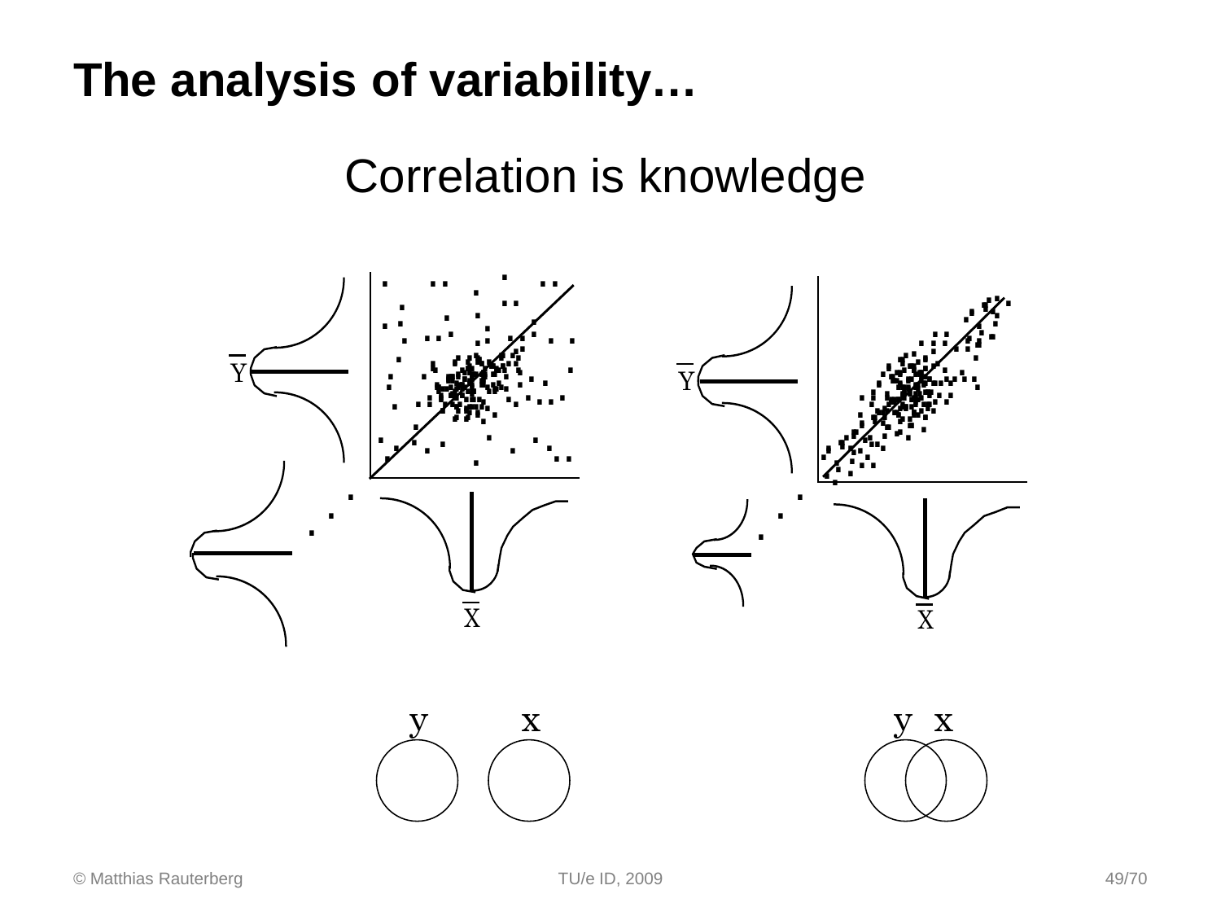# The analysis of variability…

Correlation is knowledge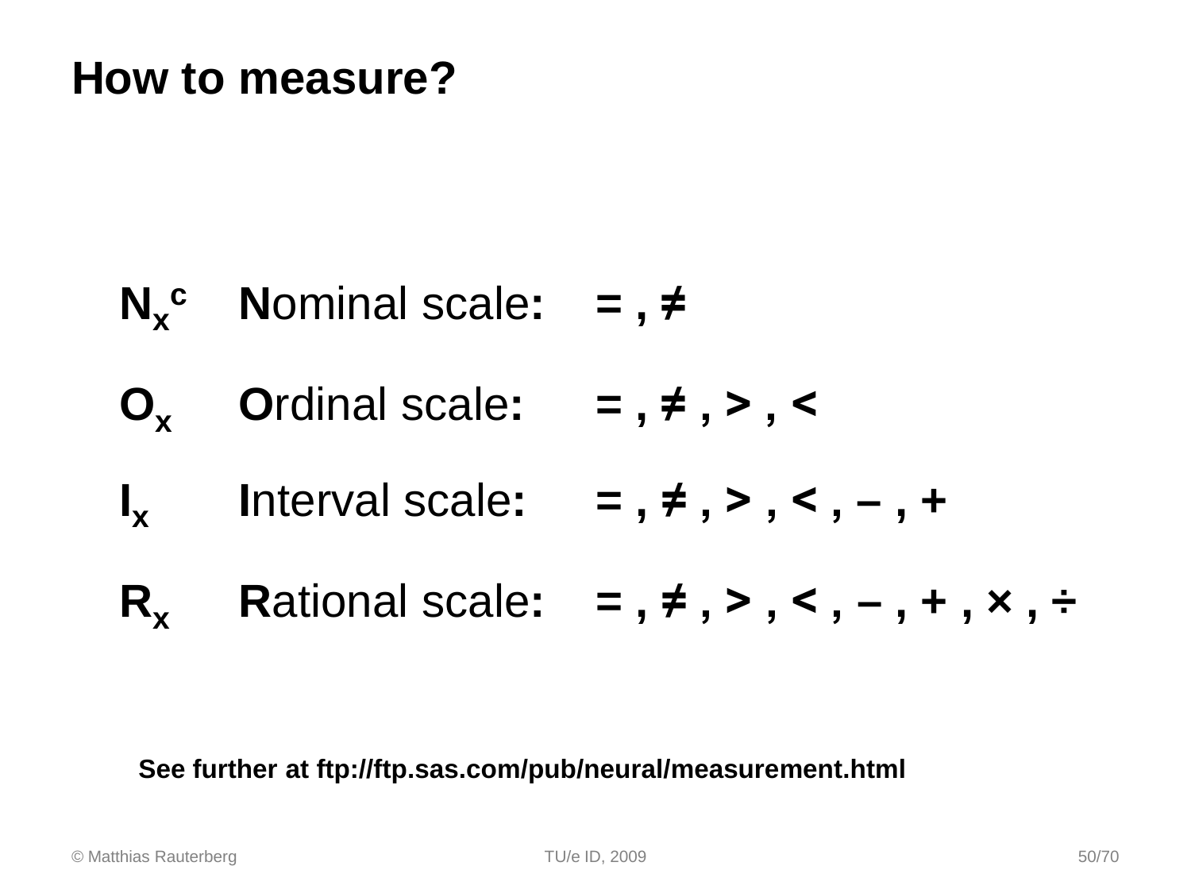# How to measure?

| | | |
|---|---|---|
| $N_x^c$ | **N**ominal scale**:** | **= , ≠** |
| $O_x$ | **O**rdinal scale**:** | **= , ≠ , > , <** |
| $I_x$ | **I**nterval scale**:** | **= , ≠ , > , < , – , +** |
| $R_x$ | **R**ational scale**:** | **= , ≠ , > , < , – , + , × , ÷** |

**See further at ftp://ftp.sas.com/pub/neural/measurement.html**

© Matthias Rauterberg TU/e ID, 2009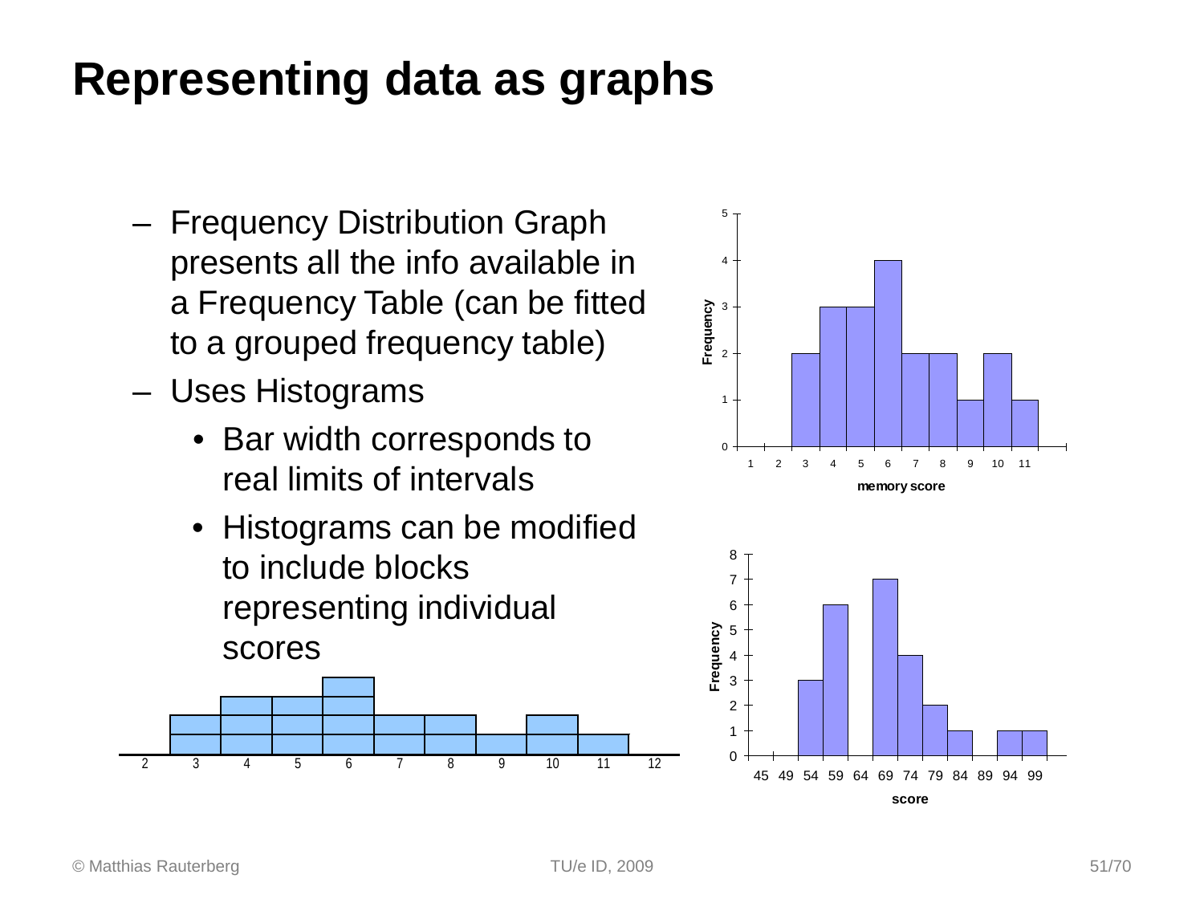# Representing data as graphs

- Frequency Distribution Graph presents all the info available in a Frequency Table (can be fitted to a grouped frequency table)
- Uses Histograms
  - Bar width corresponds to real limits of intervals
  - Histograms can be modified to include blocks representing individual scores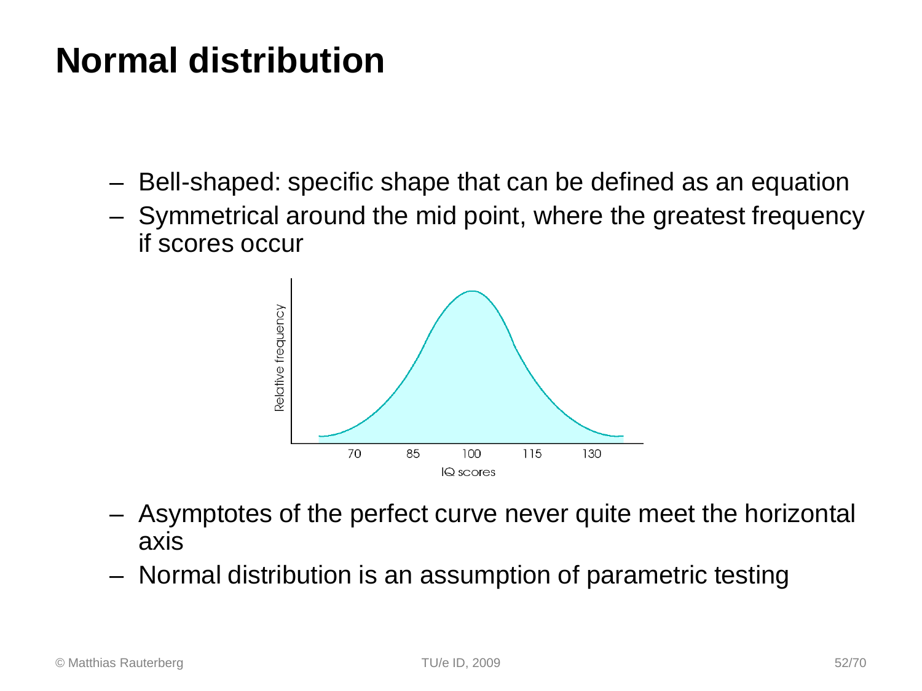# Normal distribution

- Bell-shaped: specific shape that can be defined as an equation
- Symmetrical around the mid point, where the greatest frequency if scores occur

- Asymptotes of the perfect curve never quite meet the horizontal axis
- Normal distribution is an assumption of parametric testing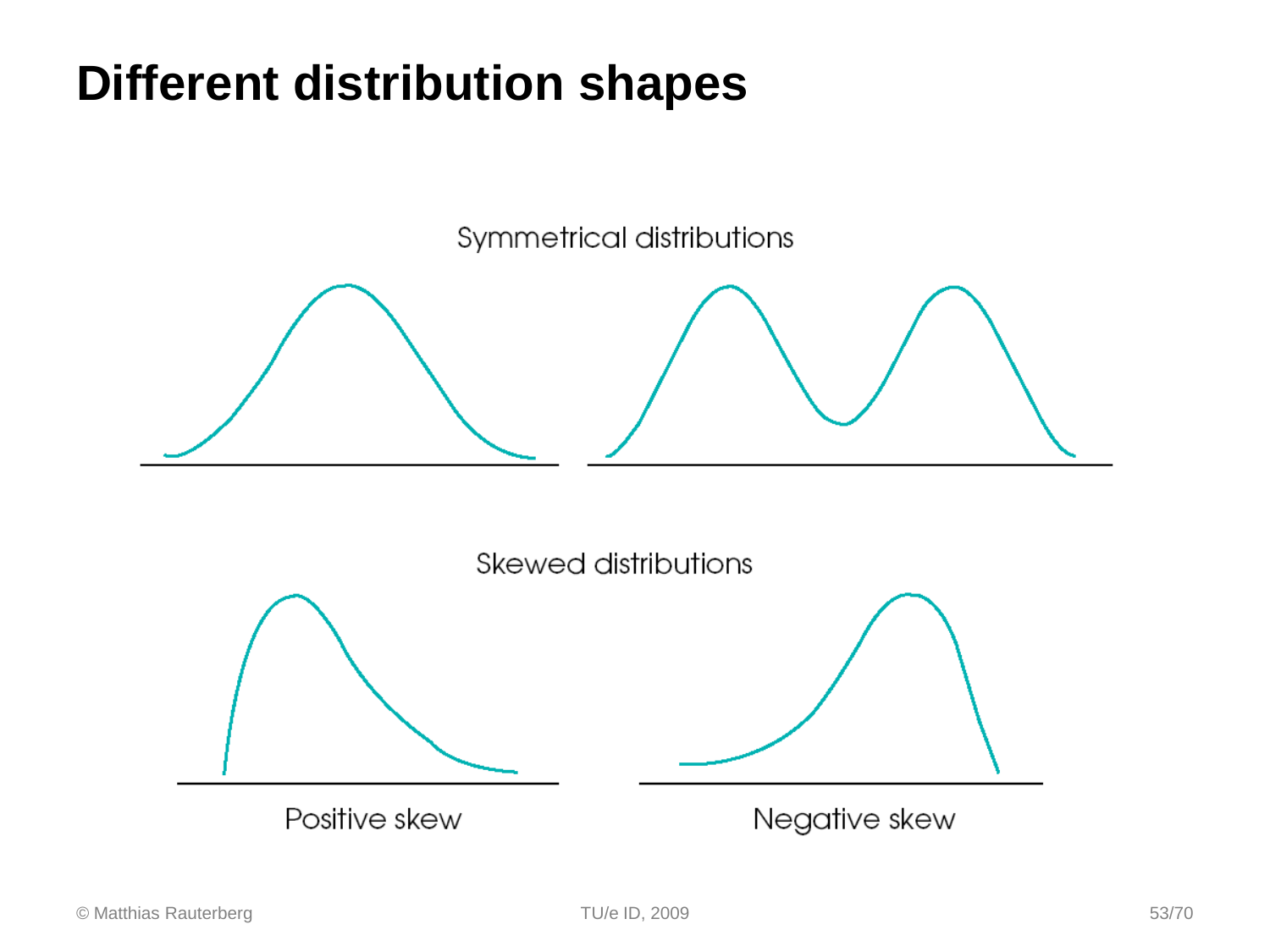# Different distribution shapes

Symmetrical distributions

Skewed distributions

Positive skew

Negative skew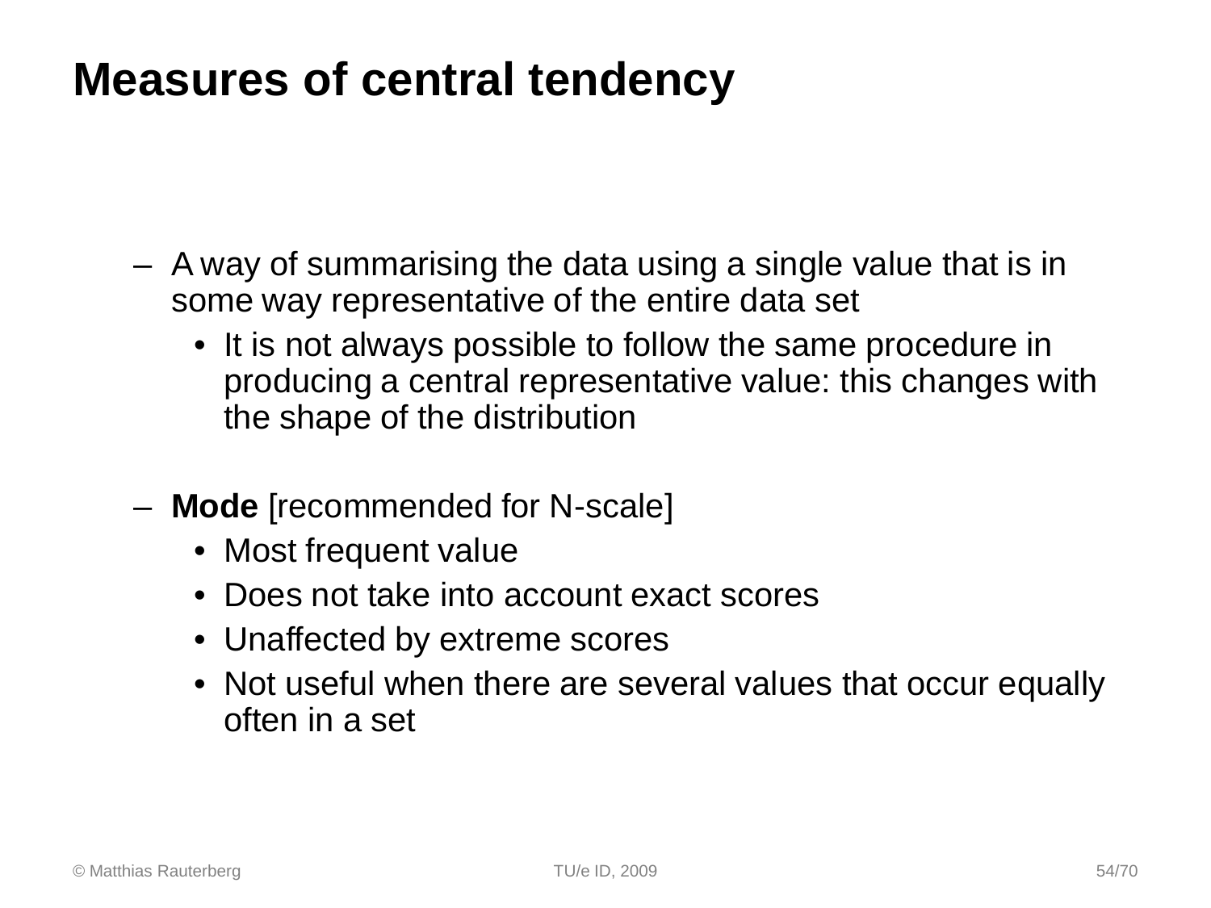# Measures of central tendency

- A way of summarising the data using a single value that is in some way representative of the entire data set
  - It is not always possible to follow the same procedure in producing a central representative value: this changes with the shape of the distribution

- **Mode** [recommended for N-scale]
  - Most frequent value
  - Does not take into account exact scores
  - Unaffected by extreme scores
  - Not useful when there are several values that occur equally often in a set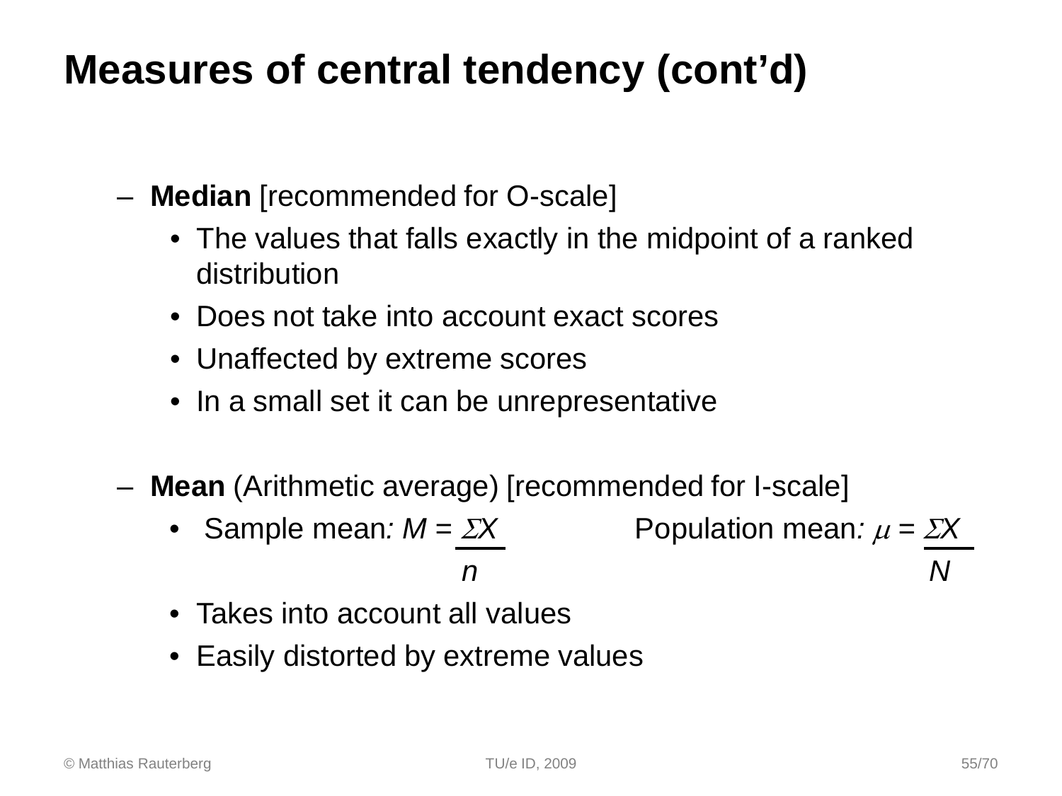# Measures of central tendency (cont'd)

- **Median** [recommended for O-scale]
  - The values that falls exactly in the midpoint of a ranked distribution
  - Does not take into account exact scores
  - Unaffected by extreme scores
  - In a small set it can be unrepresentative

- **Mean** (Arithmetic average) [recommended for I-scale]
  - Sample mean: $M = \frac{\Sigma X}{n}$ Population mean: $\mu = \frac{\Sigma X}{N}$
  - Takes into account all values
  - Easily distorted by extreme values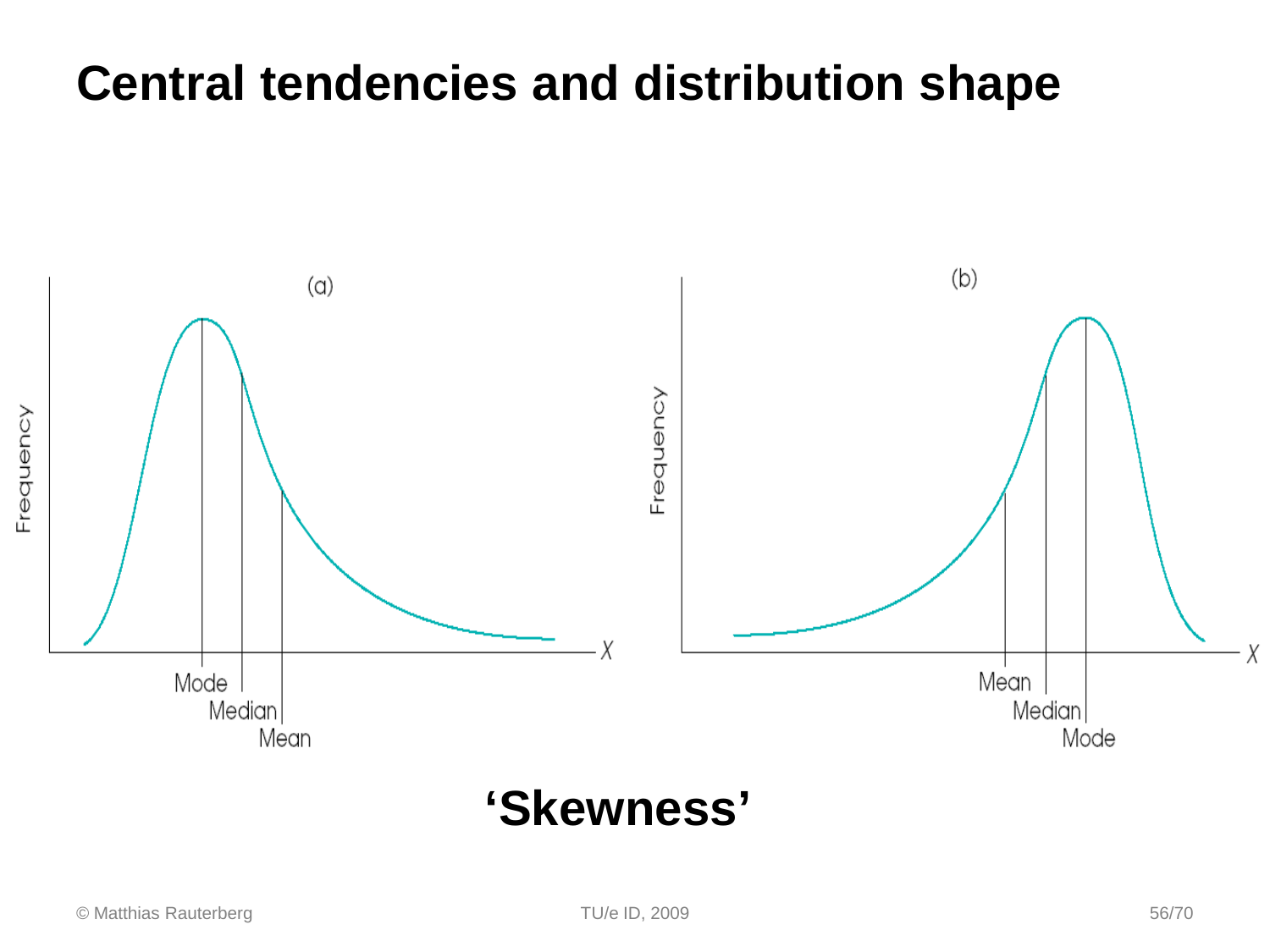# Central tendencies and distribution shape

(a)

Frequency

Mode

Median

Mean

X

(b)

Frequency

Mean

Median

Mode

X

**'Skewness'**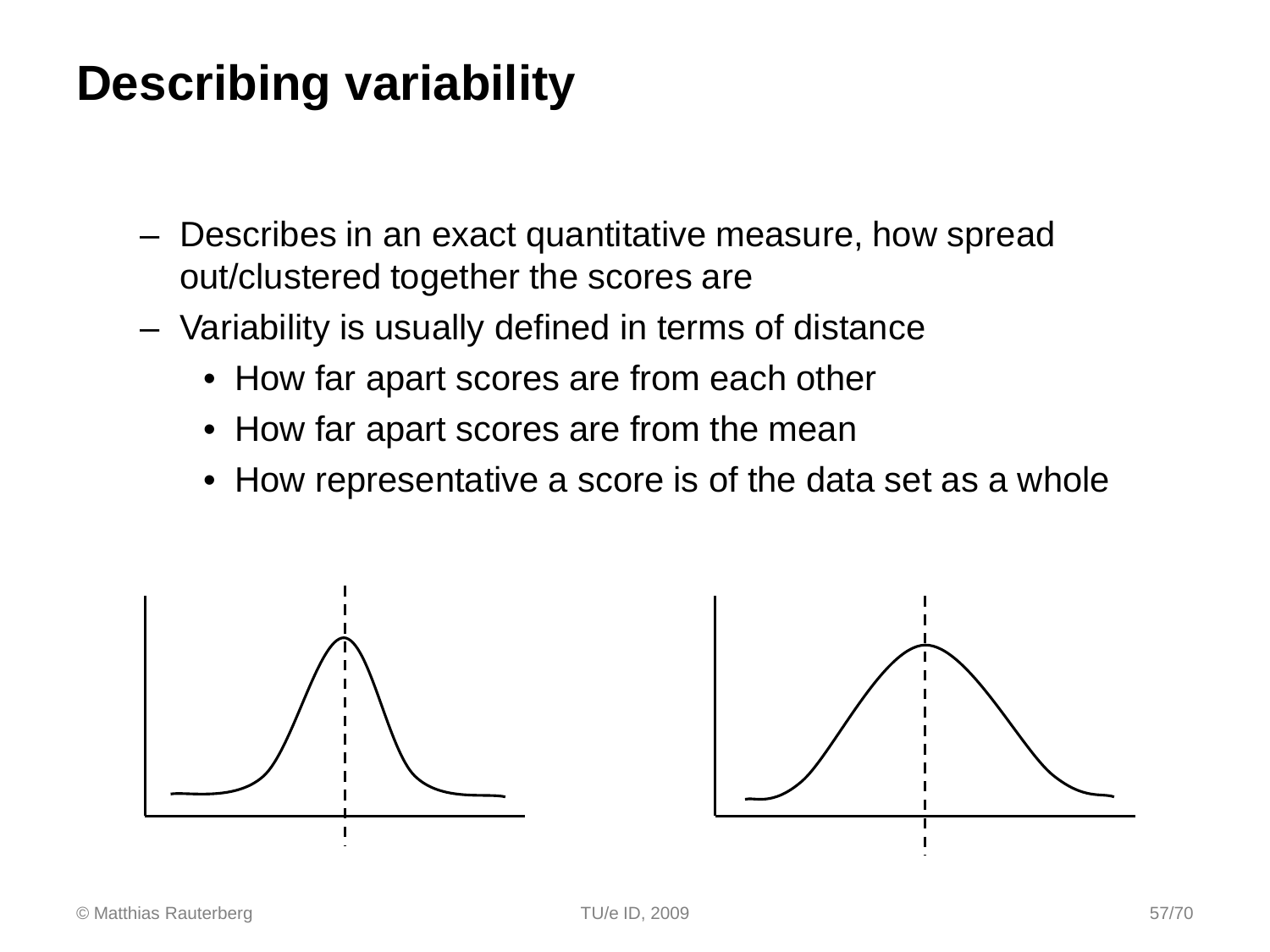# Describing variability

- Describes in an exact quantitative measure, how spread out/clustered together the scores are
- Variability is usually defined in terms of distance
  - How far apart scores are from each other
  - How far apart scores are from the mean
  - How representative a score is of the data set as a whole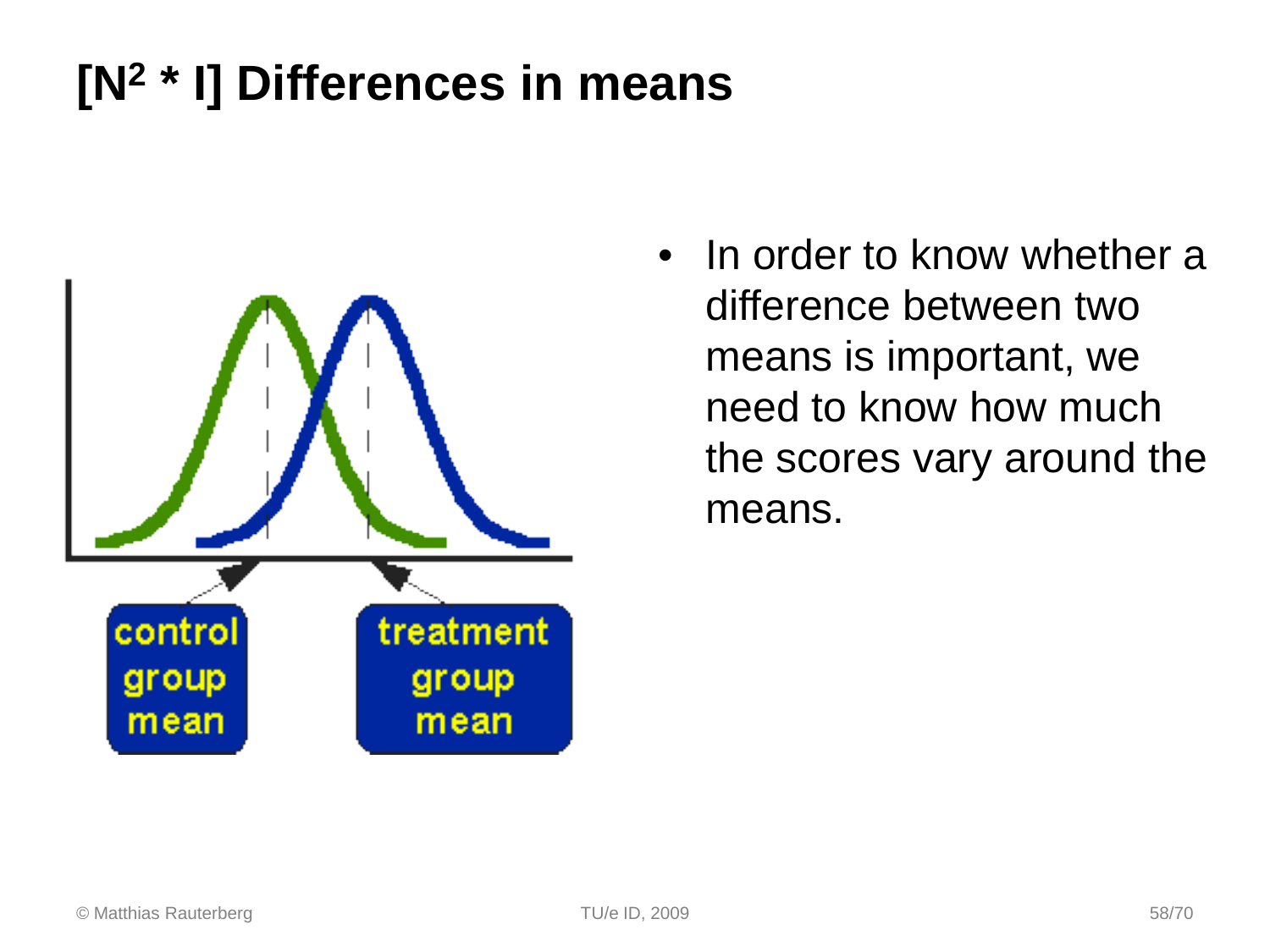# [$N^2$ * I] Differences in means

control group mean

treatment group mean

- In order to know whether a difference between two means is important, we need to know how much the scores vary around the means.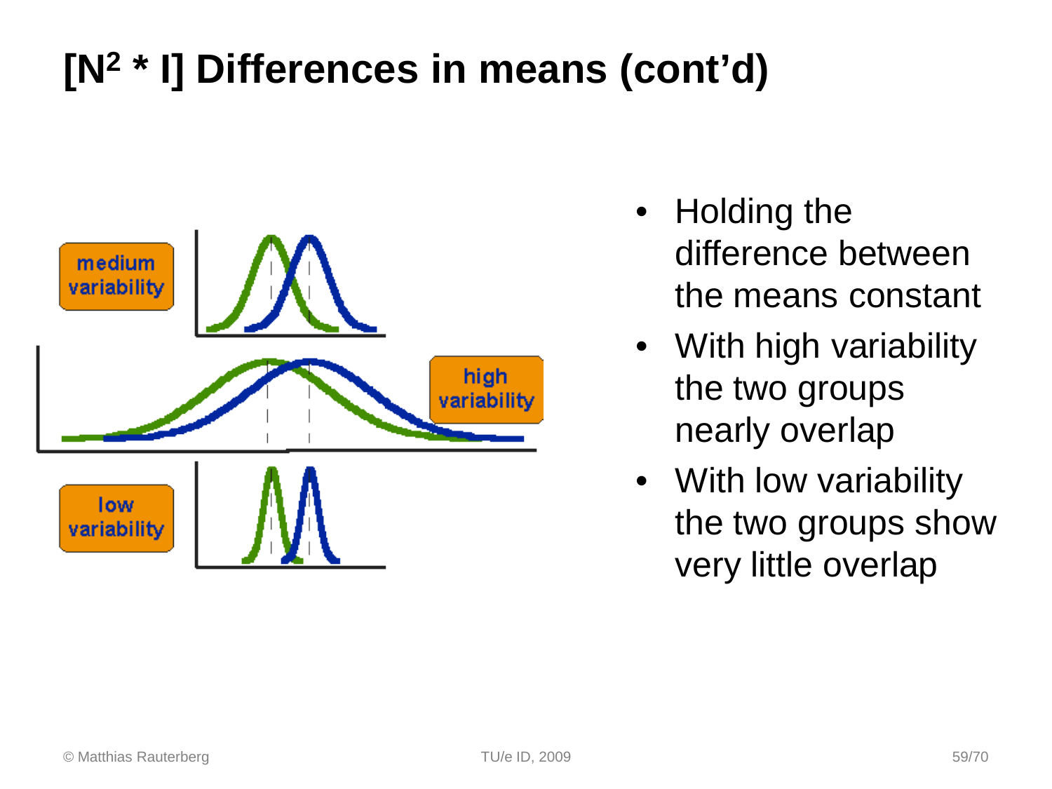# [$N^2$ * I] Differences in means (cont'd)

- Holding the difference between the means constant
- With high variability the two groups nearly overlap
- With low variability the two groups show very little overlap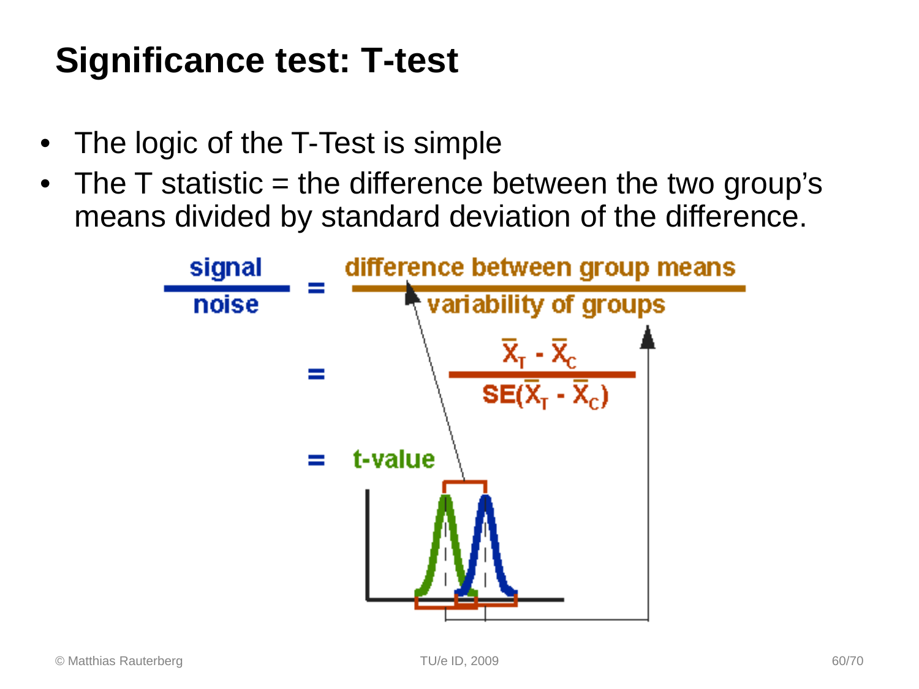# Significance test: T-test

- The logic of the T-Test is simple
- The T statistic = the difference between the two group's means divided by standard deviation of the difference.

$$\frac{\text{signal}}{\text{noise}} = \frac{\text{difference between group means}}{\text{variability of groups}}$$

$$= \frac{\bar{X}_T - \bar{X}_C}{SE(\bar{X}_T - \bar{X}_C)}$$

$$= \text{t-value}$$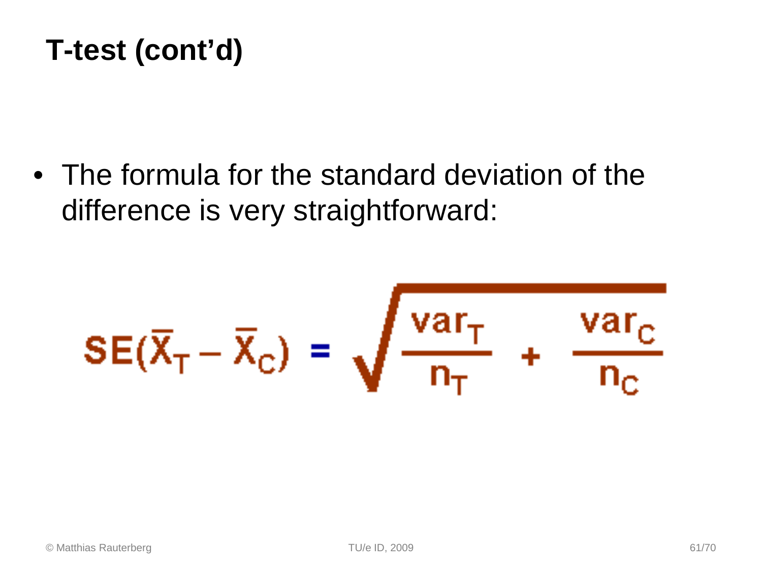# T-test (cont'd)

- The formula for the standard deviation of the difference is very straightforward:

$$SE(\bar{X}_T - \bar{X}_C) = \sqrt{\frac{var_T}{n_T} + \frac{var_C}{n_C}}$$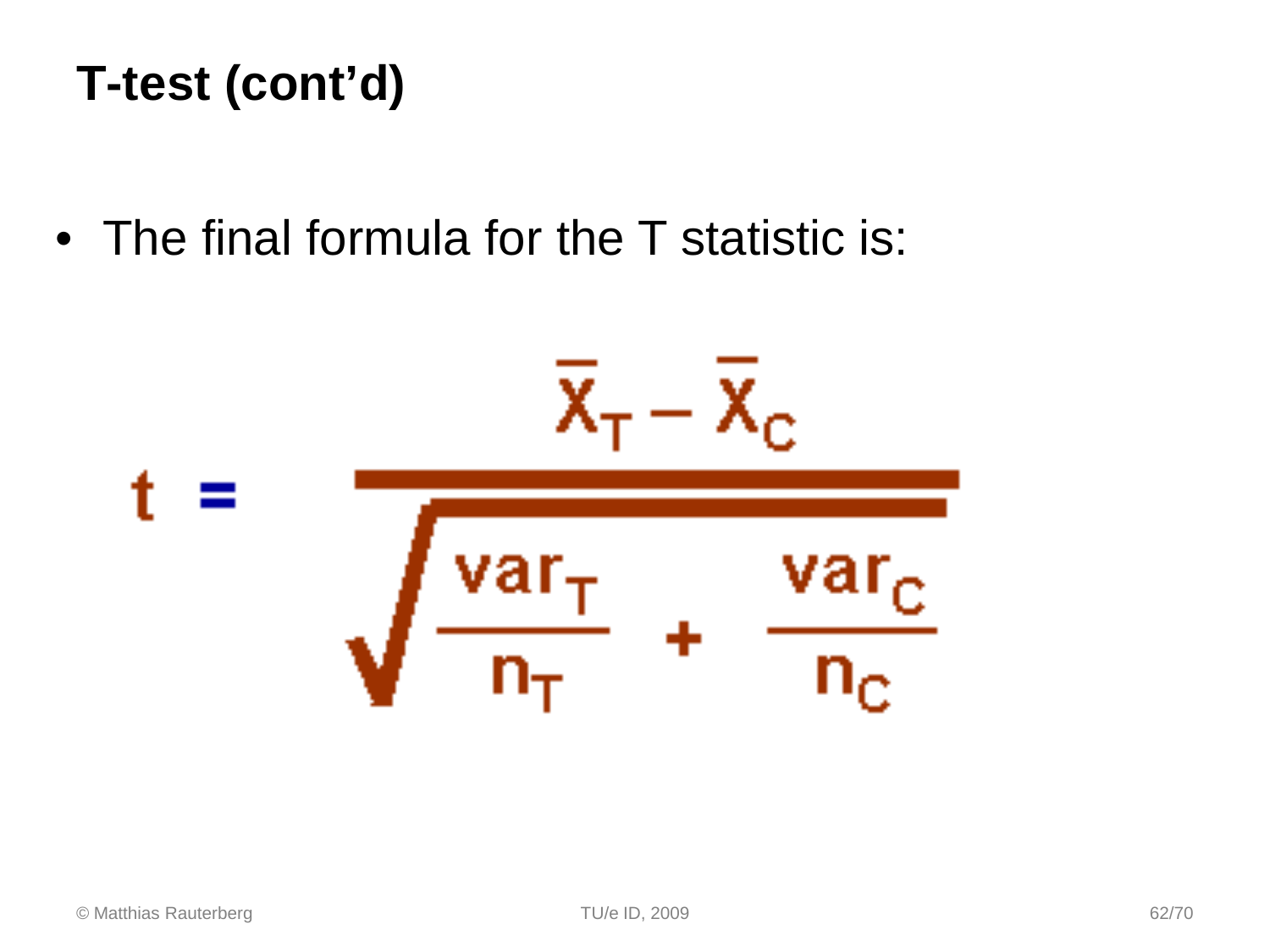## T-test (cont'd)

- The final formula for the T statistic is:

$$t = \frac{\bar{X}_T - \bar{X}_C}{\sqrt{\frac{var_T}{n_T} + \frac{var_C}{n_C}}}$$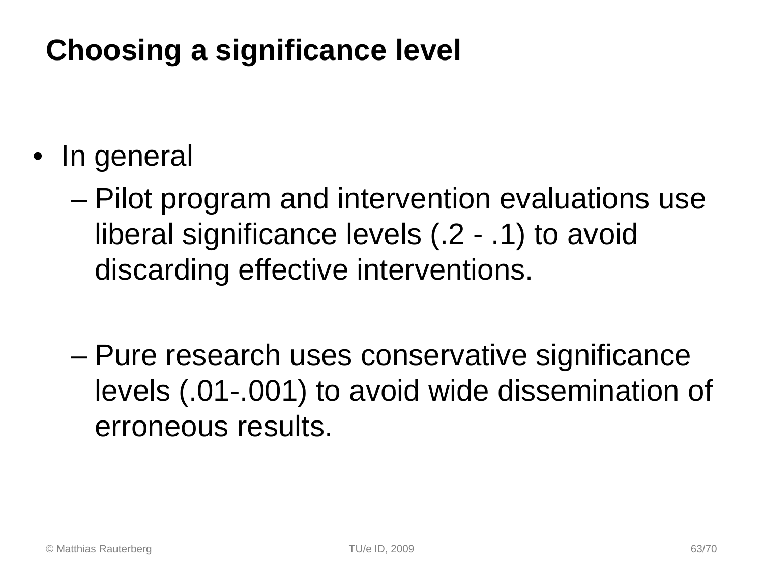## Choosing a significance level

- In general
  - Pilot program and intervention evaluations use liberal significance levels (.2 - .1) to avoid discarding effective interventions.
  - Pure research uses conservative significance levels (.01-.001) to avoid wide dissemination of erroneous results.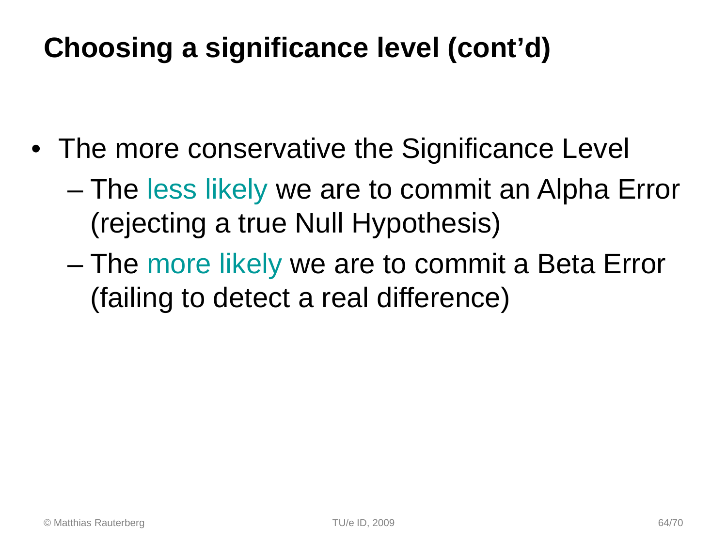# Choosing a significance level (cont'd)

- The more conservative the Significance Level
  - The less likely we are to commit an Alpha Error (rejecting a true Null Hypothesis)
  - The more likely we are to commit a Beta Error (failing to detect a real difference)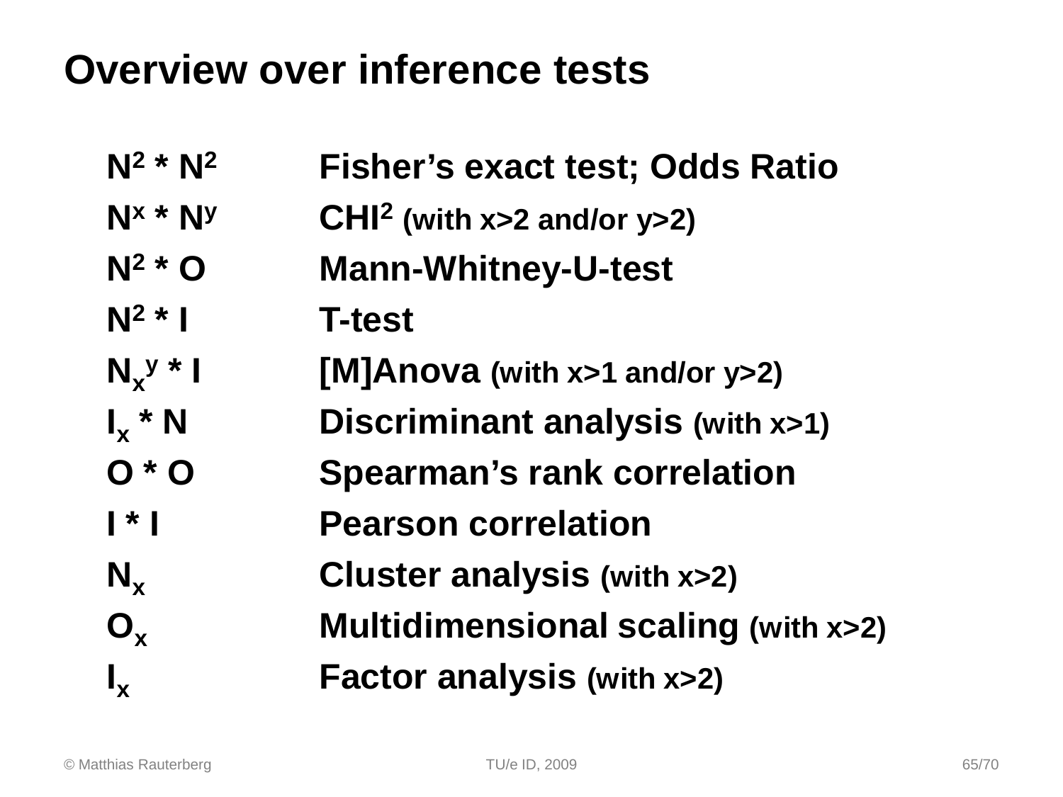# Overview over inference tests

| | |
|---|---|
| $N^2 * N^2$ | Fisher's exact test; Odds Ratio |
| $N^x * N^y$ | CHI² (with x>2 and/or y>2) |
| $N^2 * O$ | Mann-Whitney-U-test |
| $N^2 * I$ | T-test |
| $N_x^y * I$ | [M]Anova (with x>1 and/or y>2) |
| $I_x * N$ | Discriminant analysis (with x>1) |
| $O * O$ | Spearman's rank correlation |
| $I * I$ | Pearson correlation |
| $N_x$ | Cluster analysis (with x>2) |
| $O_x$ | Multidimensional scaling (with x>2) |
| $I_x$ | Factor analysis (with x>2) |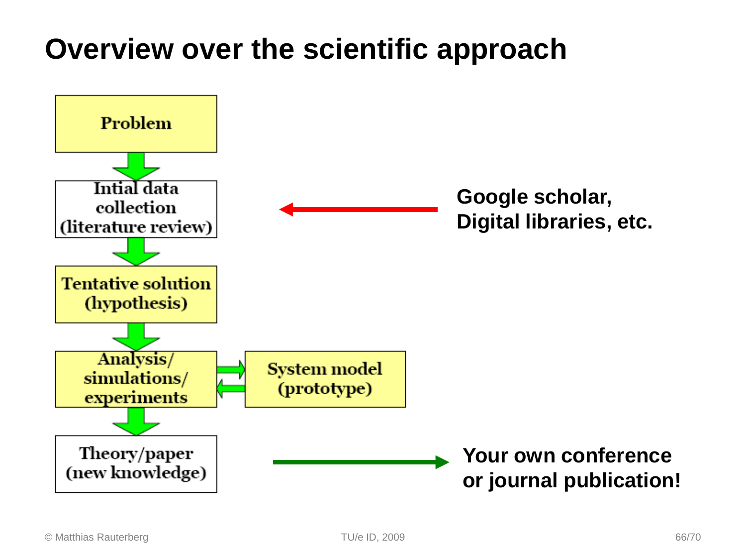# Overview over the scientific approach

Problem

Intial data collection (literature review)

Tentative solution (hypothesis)

Analysis/ simulations/ experiments

System model (prototype)

Theory/paper (new knowledge)

**Google scholar, Digital libraries, etc.**

**Your own conference or journal publication!**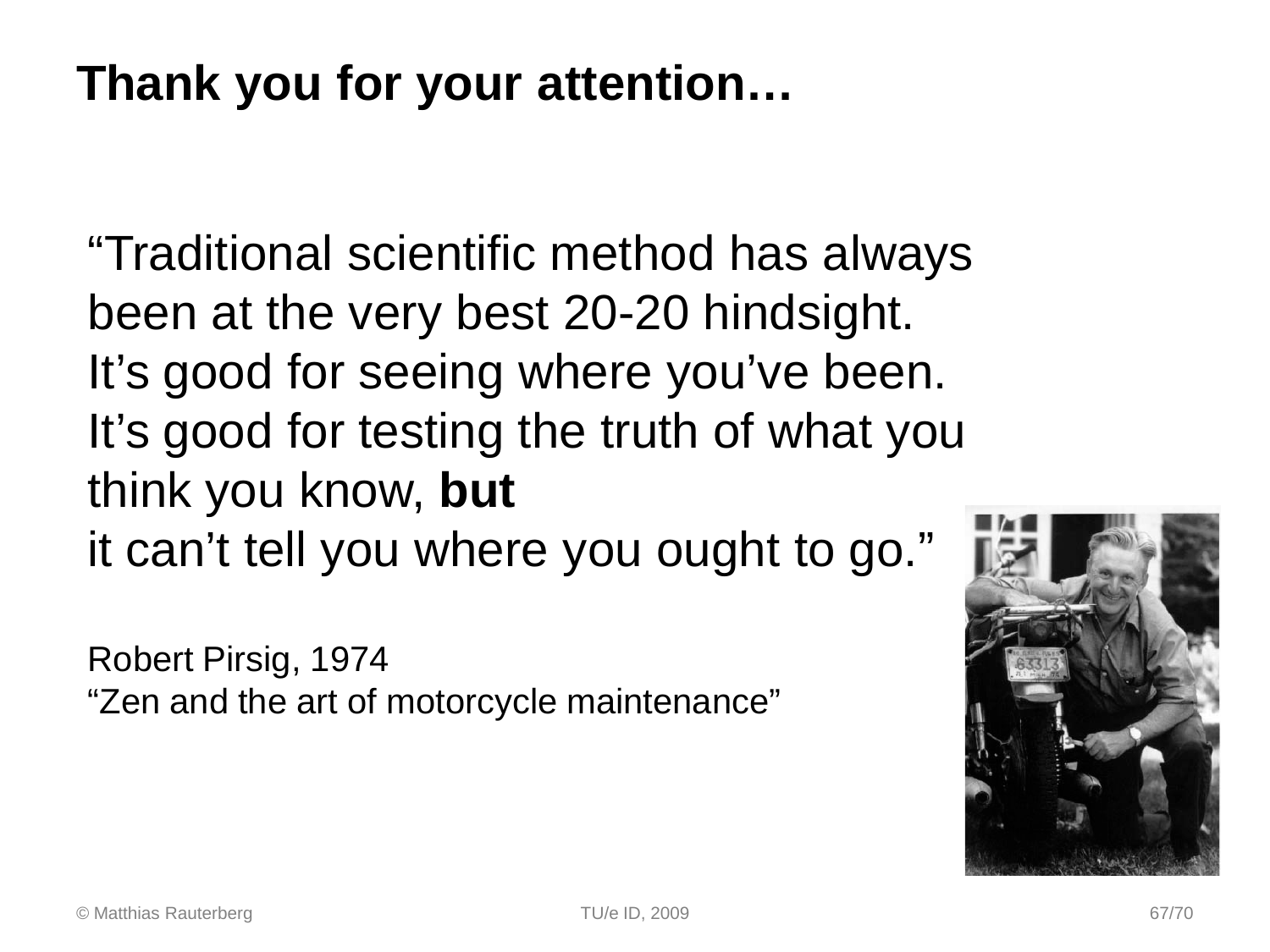# Thank you for your attention…

"Traditional scientific method has always been at the very best 20-20 hindsight. It's good for seeing where you've been. It's good for testing the truth of what you think you know, **but** it can't tell you where you ought to go."

Robert Pirsig, 1974
"Zen and the art of motorcycle maintenance"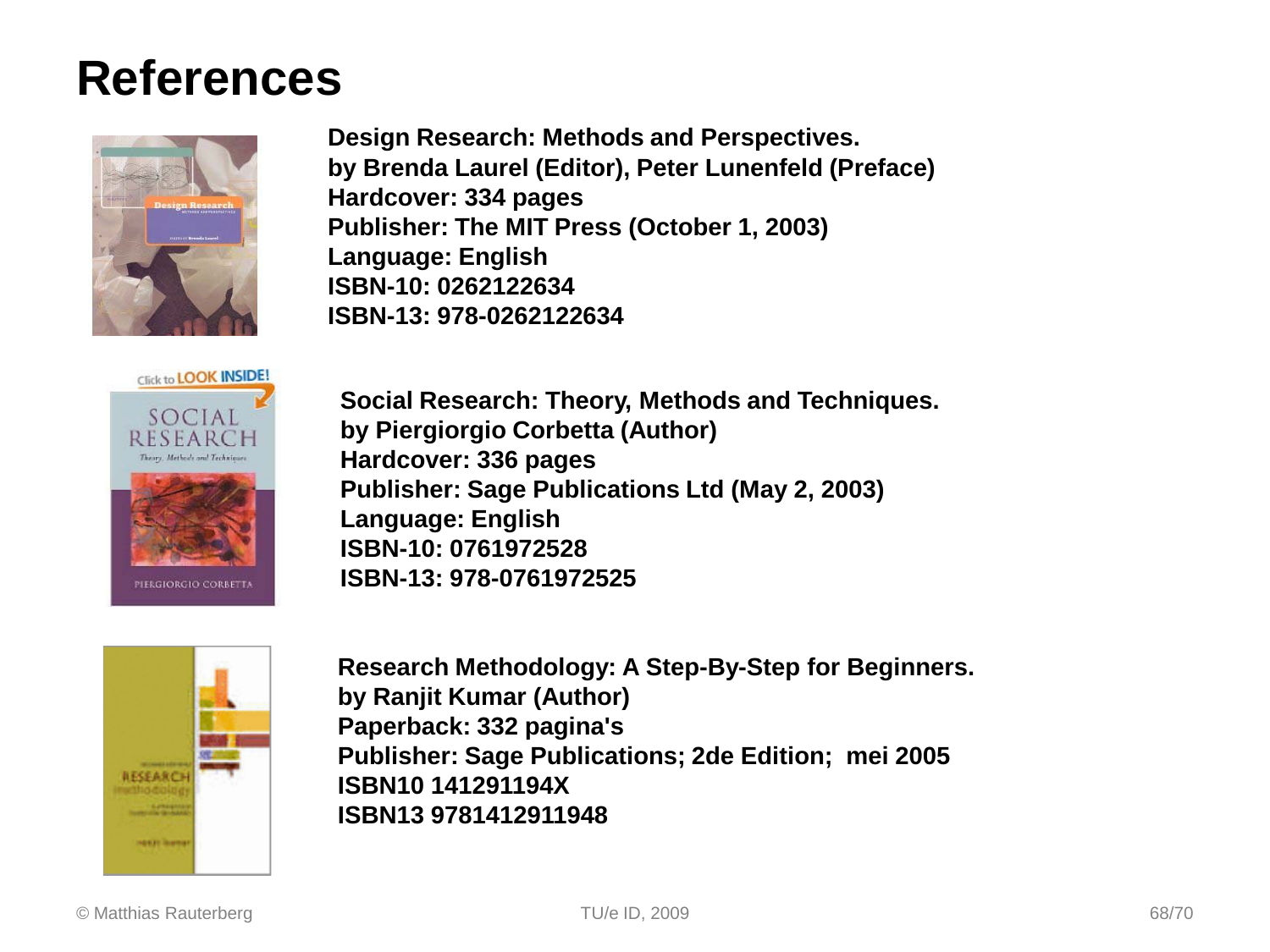# References

**Design Research: Methods and Perspectives.**
**by Brenda Laurel (Editor), Peter Lunenfeld (Preface)**
**Hardcover: 334 pages**
**Publisher: The MIT Press (October 1, 2003)**
**Language: English**
**ISBN-10: 0262122634**
**ISBN-13: 978-0262122634**

**Social Research: Theory, Methods and Techniques.**
**by Piergiorgio Corbetta (Author)**
**Hardcover: 336 pages**
**Publisher: Sage Publications Ltd (May 2, 2003)**
**Language: English**
**ISBN-10: 0761972528**
**ISBN-13: 978-0761972525**

**Research Methodology: A Step-By-Step for Beginners.**
**by Ranjit Kumar (Author)**
**Paperback: 332 pagina's**
**Publisher: Sage Publications; 2de Edition; mei 2005**
**ISBN10 141291194X**
**ISBN13 9781412911948**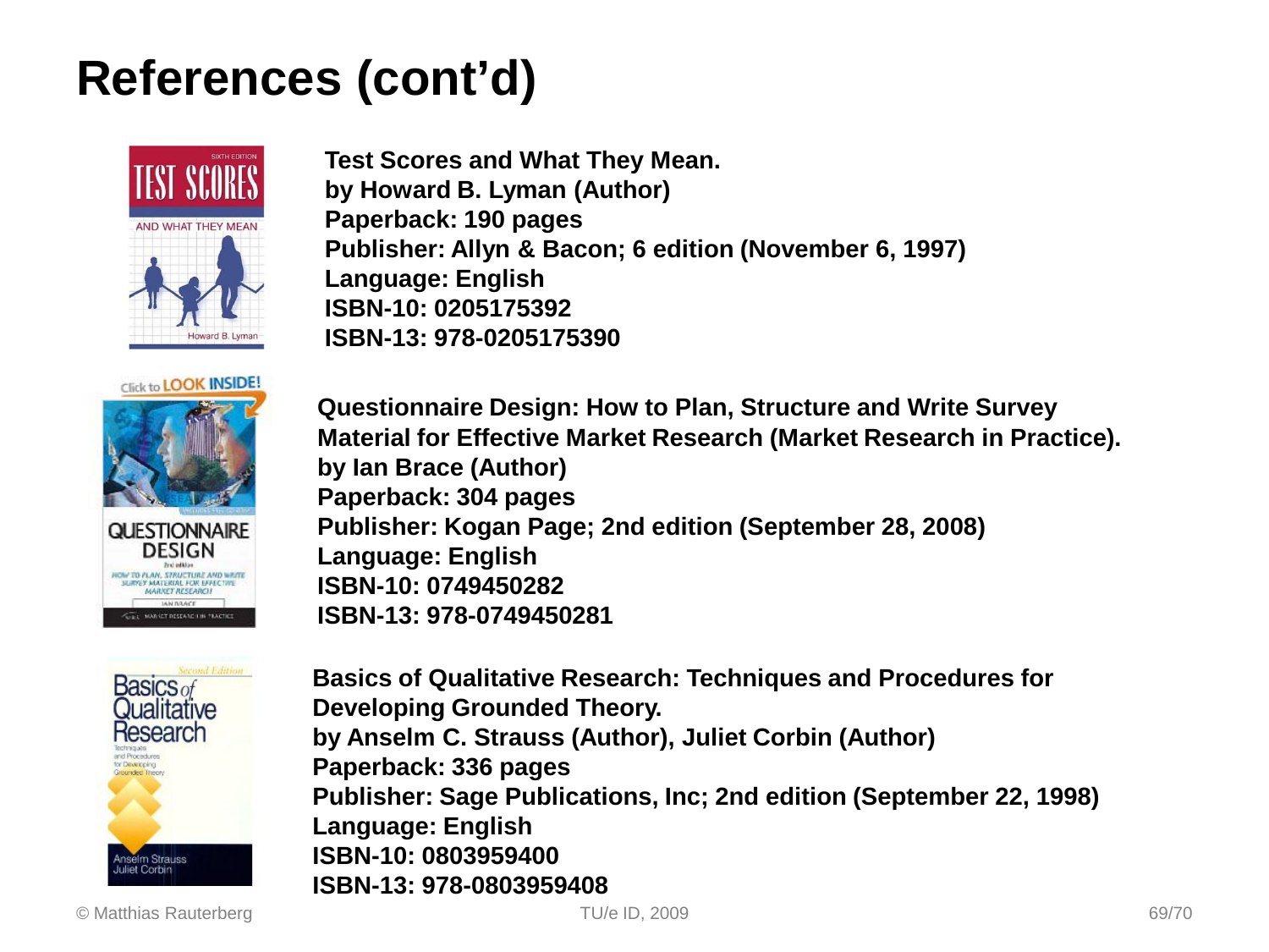# References (cont'd)

**Test Scores and What They Mean.**
**by Howard B. Lyman (Author)**
**Paperback: 190 pages**
**Publisher: Allyn & Bacon; 6 edition (November 6, 1997)**
**Language: English**
**ISBN-10: 0205175392**
**ISBN-13: 978-0205175390**

**Questionnaire Design: How to Plan, Structure and Write Survey Material for Effective Market Research (Market Research in Practice).**
**by Ian Brace (Author)**
**Paperback: 304 pages**
**Publisher: Kogan Page; 2nd edition (September 28, 2008)**
**Language: English**
**ISBN-10: 0749450282**
**ISBN-13: 978-0749450281**

**Basics of Qualitative Research: Techniques and Procedures for Developing Grounded Theory.**
**by Anselm C. Strauss (Author), Juliet Corbin (Author)**
**Paperback: 336 pages**
**Publisher: Sage Publications, Inc; 2nd edition (September 22, 1998)**
**Language: English**
**ISBN-10: 0803959400**
**ISBN-13: 978-0803959408**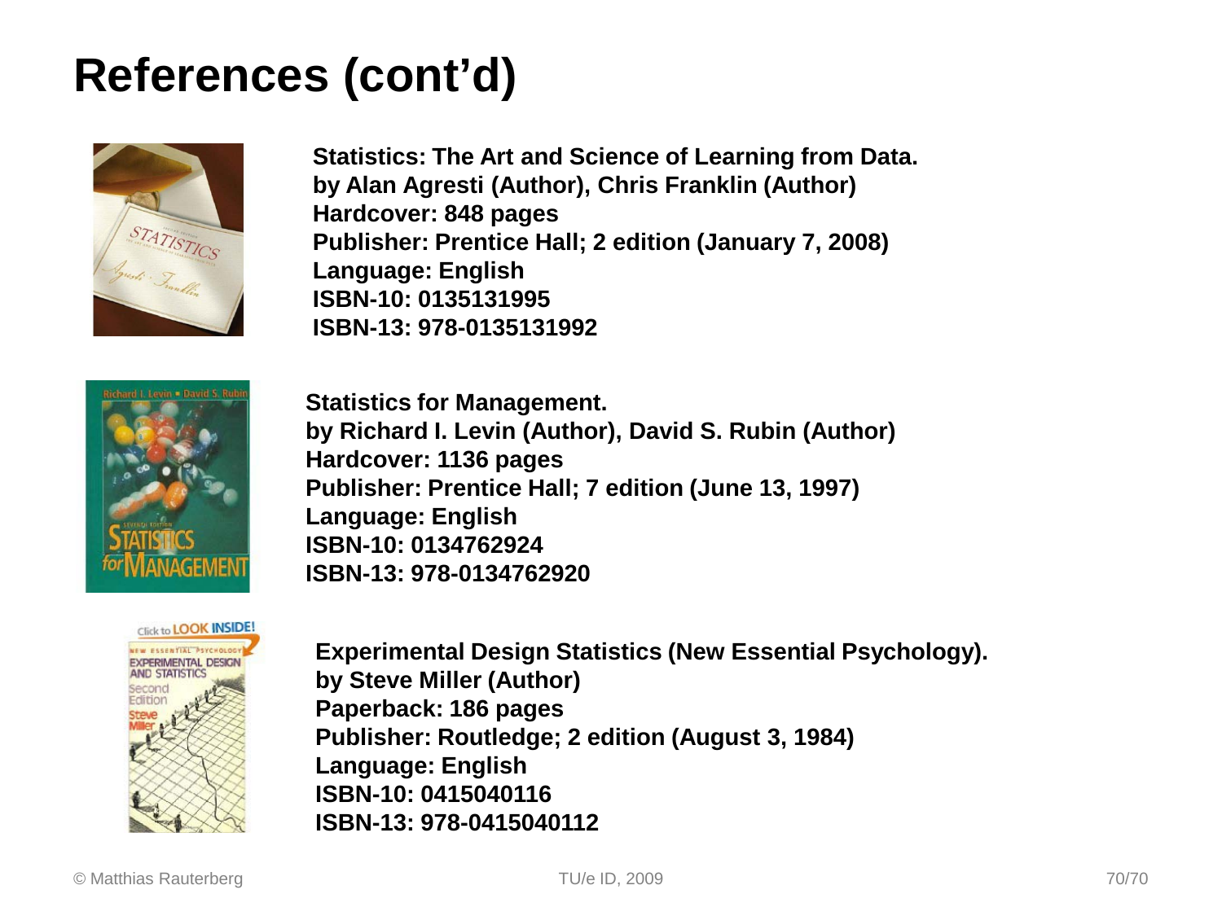# References (cont'd)

**Statistics: The Art and Science of Learning from Data.**
**by Alan Agresti (Author), Chris Franklin (Author)**
**Hardcover: 848 pages**
**Publisher: Prentice Hall; 2 edition (January 7, 2008)**
**Language: English**
**ISBN-10: 0135131995**
**ISBN-13: 978-0135131992**

**Statistics for Management.**
**by Richard I. Levin (Author), David S. Rubin (Author)**
**Hardcover: 1136 pages**
**Publisher: Prentice Hall; 7 edition (June 13, 1997)**
**Language: English**
**ISBN-10: 0134762924**
**ISBN-13: 978-0134762920**

**Experimental Design Statistics (New Essential Psychology).**
**by Steve Miller (Author)**
**Paperback: 186 pages**
**Publisher: Routledge; 2 edition (August 3, 1984)**
**Language: English**
**ISBN-10: 0415040116**
**ISBN-13: 978-0415040112**

© Matthias Rauterberg TU/e ID, 2009